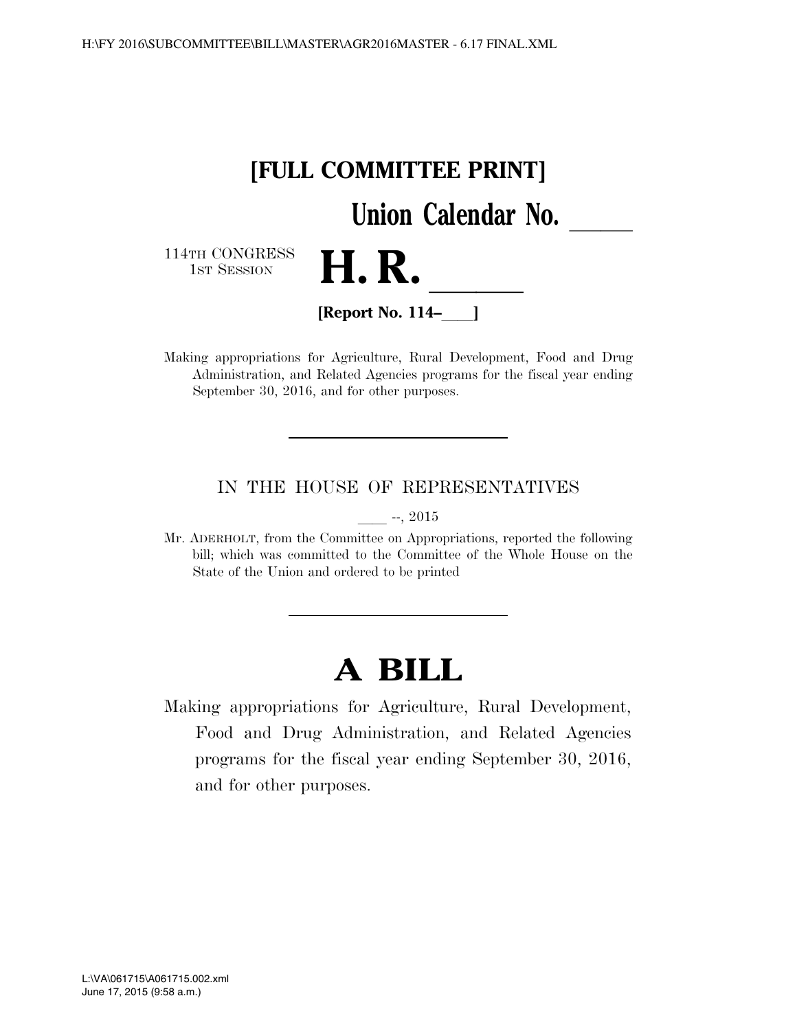**[FULL COMMITTEE PRINT]**

**Union Calendar No. \_\_\_\_\_**

114TH CONGRESS
1ST SESSION

# H. R. \_\_\_\_\_

**[Report No. 114–\_\_\_\_]**

Making appropriations for Agriculture, Rural Development, Food and Drug Administration, and Related Agencies programs for the fiscal year ending September 30, 2016, and for other purposes.

---

IN THE HOUSE OF REPRESENTATIVES

\_\_\_\_ --, 2015

Mr. ADERHOLT, from the Committee on Appropriations, reported the following bill; which was committed to the Committee of the Whole House on the State of the Union and ordered to be printed

---

# A BILL

Making appropriations for Agriculture, Rural Development, Food and Drug Administration, and Related Agencies programs for the fiscal year ending September 30, 2016, and for other purposes.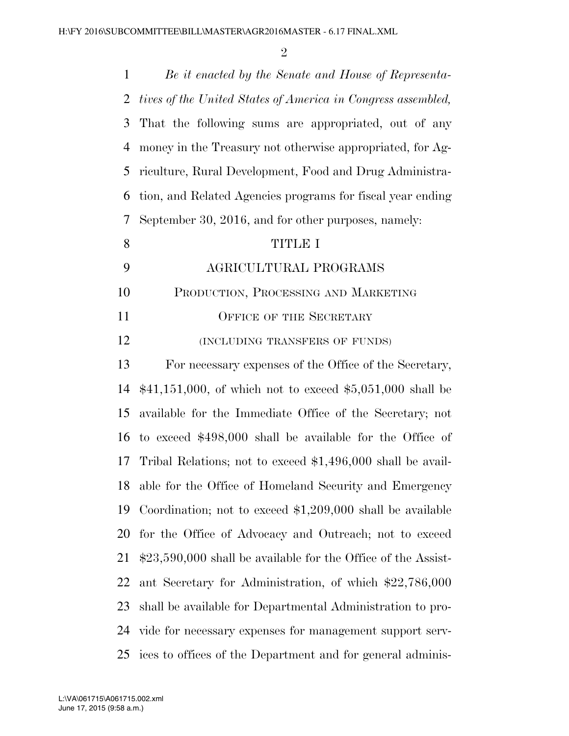*Be it enacted by the Senate and House of Representatives of the United States of America in Congress assembled,* That the following sums are appropriated, out of any money in the Treasury not otherwise appropriated, for Agriculture, Rural Development, Food and Drug Administration, and Related Agencies programs for fiscal year ending September 30, 2016, and for other purposes, namely:

# TITLE I

# AGRICULTURAL PROGRAMS

## PRODUCTION, PROCESSING AND MARKETING

### OFFICE OF THE SECRETARY

(INCLUDING TRANSFERS OF FUNDS)

For necessary expenses of the Office of the Secretary, $41,151,000, of which not to exceed $5,051,000 shall be available for the Immediate Office of the Secretary; not to exceed $498,000 shall be available for the Office of Tribal Relations; not to exceed $1,496,000 shall be available for the Office of Homeland Security and Emergency Coordination; not to exceed $1,209,000 shall be available for the Office of Advocacy and Outreach; not to exceed $23,590,000 shall be available for the Office of the Assistant Secretary for Administration, of which $22,786,000 shall be available for Departmental Administration to provide for necessary expenses for management support services to offices of the Department and for general adminis-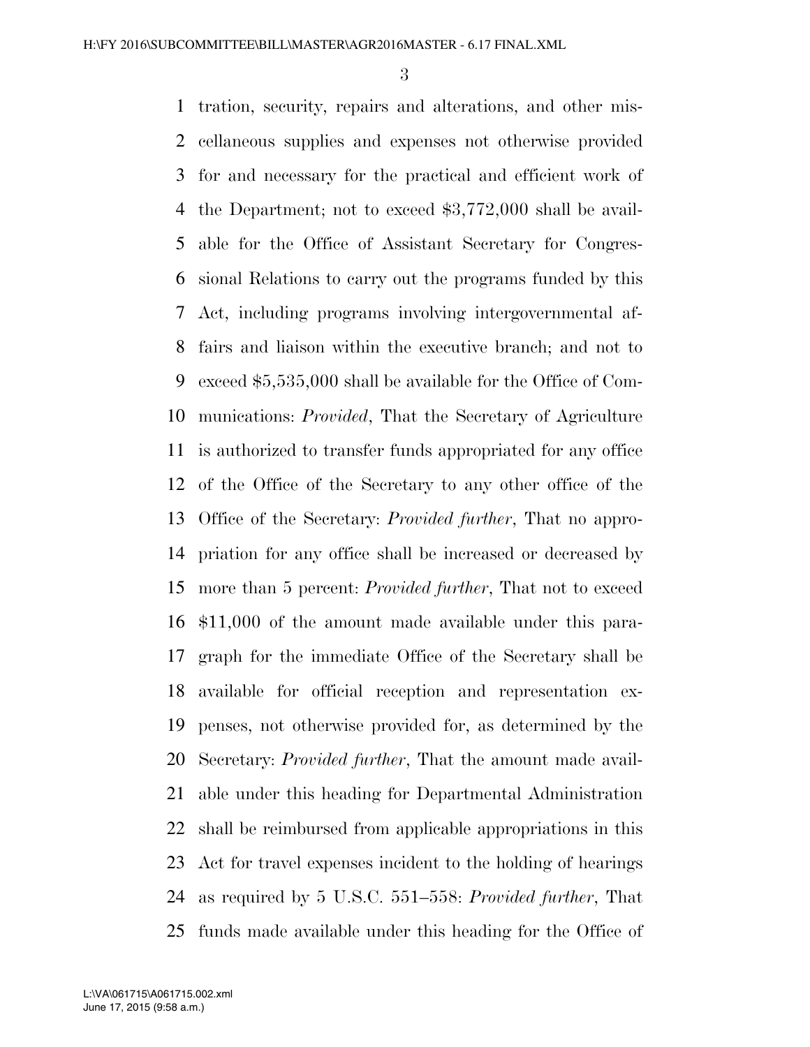tration, security, repairs and alterations, and other miscellaneous supplies and expenses not otherwise provided for and necessary for the practical and efficient work of the Department; not to exceed $3,772,000 shall be available for the Office of Assistant Secretary for Congressional Relations to carry out the programs funded by this Act, including programs involving intergovernmental affairs and liaison within the executive branch; and not to exceed $5,535,000 shall be available for the Office of Communications: *Provided*, That the Secretary of Agriculture is authorized to transfer funds appropriated for any office of the Office of the Secretary to any other office of the Office of the Secretary: *Provided further*, That no appropriation for any office shall be increased or decreased by more than 5 percent: *Provided further*, That not to exceed $11,000 of the amount made available under this paragraph for the immediate Office of the Secretary shall be available for official reception and representation expenses, not otherwise provided for, as determined by the Secretary: *Provided further*, That the amount made available under this heading for Departmental Administration shall be reimbursed from applicable appropriations in this Act for travel expenses incident to the holding of hearings as required by 5 U.S.C. 551–558: *Provided further*, That funds made available under this heading for the Office of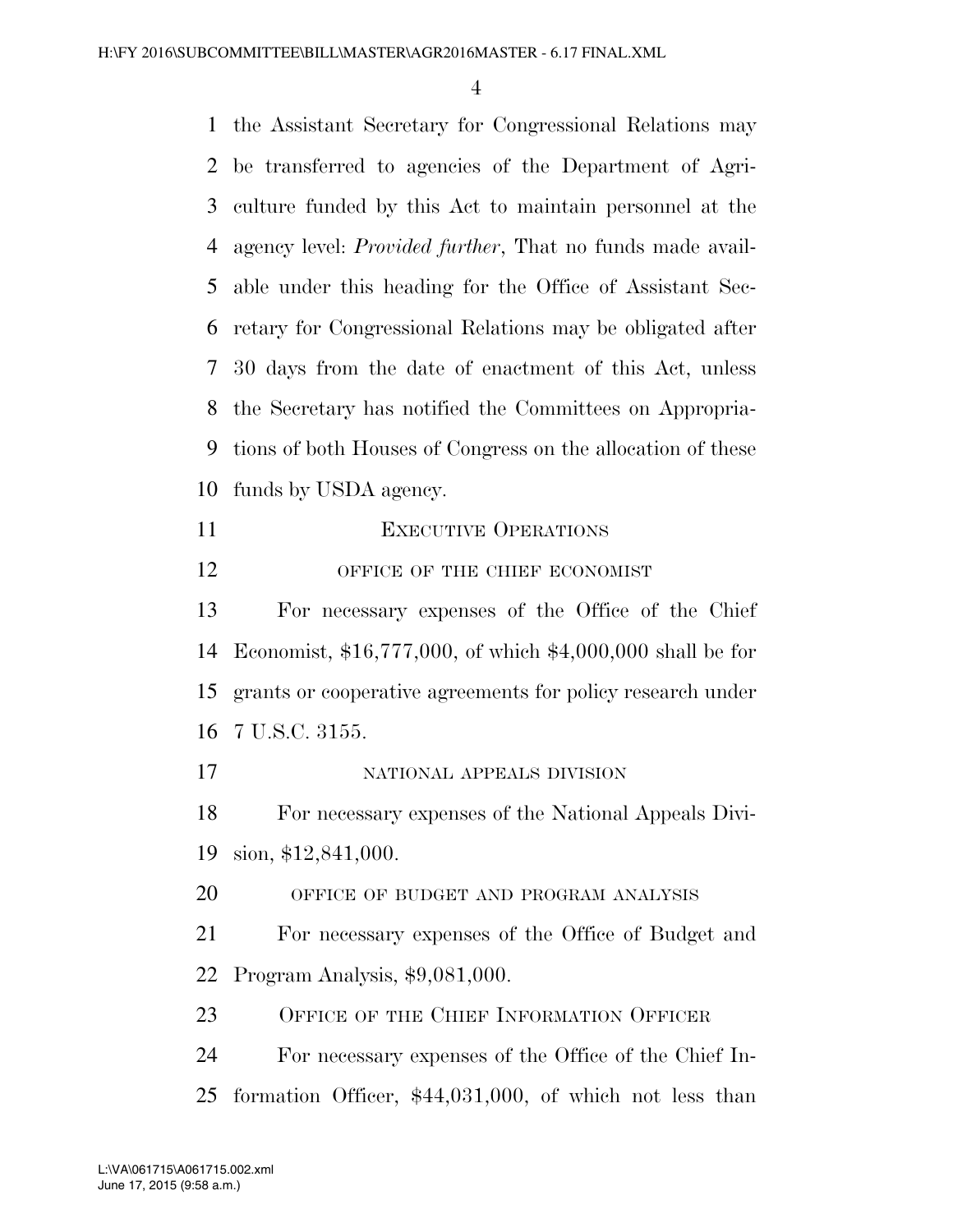the Assistant Secretary for Congressional Relations may be transferred to agencies of the Department of Agriculture funded by this Act to maintain personnel at the agency level: *Provided further*, That no funds made available under this heading for the Office of Assistant Secretary for Congressional Relations may be obligated after 30 days from the date of enactment of this Act, unless the Secretary has notified the Committees on Appropriations of both Houses of Congress on the allocation of these funds by USDA agency.

## EXECUTIVE OPERATIONS

### OFFICE OF THE CHIEF ECONOMIST

For necessary expenses of the Office of the Chief Economist, $16,777,000, of which $4,000,000 shall be for grants or cooperative agreements for policy research under 7 U.S.C. 3155.

### NATIONAL APPEALS DIVISION

For necessary expenses of the National Appeals Division, $12,841,000.

### OFFICE OF BUDGET AND PROGRAM ANALYSIS

For necessary expenses of the Office of Budget and Program Analysis, $9,081,000.

## OFFICE OF THE CHIEF INFORMATION OFFICER

For necessary expenses of the Office of the Chief Information Officer, $44,031,000, of which not less than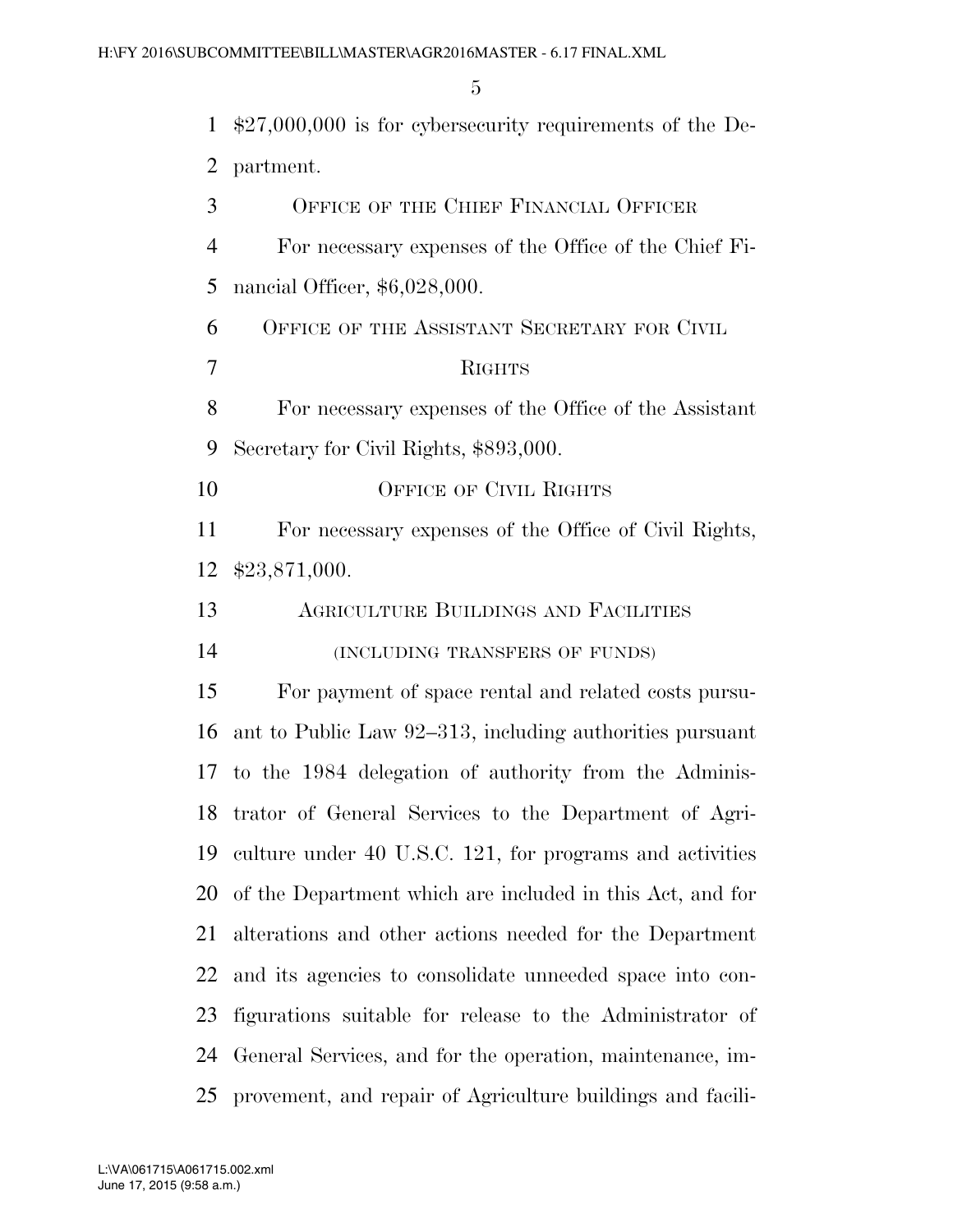$27,000,000 is for cybersecurity requirements of the Department.

OFFICE OF THE CHIEF FINANCIAL OFFICER

For necessary expenses of the Office of the Chief Financial Officer, $6,028,000.

OFFICE OF THE ASSISTANT SECRETARY FOR CIVIL RIGHTS

For necessary expenses of the Office of the Assistant Secretary for Civil Rights, $893,000.

OFFICE OF CIVIL RIGHTS

For necessary expenses of the Office of Civil Rights, $23,871,000.

AGRICULTURE BUILDINGS AND FACILITIES

(INCLUDING TRANSFERS OF FUNDS)

For payment of space rental and related costs pursuant to Public Law 92–313, including authorities pursuant to the 1984 delegation of authority from the Administrator of General Services to the Department of Agriculture under 40 U.S.C. 121, for programs and activities of the Department which are included in this Act, and for alterations and other actions needed for the Department and its agencies to consolidate unneeded space into configurations suitable for release to the Administrator of General Services, and for the operation, maintenance, improvement, and repair of Agriculture buildings and facili-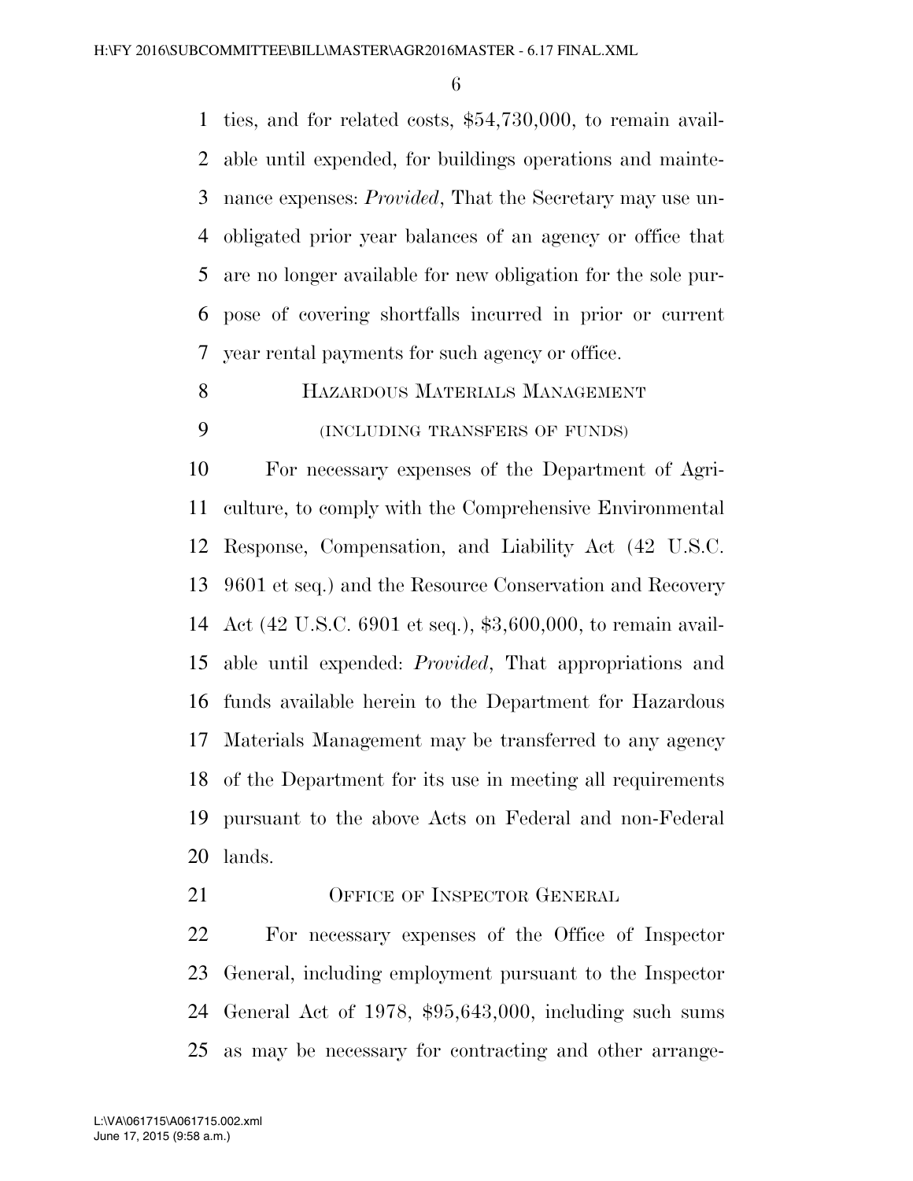ties, and for related costs, $54,730,000, to remain available until expended, for buildings operations and maintenance expenses: *Provided*, That the Secretary may use unobligated prior year balances of an agency or office that are no longer available for new obligation for the sole purpose of covering shortfalls incurred in prior or current year rental payments for such agency or office.

### HAZARDOUS MATERIALS MANAGEMENT

(INCLUDING TRANSFERS OF FUNDS)

For necessary expenses of the Department of Agriculture, to comply with the Comprehensive Environmental Response, Compensation, and Liability Act (42 U.S.C. 9601 et seq.) and the Resource Conservation and Recovery Act (42 U.S.C. 6901 et seq.), $3,600,000, to remain available until expended: *Provided*, That appropriations and funds available herein to the Department for Hazardous Materials Management may be transferred to any agency of the Department for its use in meeting all requirements pursuant to the above Acts on Federal and non-Federal lands.

### OFFICE OF INSPECTOR GENERAL

For necessary expenses of the Office of Inspector General, including employment pursuant to the Inspector General Act of 1978, $95,643,000, including such sums as may be necessary for contracting and other arrange-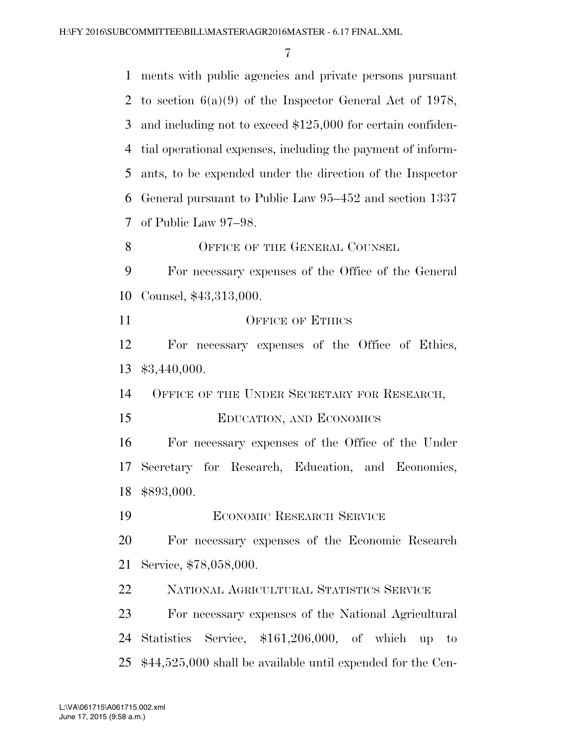ments with public agencies and private persons pursuant to section 6(a)(9) of the Inspector General Act of 1978, and including not to exceed $125,000 for certain confidential operational expenses, including the payment of informants, to be expended under the direction of the Inspector General pursuant to Public Law 95–452 and section 1337 of Public Law 97–98.

OFFICE OF THE GENERAL COUNSEL

For necessary expenses of the Office of the General Counsel, $43,313,000.

OFFICE OF ETHICS

For necessary expenses of the Office of Ethics, $3,440,000.

OFFICE OF THE UNDER SECRETARY FOR RESEARCH, EDUCATION, AND ECONOMICS

For necessary expenses of the Office of the Under Secretary for Research, Education, and Economics, $893,000.

ECONOMIC RESEARCH SERVICE

For necessary expenses of the Economic Research Service, $78,058,000.

NATIONAL AGRICULTURAL STATISTICS SERVICE

For necessary expenses of the National Agricultural Statistics Service, $161,206,000, of which up to $44,525,000 shall be available until expended for the Cen-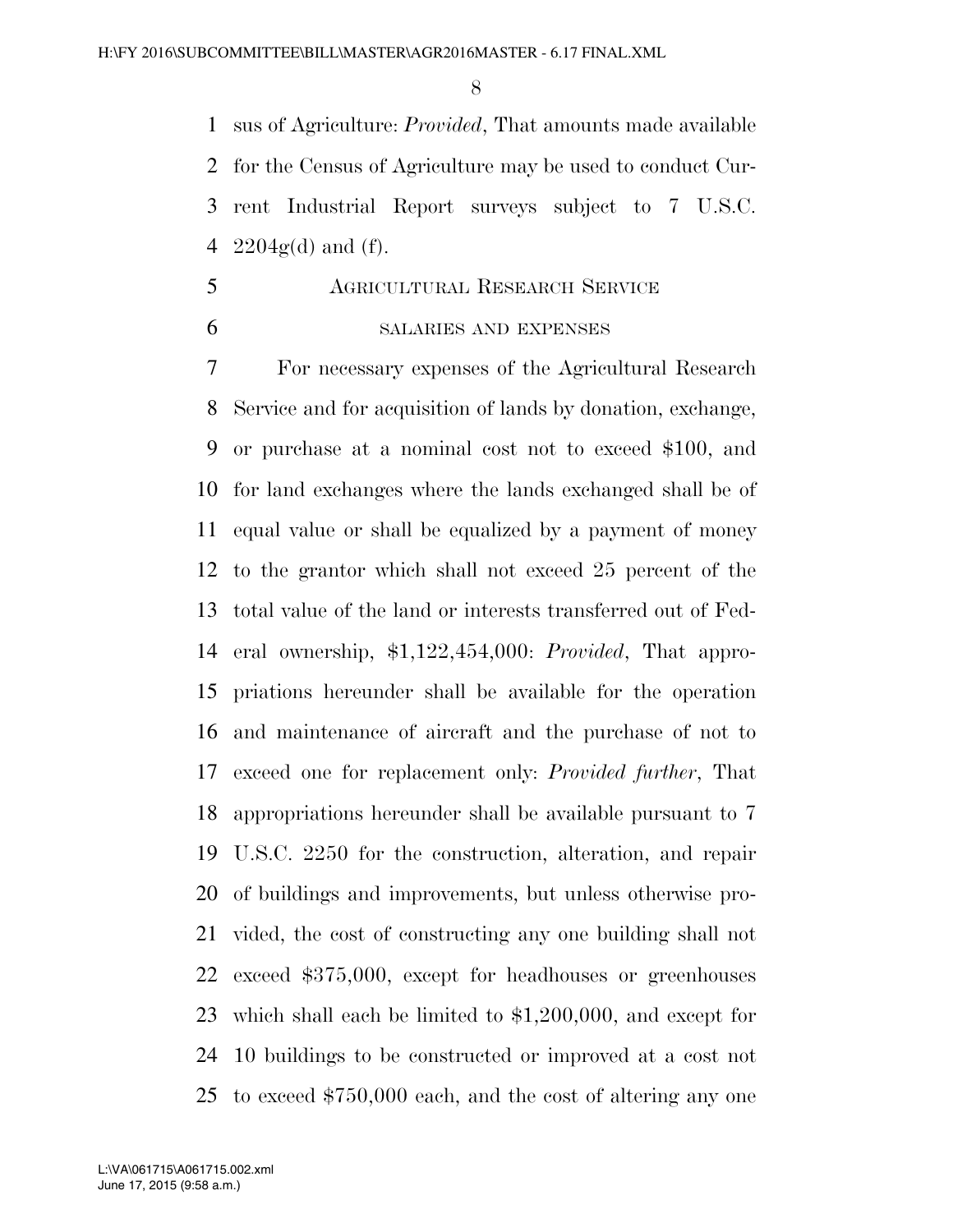sus of Agriculture: *Provided*, That amounts made available for the Census of Agriculture may be used to conduct Current Industrial Report surveys subject to 7 U.S.C. 2204g(d) and (f).

## AGRICULTURAL RESEARCH SERVICE

### SALARIES AND EXPENSES

For necessary expenses of the Agricultural Research Service and for acquisition of lands by donation, exchange, or purchase at a nominal cost not to exceed $100, and for land exchanges where the lands exchanged shall be of equal value or shall be equalized by a payment of money to the grantor which shall not exceed 25 percent of the total value of the land or interests transferred out of Federal ownership, $1,122,454,000: *Provided*, That appropriations hereunder shall be available for the operation and maintenance of aircraft and the purchase of not to exceed one for replacement only: *Provided further*, That appropriations hereunder shall be available pursuant to 7 U.S.C. 2250 for the construction, alteration, and repair of buildings and improvements, but unless otherwise provided, the cost of constructing any one building shall not exceed $375,000, except for headhouses or greenhouses which shall each be limited to $1,200,000, and except for 10 buildings to be constructed or improved at a cost not to exceed $750,000 each, and the cost of altering any one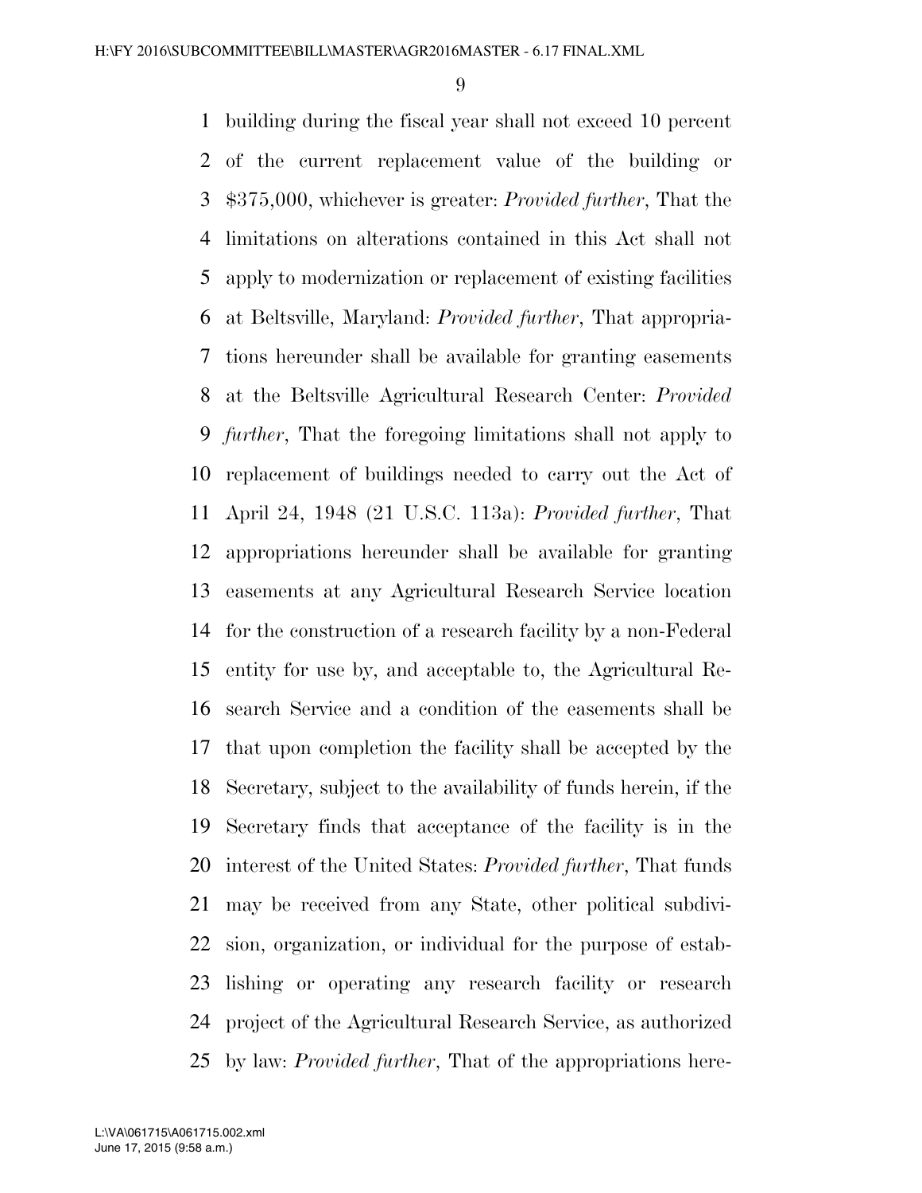building during the fiscal year shall not exceed 10 percent of the current replacement value of the building or $375,000, whichever is greater: *Provided further*, That the limitations on alterations contained in this Act shall not apply to modernization or replacement of existing facilities at Beltsville, Maryland: *Provided further*, That appropriations hereunder shall be available for granting easements at the Beltsville Agricultural Research Center: *Provided further*, That the foregoing limitations shall not apply to replacement of buildings needed to carry out the Act of April 24, 1948 (21 U.S.C. 113a): *Provided further*, That appropriations hereunder shall be available for granting easements at any Agricultural Research Service location for the construction of a research facility by a non-Federal entity for use by, and acceptable to, the Agricultural Research Service and a condition of the easements shall be that upon completion the facility shall be accepted by the Secretary, subject to the availability of funds herein, if the Secretary finds that acceptance of the facility is in the interest of the United States: *Provided further*, That funds may be received from any State, other political subdivision, organization, or individual for the purpose of establishing or operating any research facility or research project of the Agricultural Research Service, as authorized by law: *Provided further*, That of the appropriations here-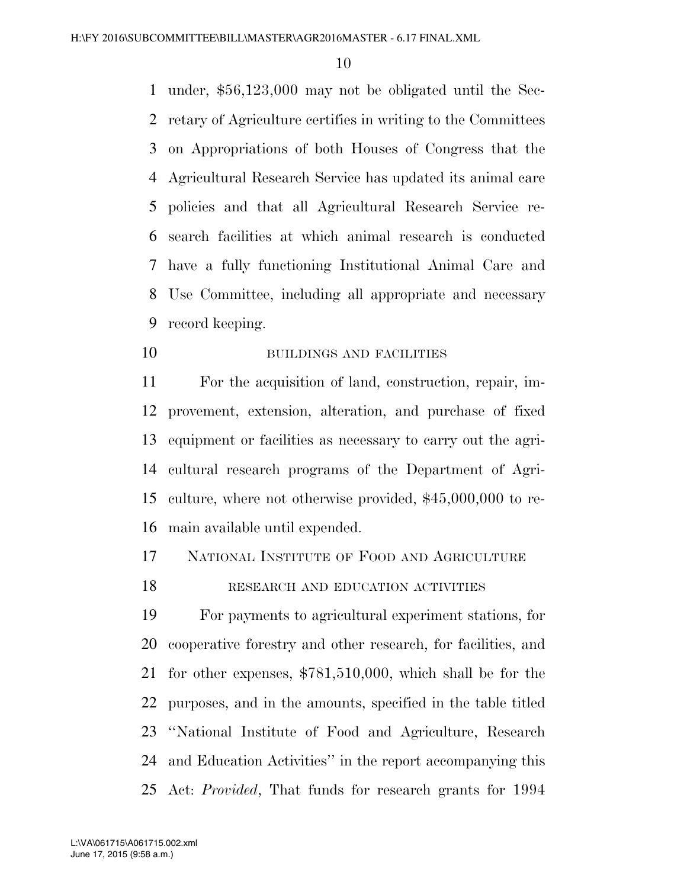under, $56,123,000 may not be obligated until the Secretary of Agriculture certifies in writing to the Committees on Appropriations of both Houses of Congress that the Agricultural Research Service has updated its animal care policies and that all Agricultural Research Service research facilities at which animal research is conducted have a fully functioning Institutional Animal Care and Use Committee, including all appropriate and necessary record keeping.

BUILDINGS AND FACILITIES

For the acquisition of land, construction, repair, improvement, extension, alteration, and purchase of fixed equipment or facilities as necessary to carry out the agricultural research programs of the Department of Agriculture, where not otherwise provided, $45,000,000 to remain available until expended.

## NATIONAL INSTITUTE OF FOOD AND AGRICULTURE

RESEARCH AND EDUCATION ACTIVITIES

For payments to agricultural experiment stations, for cooperative forestry and other research, for facilities, and for other expenses, $781,510,000, which shall be for the purposes, and in the amounts, specified in the table titled ''National Institute of Food and Agriculture, Research and Education Activities'' in the report accompanying this Act: *Provided*, That funds for research grants for 1994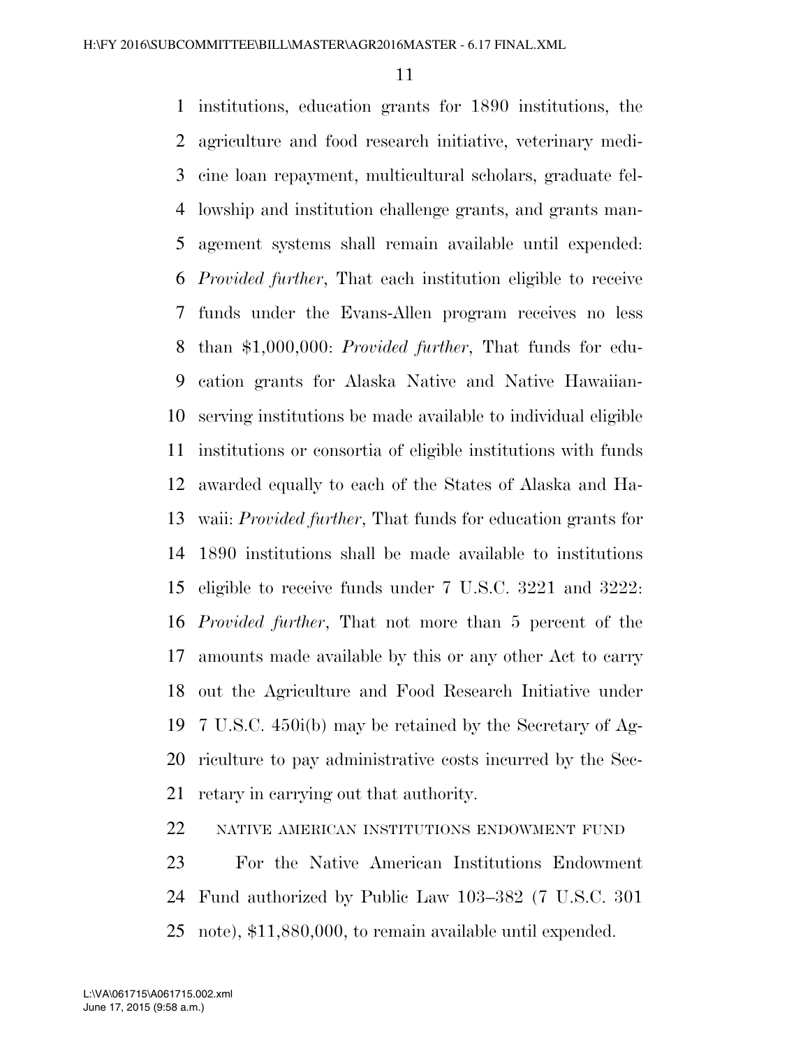institutions, education grants for 1890 institutions, the agriculture and food research initiative, veterinary medicine loan repayment, multicultural scholars, graduate fellowship and institution challenge grants, and grants management systems shall remain available until expended: *Provided further*, That each institution eligible to receive funds under the Evans-Allen program receives no less than $1,000,000: *Provided further*, That funds for education grants for Alaska Native and Native Hawaiian-serving institutions be made available to individual eligible institutions or consortia of eligible institutions with funds awarded equally to each of the States of Alaska and Hawaii: *Provided further*, That funds for education grants for 1890 institutions shall be made available to institutions eligible to receive funds under 7 U.S.C. 3221 and 3222: *Provided further*, That not more than 5 percent of the amounts made available by this or any other Act to carry out the Agriculture and Food Research Initiative under 7 U.S.C. 450i(b) may be retained by the Secretary of Agriculture to pay administrative costs incurred by the Secretary in carrying out that authority.

NATIVE AMERICAN INSTITUTIONS ENDOWMENT FUND

For the Native American Institutions Endowment Fund authorized by Public Law 103–382 (7 U.S.C. 301 note), $11,880,000, to remain available until expended.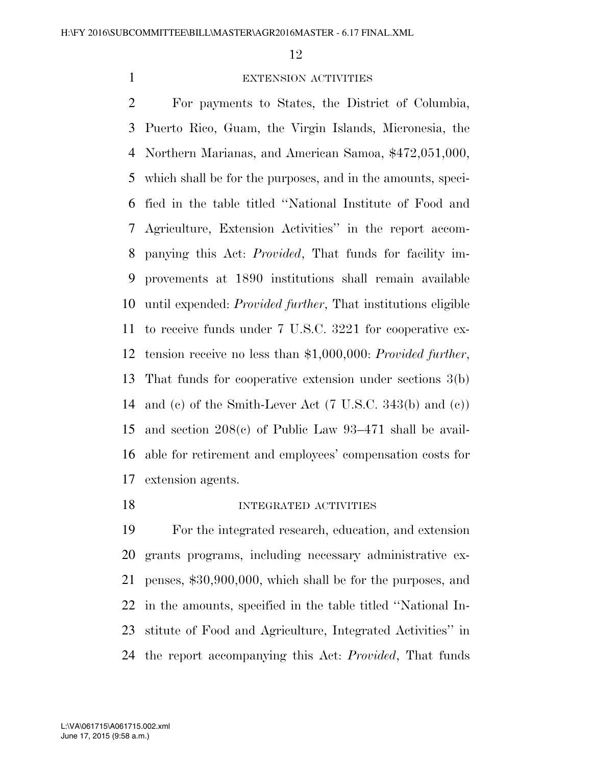### EXTENSION ACTIVITIES

For payments to States, the District of Columbia, Puerto Rico, Guam, the Virgin Islands, Micronesia, the Northern Marianas, and American Samoa, $472,051,000, which shall be for the purposes, and in the amounts, specified in the table titled ''National Institute of Food and Agriculture, Extension Activities'' in the report accompanying this Act: *Provided*, That funds for facility improvements at 1890 institutions shall remain available until expended: *Provided further*, That institutions eligible to receive funds under 7 U.S.C. 3221 for cooperative extension receive no less than $1,000,000: *Provided further*, That funds for cooperative extension under sections 3(b) and (c) of the Smith-Lever Act (7 U.S.C. 343(b) and (c)) and section 208(c) of Public Law 93–471 shall be available for retirement and employees' compensation costs for extension agents.

### INTEGRATED ACTIVITIES

For the integrated research, education, and extension grants programs, including necessary administrative expenses, $30,900,000, which shall be for the purposes, and in the amounts, specified in the table titled ''National Institute of Food and Agriculture, Integrated Activities'' in the report accompanying this Act: *Provided*, That funds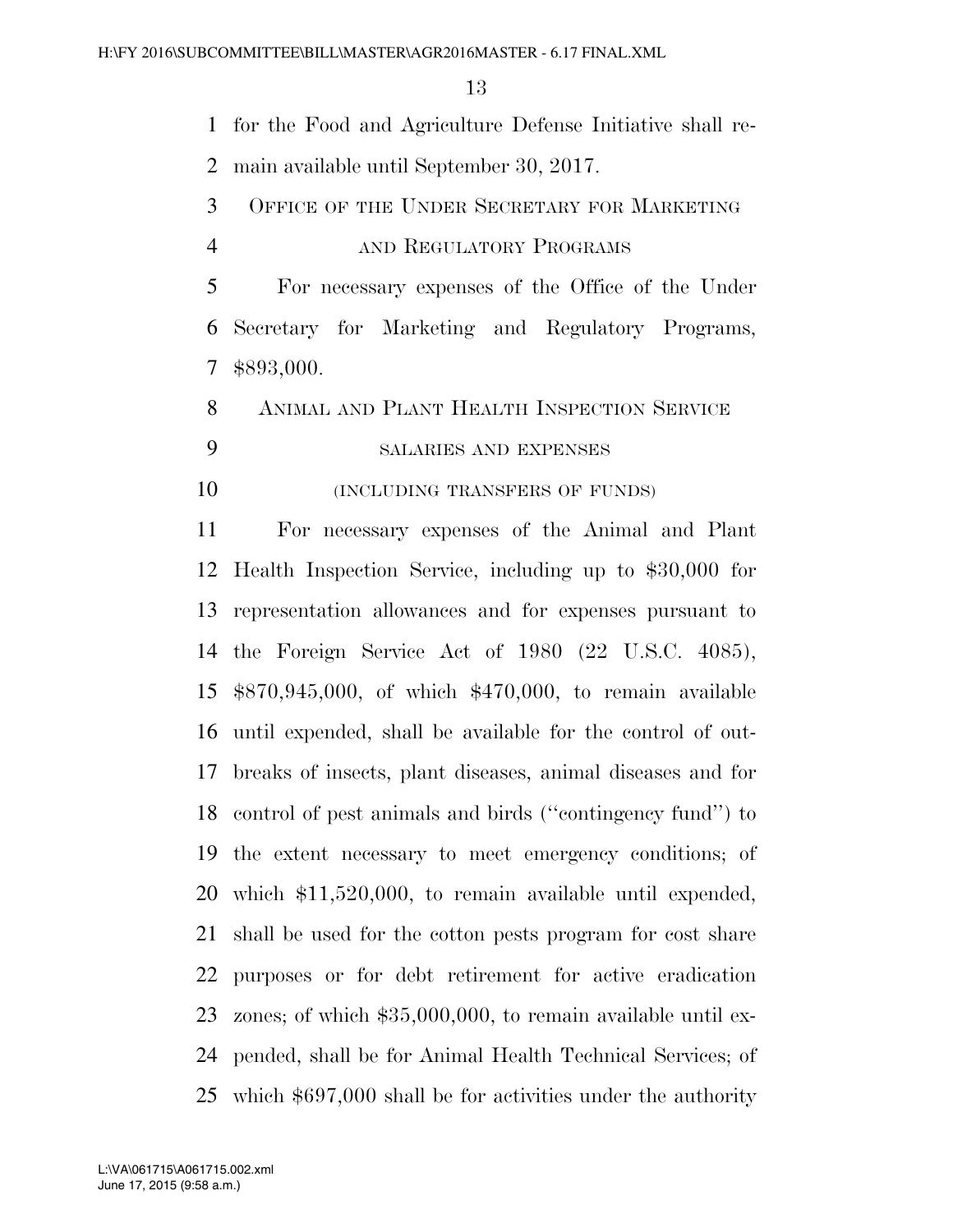for the Food and Agriculture Defense Initiative shall remain available until September 30, 2017.

OFFICE OF THE UNDER SECRETARY FOR MARKETING AND REGULATORY PROGRAMS

For necessary expenses of the Office of the Under Secretary for Marketing and Regulatory Programs, $893,000.

ANIMAL AND PLANT HEALTH INSPECTION SERVICE

SALARIES AND EXPENSES

(INCLUDING TRANSFERS OF FUNDS)

For necessary expenses of the Animal and Plant Health Inspection Service, including up to $30,000 for representation allowances and for expenses pursuant to the Foreign Service Act of 1980 (22 U.S.C. 4085), $870,945,000, of which $470,000, to remain available until expended, shall be available for the control of outbreaks of insects, plant diseases, animal diseases and for control of pest animals and birds (''contingency fund'') to the extent necessary to meet emergency conditions; of which $11,520,000, to remain available until expended, shall be used for the cotton pests program for cost share purposes or for debt retirement for active eradication zones; of which $35,000,000, to remain available until expended, shall be for Animal Health Technical Services; of which $697,000 shall be for activities under the authority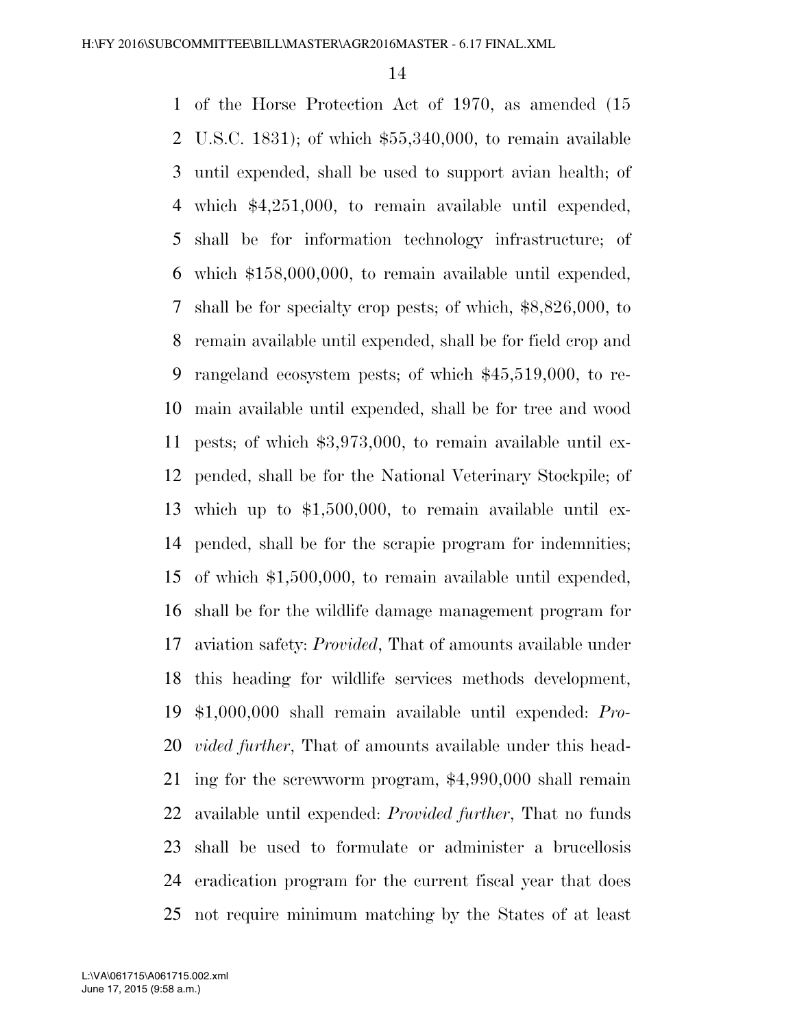of the Horse Protection Act of 1970, as amended (15 U.S.C. 1831); of which $55,340,000, to remain available until expended, shall be used to support avian health; of which $4,251,000, to remain available until expended, shall be for information technology infrastructure; of which $158,000,000, to remain available until expended, shall be for specialty crop pests; of which, $8,826,000, to remain available until expended, shall be for field crop and rangeland ecosystem pests; of which $45,519,000, to remain available until expended, shall be for tree and wood pests; of which $3,973,000, to remain available until expended, shall be for the National Veterinary Stockpile; of which up to $1,500,000, to remain available until expended, shall be for the scrapie program for indemnities; of which $1,500,000, to remain available until expended, shall be for the wildlife damage management program for aviation safety: *Provided*, That of amounts available under this heading for wildlife services methods development, $1,000,000 shall remain available until expended: *Provided further*, That of amounts available under this heading for the screwworm program, $4,990,000 shall remain available until expended: *Provided further*, That no funds shall be used to formulate or administer a brucellosis eradication program for the current fiscal year that does not require minimum matching by the States of at least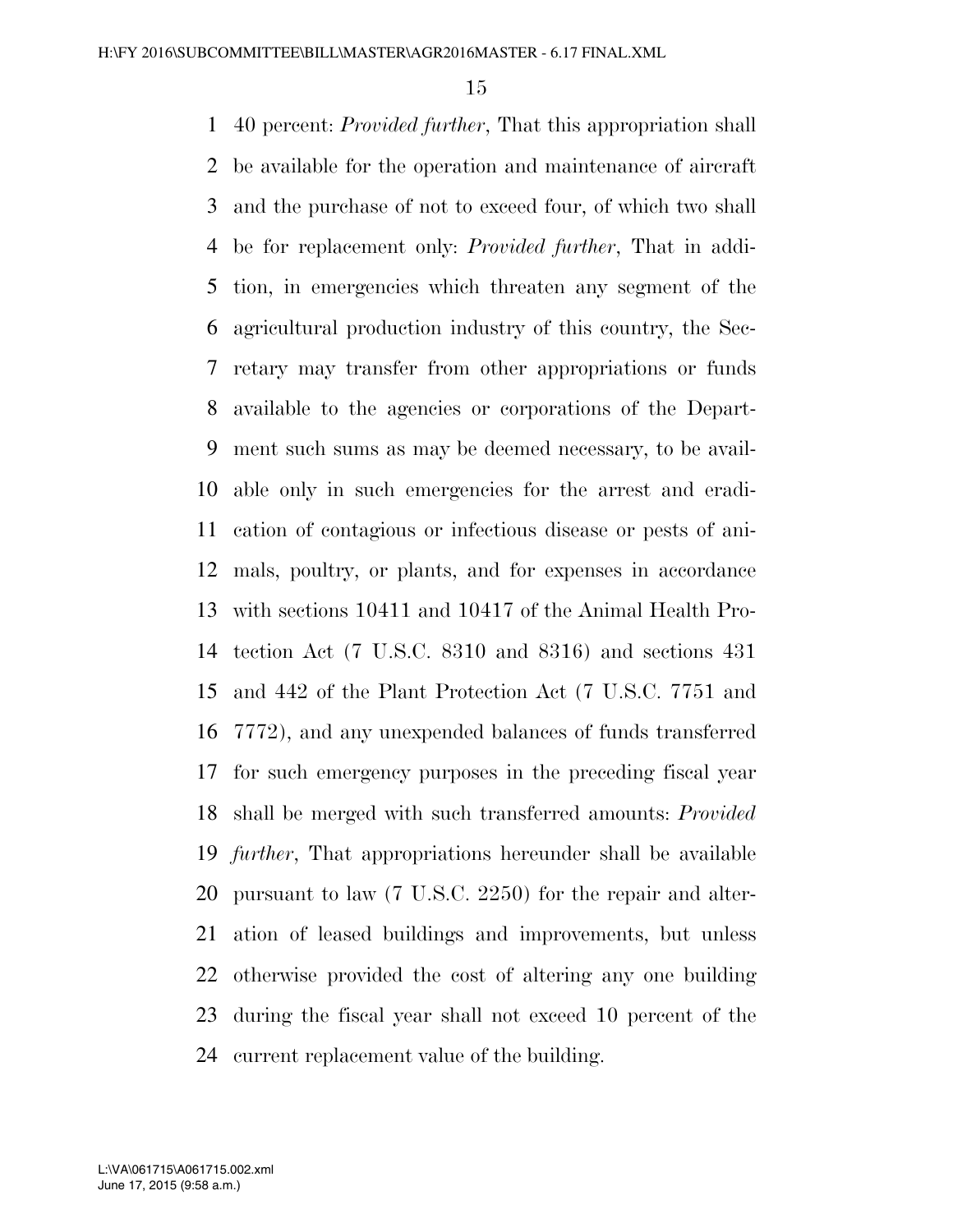40 percent: *Provided further*, That this appropriation shall be available for the operation and maintenance of aircraft and the purchase of not to exceed four, of which two shall be for replacement only: *Provided further*, That in addition, in emergencies which threaten any segment of the agricultural production industry of this country, the Secretary may transfer from other appropriations or funds available to the agencies or corporations of the Department such sums as may be deemed necessary, to be available only in such emergencies for the arrest and eradication of contagious or infectious disease or pests of animals, poultry, or plants, and for expenses in accordance with sections 10411 and 10417 of the Animal Health Protection Act (7 U.S.C. 8310 and 8316) and sections 431 and 442 of the Plant Protection Act (7 U.S.C. 7751 and 7772), and any unexpended balances of funds transferred for such emergency purposes in the preceding fiscal year shall be merged with such transferred amounts: *Provided further*, That appropriations hereunder shall be available pursuant to law (7 U.S.C. 2250) for the repair and alteration of leased buildings and improvements, but unless otherwise provided the cost of altering any one building during the fiscal year shall not exceed 10 percent of the current replacement value of the building.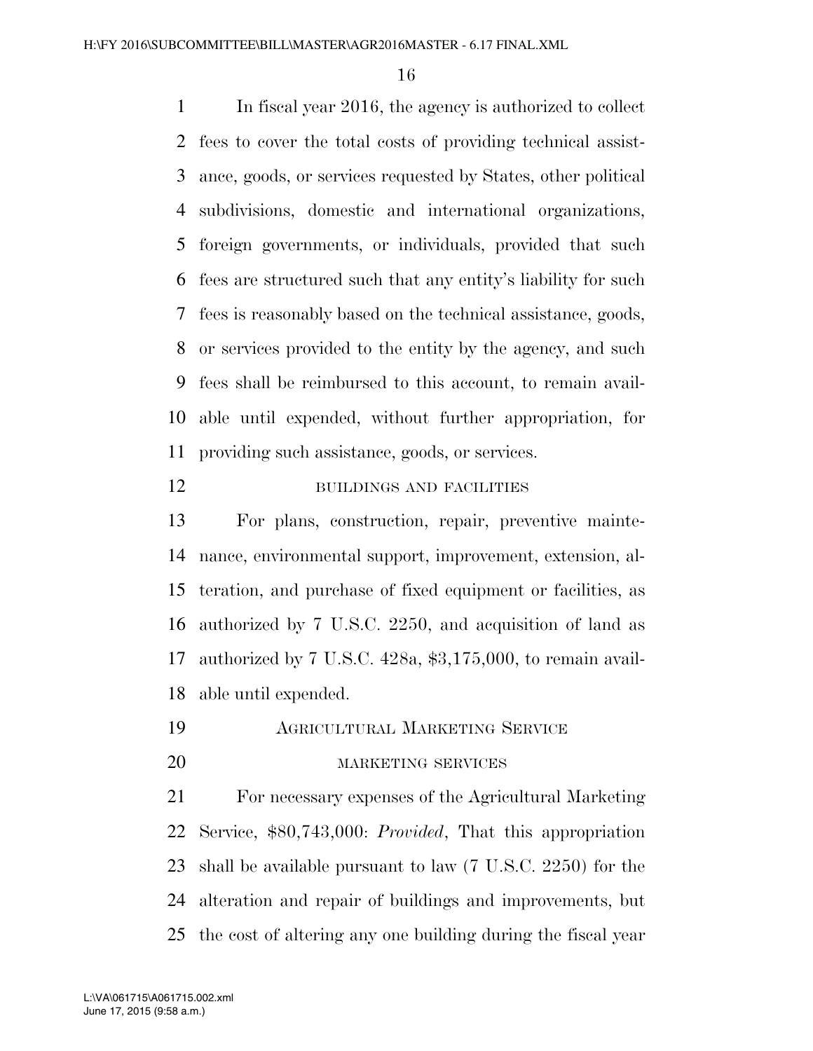In fiscal year 2016, the agency is authorized to collect fees to cover the total costs of providing technical assistance, goods, or services requested by States, other political subdivisions, domestic and international organizations, foreign governments, or individuals, provided that such fees are structured such that any entity's liability for such fees is reasonably based on the technical assistance, goods, or services provided to the entity by the agency, and such fees shall be reimbursed to this account, to remain available until expended, without further appropriation, for providing such assistance, goods, or services.

BUILDINGS AND FACILITIES

For plans, construction, repair, preventive maintenance, environmental support, improvement, extension, alteration, and purchase of fixed equipment or facilities, as authorized by 7 U.S.C. 2250, and acquisition of land as authorized by 7 U.S.C. 428a, $3,175,000, to remain available until expended.

## AGRICULTURAL MARKETING SERVICE

MARKETING SERVICES

For necessary expenses of the Agricultural Marketing Service, $80,743,000: *Provided*, That this appropriation shall be available pursuant to law (7 U.S.C. 2250) for the alteration and repair of buildings and improvements, but the cost of altering any one building during the fiscal year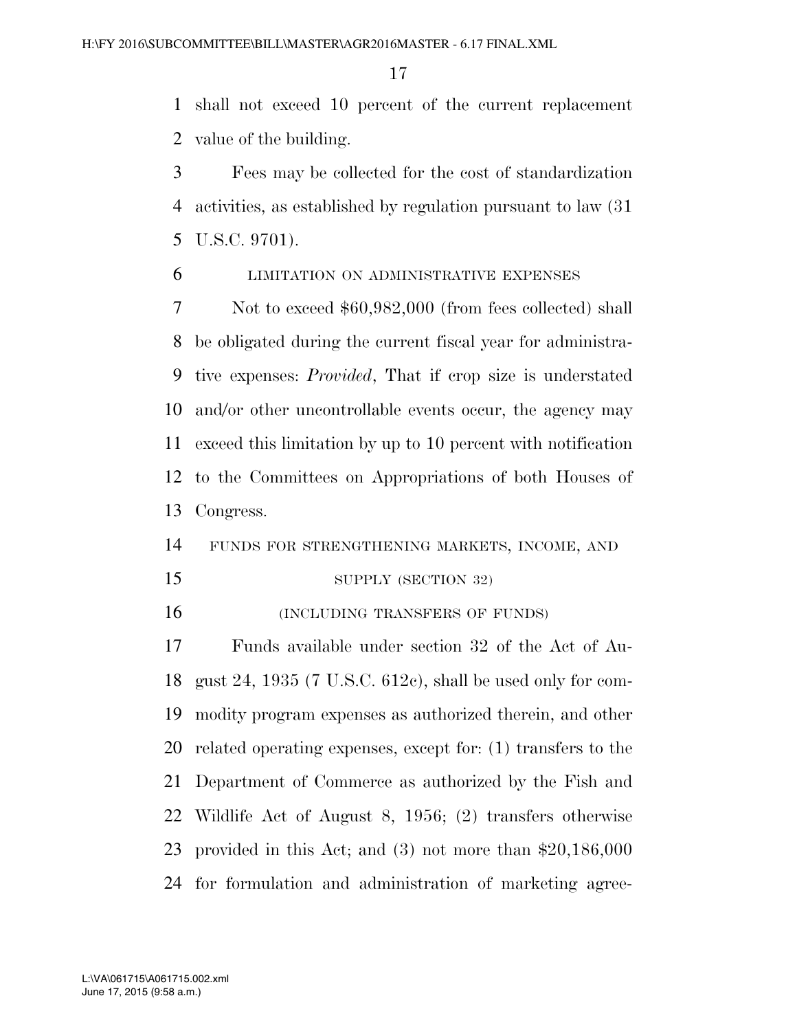shall not exceed 10 percent of the current replacement value of the building.

Fees may be collected for the cost of standardization activities, as established by regulation pursuant to law (31 U.S.C. 9701).

LIMITATION ON ADMINISTRATIVE EXPENSES

Not to exceed $60,982,000 (from fees collected) shall be obligated during the current fiscal year for administrative expenses: *Provided*, That if crop size is understated and/or other uncontrollable events occur, the agency may exceed this limitation by up to 10 percent with notification to the Committees on Appropriations of both Houses of Congress.

FUNDS FOR STRENGTHENING MARKETS, INCOME, AND SUPPLY (SECTION 32)

(INCLUDING TRANSFERS OF FUNDS)

Funds available under section 32 of the Act of August 24, 1935 (7 U.S.C. 612c), shall be used only for commodity program expenses as authorized therein, and other related operating expenses, except for: (1) transfers to the Department of Commerce as authorized by the Fish and Wildlife Act of August 8, 1956; (2) transfers otherwise provided in this Act; and (3) not more than $20,186,000 for formulation and administration of marketing agree-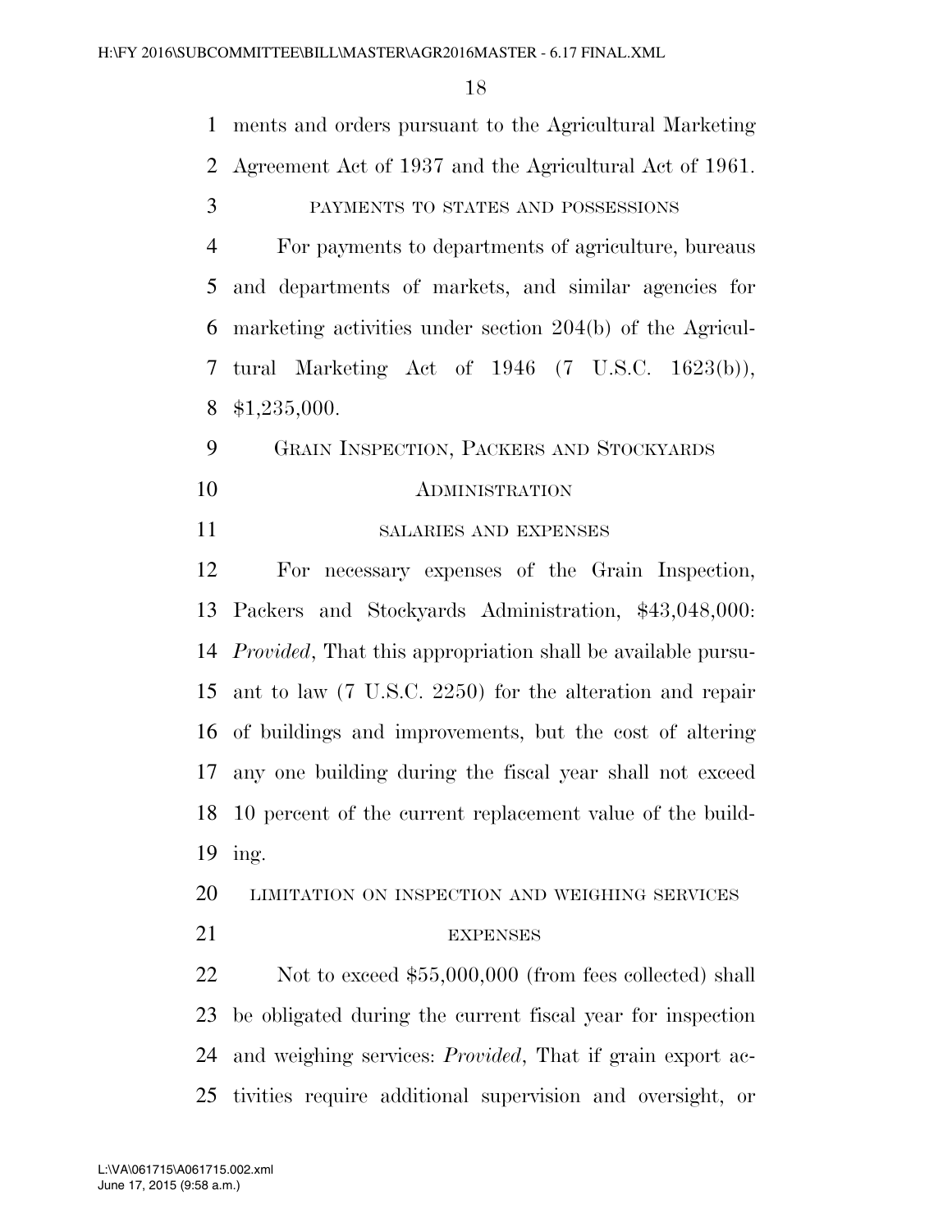ments and orders pursuant to the Agricultural Marketing Agreement Act of 1937 and the Agricultural Act of 1961.

PAYMENTS TO STATES AND POSSESSIONS

For payments to departments of agriculture, bureaus and departments of markets, and similar agencies for marketing activities under section 204(b) of the Agricultural Marketing Act of 1946 (7 U.S.C. 1623(b)), $1,235,000.

GRAIN INSPECTION, PACKERS AND STOCKYARDS ADMINISTRATION

SALARIES AND EXPENSES

For necessary expenses of the Grain Inspection, Packers and Stockyards Administration, $43,048,000: *Provided*, That this appropriation shall be available pursuant to law (7 U.S.C. 2250) for the alteration and repair of buildings and improvements, but the cost of altering any one building during the fiscal year shall not exceed 10 percent of the current replacement value of the building.

LIMITATION ON INSPECTION AND WEIGHING SERVICES EXPENSES

Not to exceed $55,000,000 (from fees collected) shall be obligated during the current fiscal year for inspection and weighing services: *Provided*, That if grain export activities require additional supervision and oversight, or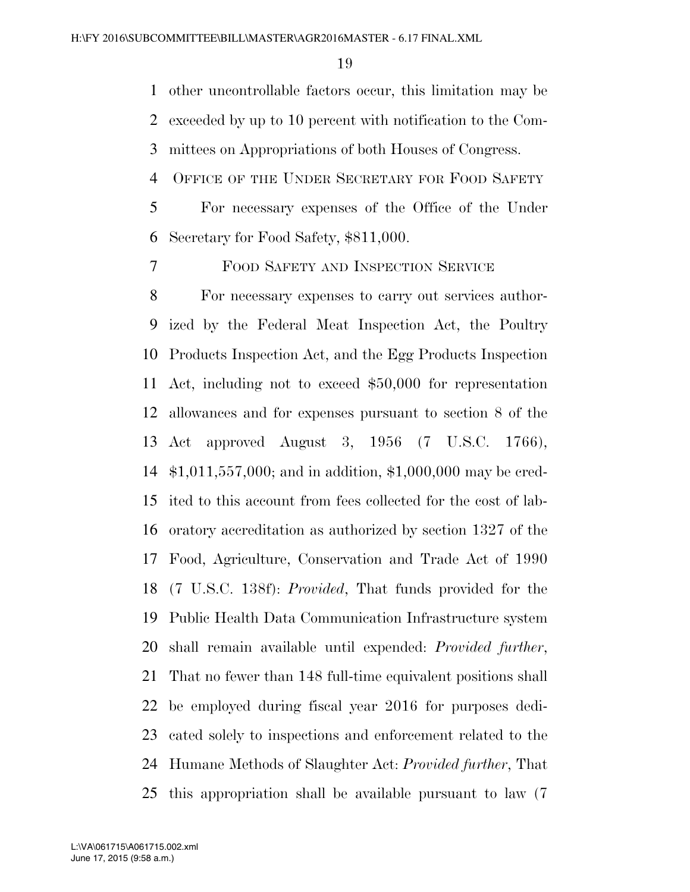other uncontrollable factors occur, this limitation may be exceeded by up to 10 percent with notification to the Committees on Appropriations of both Houses of Congress.

OFFICE OF THE UNDER SECRETARY FOR FOOD SAFETY

For necessary expenses of the Office of the Under Secretary for Food Safety, $811,000.

FOOD SAFETY AND INSPECTION SERVICE

For necessary expenses to carry out services authorized by the Federal Meat Inspection Act, the Poultry Products Inspection Act, and the Egg Products Inspection Act, including not to exceed $50,000 for representation allowances and for expenses pursuant to section 8 of the Act approved August 3, 1956 (7 U.S.C. 1766), $1,011,557,000; and in addition, $1,000,000 may be credited to this account from fees collected for the cost of laboratory accreditation as authorized by section 1327 of the Food, Agriculture, Conservation and Trade Act of 1990 (7 U.S.C. 138f): *Provided*, That funds provided for the Public Health Data Communication Infrastructure system shall remain available until expended: *Provided further*, That no fewer than 148 full-time equivalent positions shall be employed during fiscal year 2016 for purposes dedicated solely to inspections and enforcement related to the Humane Methods of Slaughter Act: *Provided further*, That this appropriation shall be available pursuant to law (7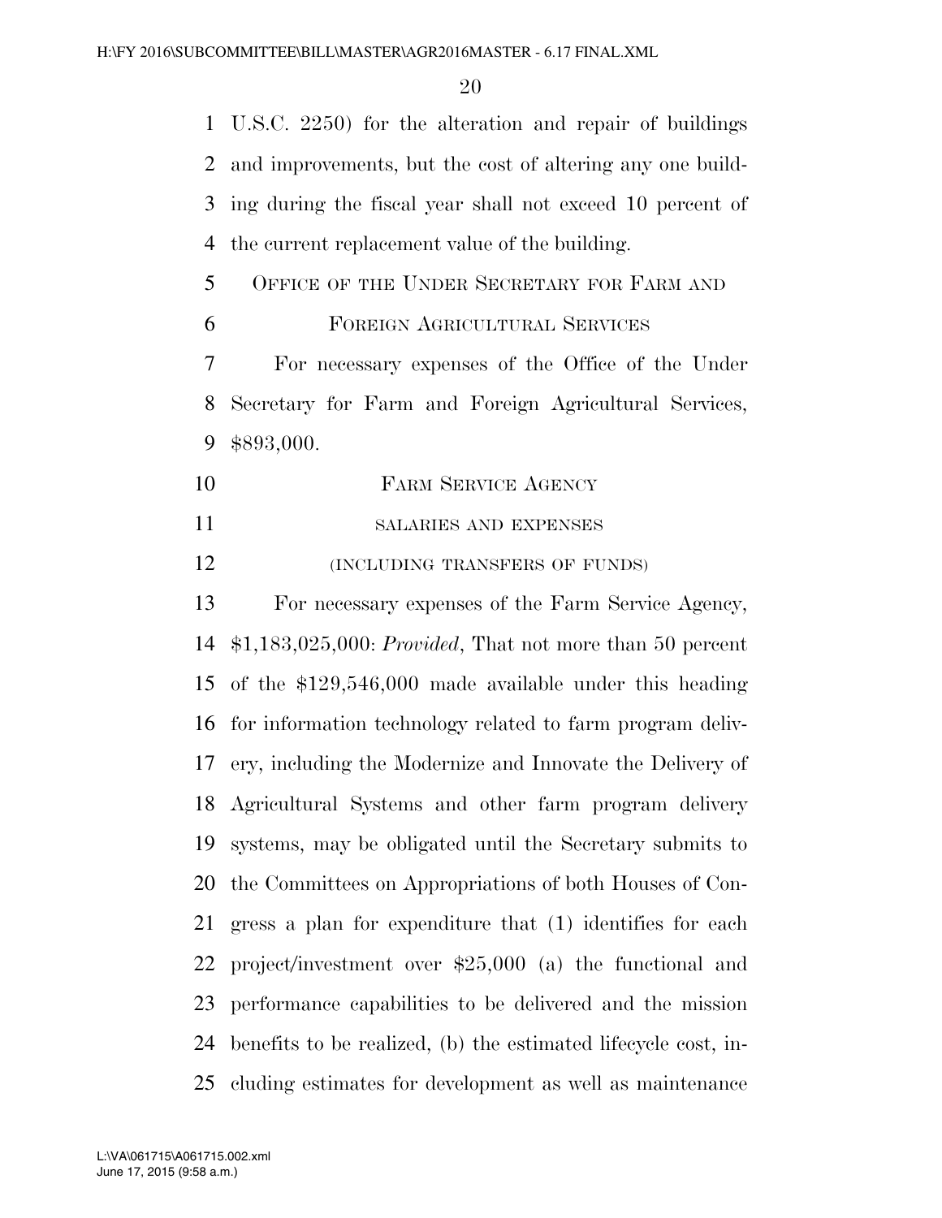U.S.C. 2250) for the alteration and repair of buildings and improvements, but the cost of altering any one building during the fiscal year shall not exceed 10 percent of the current replacement value of the building.

## OFFICE OF THE UNDER SECRETARY FOR FARM AND FOREIGN AGRICULTURAL SERVICES

For necessary expenses of the Office of the Under Secretary for Farm and Foreign Agricultural Services, $893,000.

## FARM SERVICE AGENCY

### SALARIES AND EXPENSES

### (INCLUDING TRANSFERS OF FUNDS)

For necessary expenses of the Farm Service Agency, $1,183,025,000: *Provided*, That not more than 50 percent of the $129,546,000 made available under this heading for information technology related to farm program delivery, including the Modernize and Innovate the Delivery of Agricultural Systems and other farm program delivery systems, may be obligated until the Secretary submits to the Committees on Appropriations of both Houses of Congress a plan for expenditure that (1) identifies for each project/investment over $25,000 (a) the functional and performance capabilities to be delivered and the mission benefits to be realized, (b) the estimated lifecycle cost, including estimates for development as well as maintenance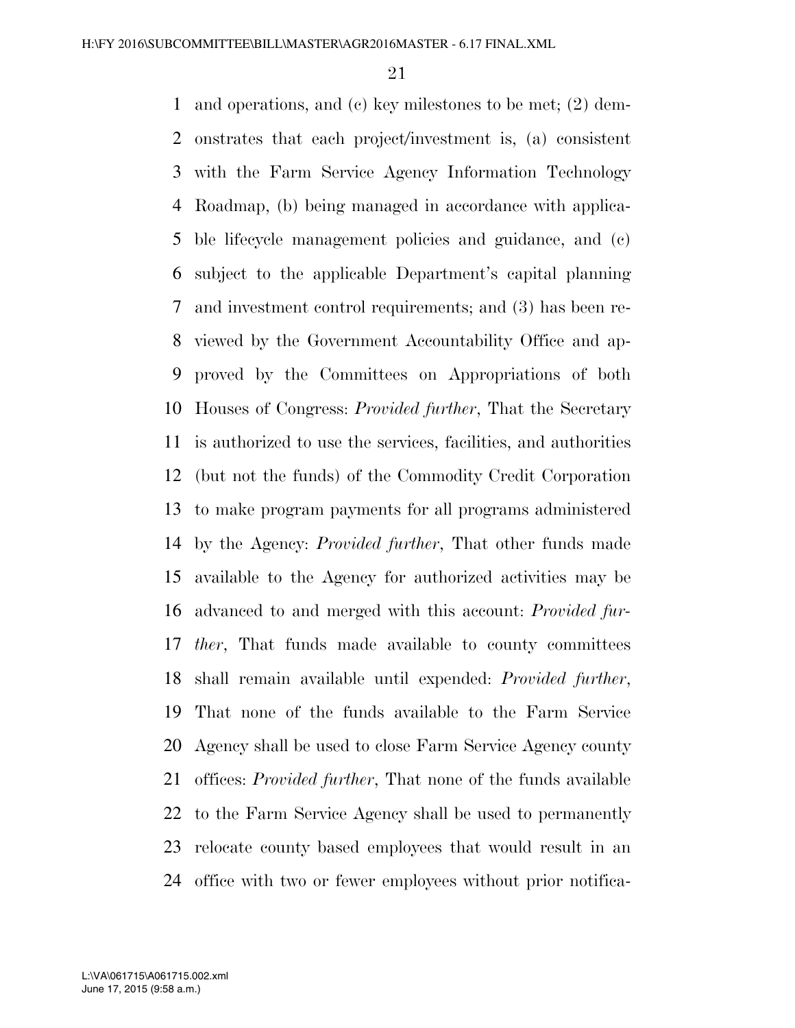and operations, and (c) key milestones to be met; (2) demonstrates that each project/investment is, (a) consistent with the Farm Service Agency Information Technology Roadmap, (b) being managed in accordance with applicable lifecycle management policies and guidance, and (c) subject to the applicable Department's capital planning and investment control requirements; and (3) has been reviewed by the Government Accountability Office and approved by the Committees on Appropriations of both Houses of Congress: *Provided further*, That the Secretary is authorized to use the services, facilities, and authorities (but not the funds) of the Commodity Credit Corporation to make program payments for all programs administered by the Agency: *Provided further*, That other funds made available to the Agency for authorized activities may be advanced to and merged with this account: *Provided further*, That funds made available to county committees shall remain available until expended: *Provided further*, That none of the funds available to the Farm Service Agency shall be used to close Farm Service Agency county offices: *Provided further*, That none of the funds available to the Farm Service Agency shall be used to permanently relocate county based employees that would result in an office with two or fewer employees without prior notifica-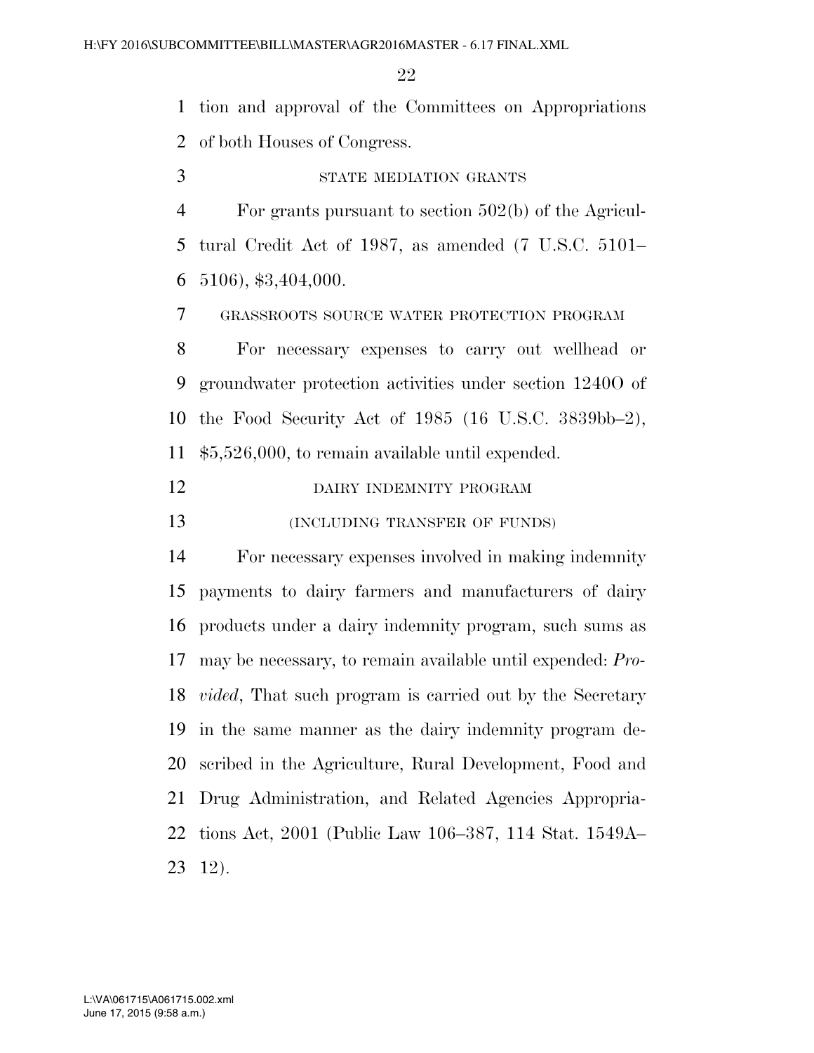tion and approval of the Committees on Appropriations of both Houses of Congress.

STATE MEDIATION GRANTS

For grants pursuant to section 502(b) of the Agricultural Credit Act of 1987, as amended (7 U.S.C. 5101–5106), $3,404,000.

GRASSROOTS SOURCE WATER PROTECTION PROGRAM

For necessary expenses to carry out wellhead or groundwater protection activities under section 1240O of the Food Security Act of 1985 (16 U.S.C. 3839bb–2), $5,526,000, to remain available until expended.

DAIRY INDEMNITY PROGRAM

(INCLUDING TRANSFER OF FUNDS)

For necessary expenses involved in making indemnity payments to dairy farmers and manufacturers of dairy products under a dairy indemnity program, such sums as may be necessary, to remain available until expended: *Provided*, That such program is carried out by the Secretary in the same manner as the dairy indemnity program described in the Agriculture, Rural Development, Food and Drug Administration, and Related Agencies Appropriations Act, 2001 (Public Law 106–387, 114 Stat. 1549A–12).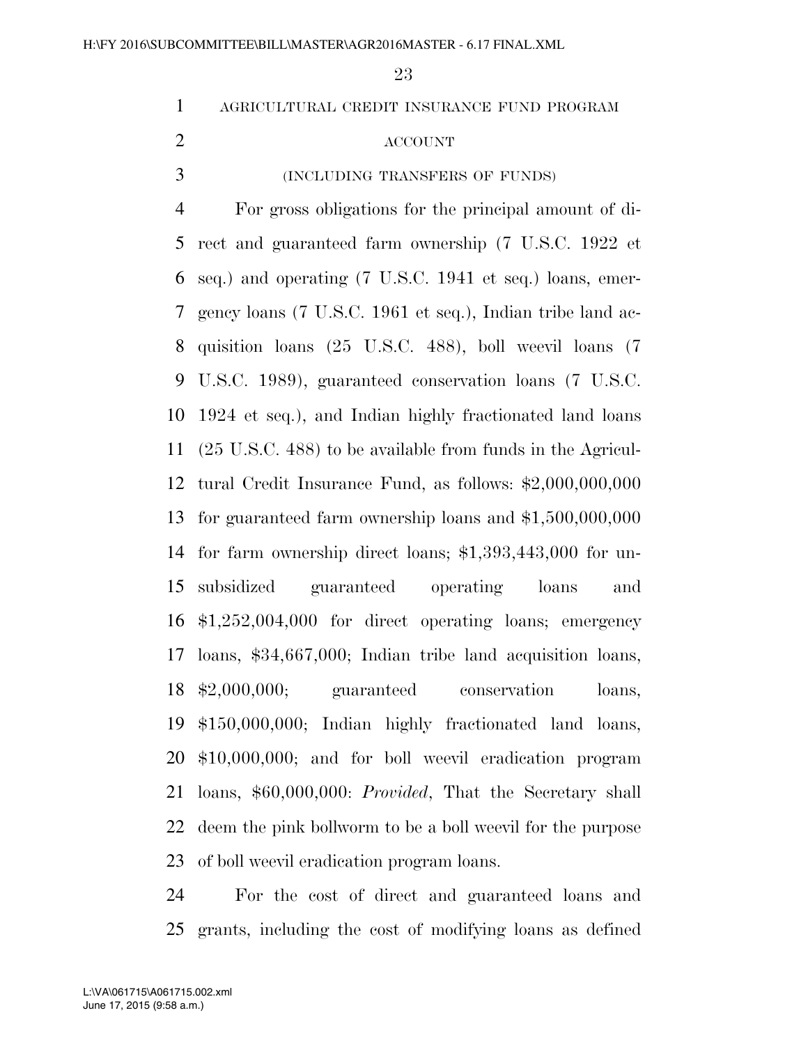AGRICULTURAL CREDIT INSURANCE FUND PROGRAM ACCOUNT

(INCLUDING TRANSFERS OF FUNDS)

For gross obligations for the principal amount of direct and guaranteed farm ownership (7 U.S.C. 1922 et seq.) and operating (7 U.S.C. 1941 et seq.) loans, emergency loans (7 U.S.C. 1961 et seq.), Indian tribe land acquisition loans (25 U.S.C. 488), boll weevil loans (7 U.S.C. 1989), guaranteed conservation loans (7 U.S.C. 1924 et seq.), and Indian highly fractionated land loans (25 U.S.C. 488) to be available from funds in the Agricultural Credit Insurance Fund, as follows: $2,000,000,000 for guaranteed farm ownership loans and $1,500,000,000 for farm ownership direct loans; $1,393,443,000 for unsubsidized guaranteed operating loans and $1,252,004,000 for direct operating loans; emergency loans, $34,667,000; Indian tribe land acquisition loans, $2,000,000; guaranteed conservation loans, $150,000,000; Indian highly fractionated land loans, $10,000,000; and for boll weevil eradication program loans, $60,000,000: *Provided*, That the Secretary shall deem the pink bollworm to be a boll weevil for the purpose of boll weevil eradication program loans.

For the cost of direct and guaranteed loans and grants, including the cost of modifying loans as defined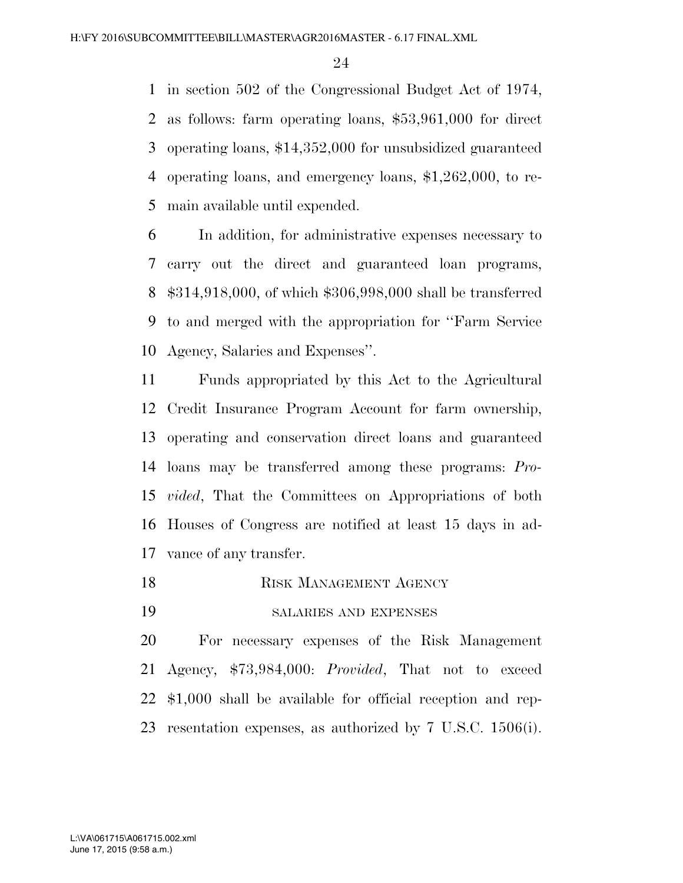in section 502 of the Congressional Budget Act of 1974, as follows: farm operating loans, $53,961,000 for direct operating loans, $14,352,000 for unsubsidized guaranteed operating loans, and emergency loans, $1,262,000, to remain available until expended.

In addition, for administrative expenses necessary to carry out the direct and guaranteed loan programs, $314,918,000, of which $306,998,000 shall be transferred to and merged with the appropriation for ''Farm Service Agency, Salaries and Expenses''.

Funds appropriated by this Act to the Agricultural Credit Insurance Program Account for farm ownership, operating and conservation direct loans and guaranteed loans may be transferred among these programs: *Provided*, That the Committees on Appropriations of both Houses of Congress are notified at least 15 days in advance of any transfer.

## RISK MANAGEMENT AGENCY

### SALARIES AND EXPENSES

For necessary expenses of the Risk Management Agency, $73,984,000: *Provided*, That not to exceed $1,000 shall be available for official reception and representation expenses, as authorized by 7 U.S.C. 1506(i).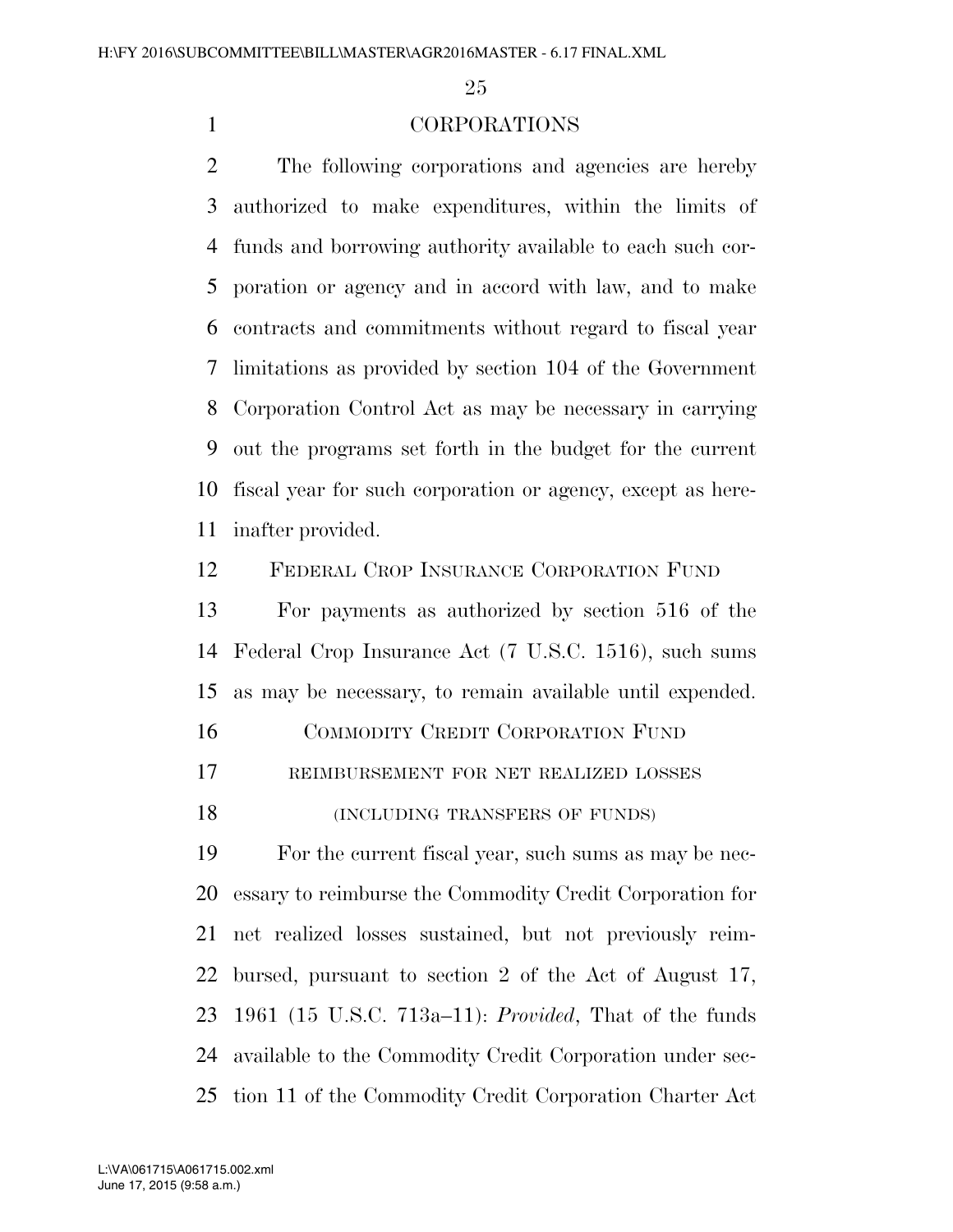## CORPORATIONS

The following corporations and agencies are hereby authorized to make expenditures, within the limits of funds and borrowing authority available to each such corporation or agency and in accord with law, and to make contracts and commitments without regard to fiscal year limitations as provided by section 104 of the Government Corporation Control Act as may be necessary in carrying out the programs set forth in the budget for the current fiscal year for such corporation or agency, except as hereinafter provided.

### FEDERAL CROP INSURANCE CORPORATION FUND

For payments as authorized by section 516 of the Federal Crop Insurance Act (7 U.S.C. 1516), such sums as may be necessary, to remain available until expended.

### COMMODITY CREDIT CORPORATION FUND

#### REIMBURSEMENT FOR NET REALIZED LOSSES

#### (INCLUDING TRANSFERS OF FUNDS)

For the current fiscal year, such sums as may be necessary to reimburse the Commodity Credit Corporation for net realized losses sustained, but not previously reimbursed, pursuant to section 2 of the Act of August 17, 1961 (15 U.S.C. 713a–11): *Provided*, That of the funds available to the Commodity Credit Corporation under section 11 of the Commodity Credit Corporation Charter Act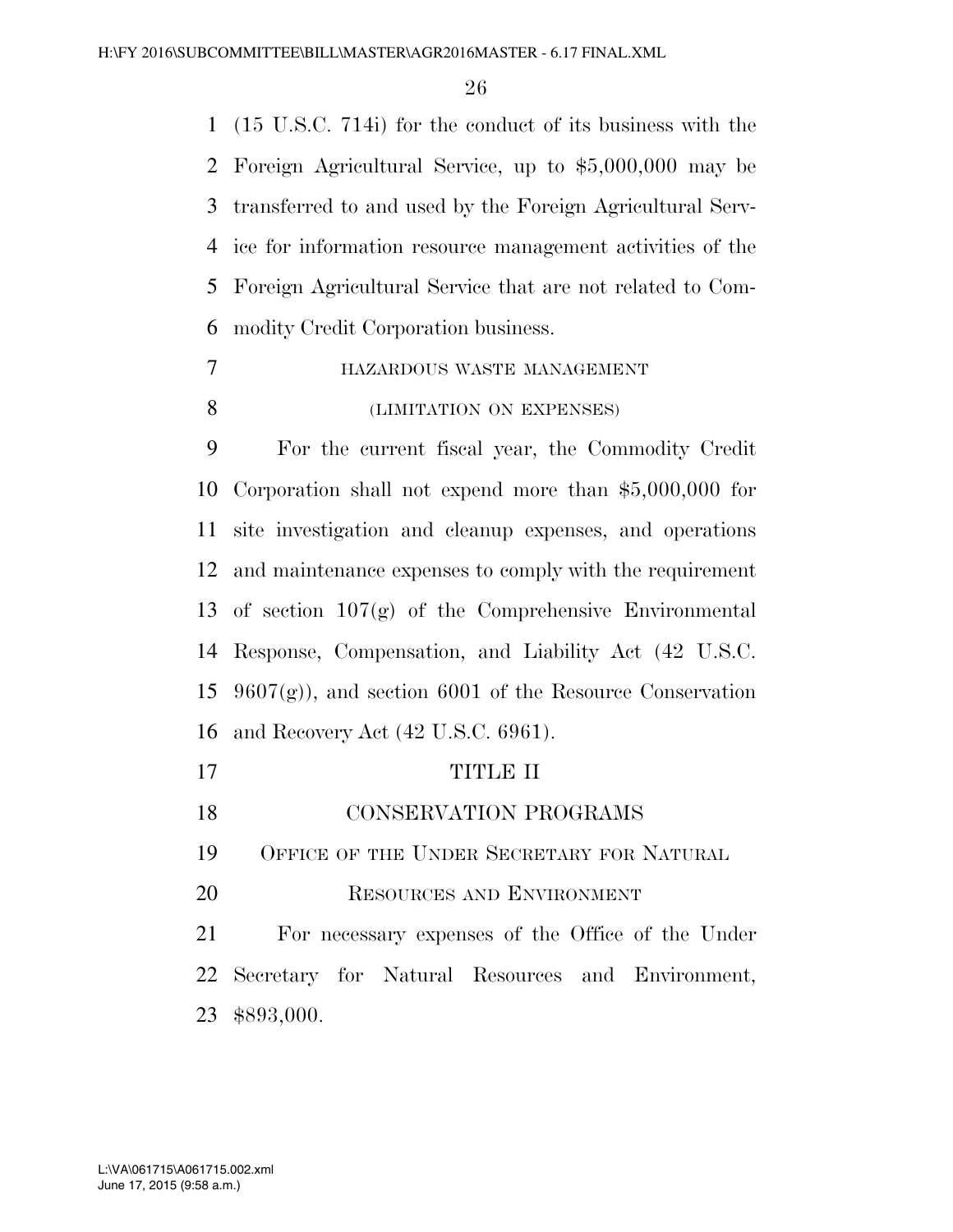(15 U.S.C. 714i) for the conduct of its business with the Foreign Agricultural Service, up to $5,000,000 may be transferred to and used by the Foreign Agricultural Service for information resource management activities of the Foreign Agricultural Service that are not related to Commodity Credit Corporation business.

HAZARDOUS WASTE MANAGEMENT

(LIMITATION ON EXPENSES)

For the current fiscal year, the Commodity Credit Corporation shall not expend more than $5,000,000 for site investigation and cleanup expenses, and operations and maintenance expenses to comply with the requirement of section 107(g) of the Comprehensive Environmental Response, Compensation, and Liability Act (42 U.S.C. 9607(g)), and section 6001 of the Resource Conservation and Recovery Act (42 U.S.C. 6961).

# TITLE II

# CONSERVATION PROGRAMS

## OFFICE OF THE UNDER SECRETARY FOR NATURAL RESOURCES AND ENVIRONMENT

For necessary expenses of the Office of the Under Secretary for Natural Resources and Environment, $893,000.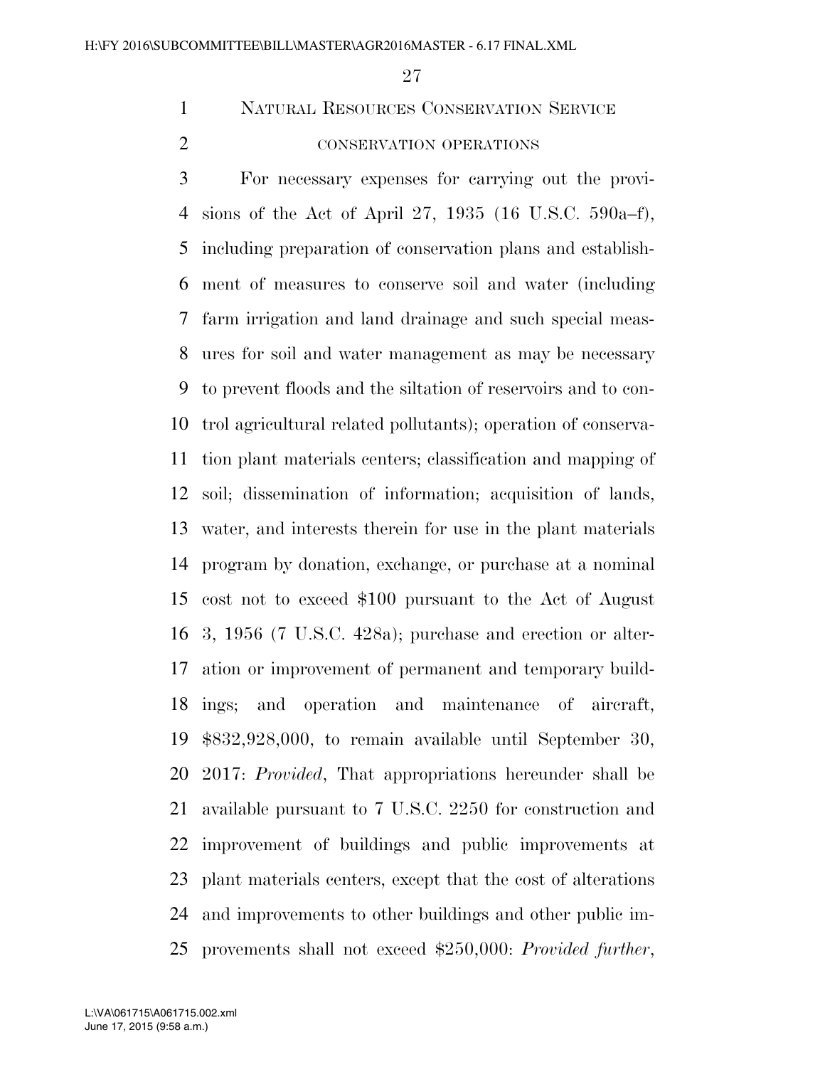## NATURAL RESOURCES CONSERVATION SERVICE

### CONSERVATION OPERATIONS

For necessary expenses for carrying out the provisions of the Act of April 27, 1935 (16 U.S.C. 590a–f), including preparation of conservation plans and establishment of measures to conserve soil and water (including farm irrigation and land drainage and such special measures for soil and water management as may be necessary to prevent floods and the siltation of reservoirs and to control agricultural related pollutants); operation of conservation plant materials centers; classification and mapping of soil; dissemination of information; acquisition of lands, water, and interests therein for use in the plant materials program by donation, exchange, or purchase at a nominal cost not to exceed $100 pursuant to the Act of August 3, 1956 (7 U.S.C. 428a); purchase and erection or alteration or improvement of permanent and temporary buildings; and operation and maintenance of aircraft, $832,928,000, to remain available until September 30, 2017: *Provided*, That appropriations hereunder shall be available pursuant to 7 U.S.C. 2250 for construction and improvement of buildings and public improvements at plant materials centers, except that the cost of alterations and improvements to other buildings and other public improvements shall not exceed $250,000: *Provided further*,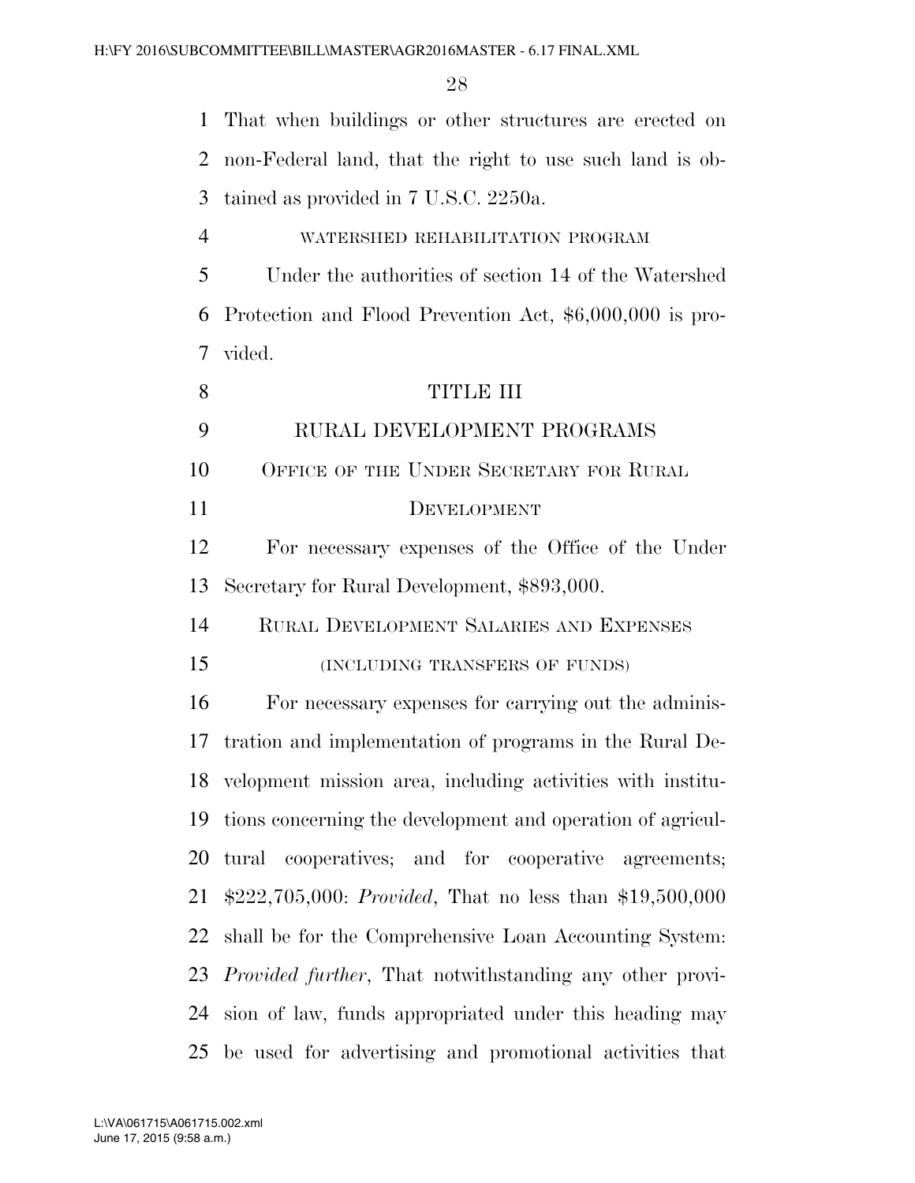That when buildings or other structures are erected on non-Federal land, that the right to use such land is obtained as provided in 7 U.S.C. 2250a.

WATERSHED REHABILITATION PROGRAM

Under the authorities of section 14 of the Watershed Protection and Flood Prevention Act, $6,000,000 is provided.

# TITLE III

# RURAL DEVELOPMENT PROGRAMS

## OFFICE OF THE UNDER SECRETARY FOR RURAL DEVELOPMENT

For necessary expenses of the Office of the Under Secretary for Rural Development, $893,000.

## RURAL DEVELOPMENT SALARIES AND EXPENSES

(INCLUDING TRANSFERS OF FUNDS)

For necessary expenses for carrying out the administration and implementation of programs in the Rural Development mission area, including activities with institutions concerning the development and operation of agricultural cooperatives; and for cooperative agreements; $222,705,000: *Provided*, That no less than $19,500,000 shall be for the Comprehensive Loan Accounting System: *Provided further*, That notwithstanding any other provision of law, funds appropriated under this heading may be used for advertising and promotional activities that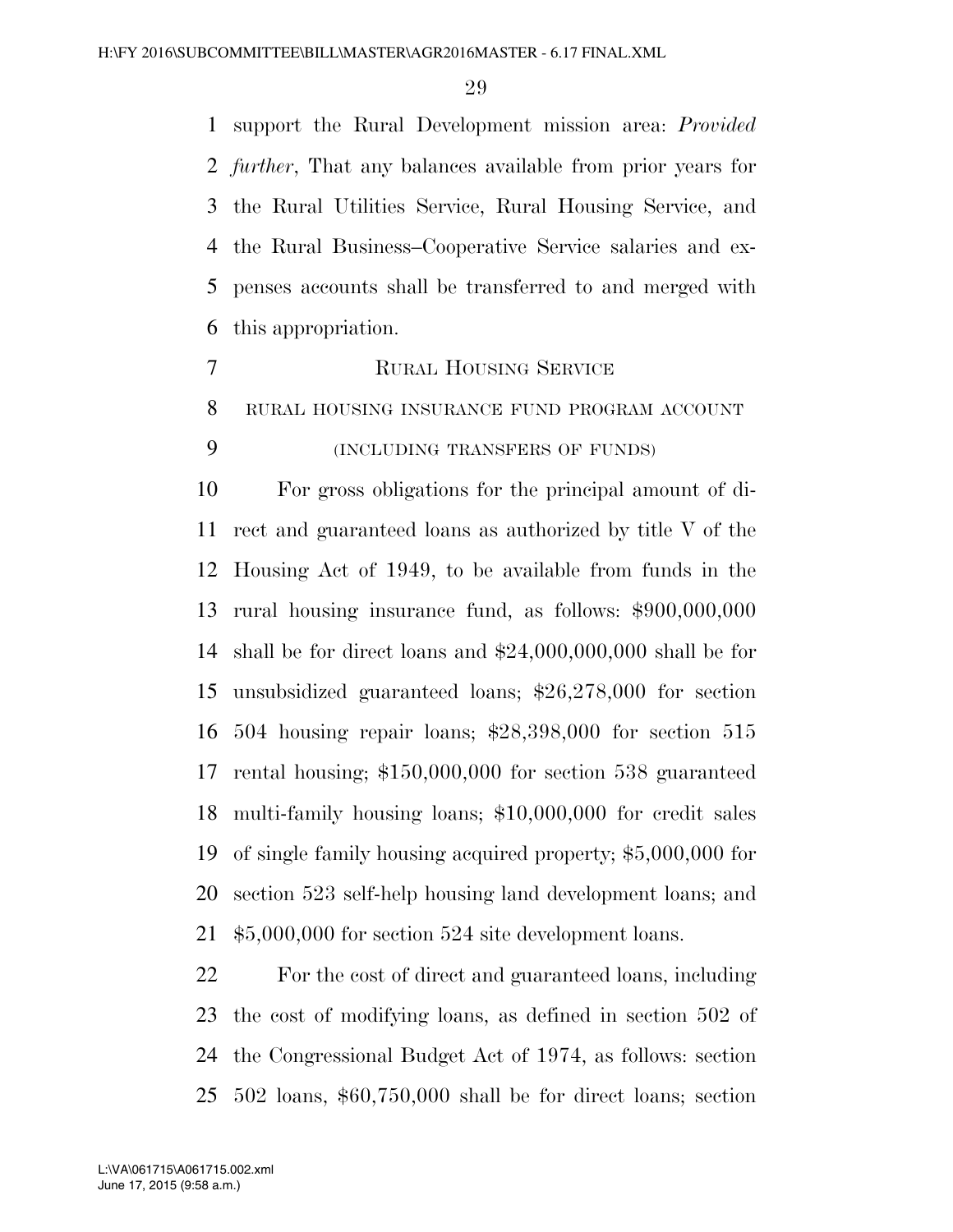support the Rural Development mission area: *Provided further*, That any balances available from prior years for the Rural Utilities Service, Rural Housing Service, and the Rural Business–Cooperative Service salaries and expenses accounts shall be transferred to and merged with this appropriation.

## Rural Housing Service

### rural housing insurance fund program account

(including transfers of funds)

For gross obligations for the principal amount of direct and guaranteed loans as authorized by title V of the Housing Act of 1949, to be available from funds in the rural housing insurance fund, as follows: $900,000,000 shall be for direct loans and $24,000,000,000 shall be for unsubsidized guaranteed loans; $26,278,000 for section 504 housing repair loans; $28,398,000 for section 515 rental housing; $150,000,000 for section 538 guaranteed multi-family housing loans; $10,000,000 for credit sales of single family housing acquired property; $5,000,000 for section 523 self-help housing land development loans; and $5,000,000 for section 524 site development loans.

For the cost of direct and guaranteed loans, including the cost of modifying loans, as defined in section 502 of the Congressional Budget Act of 1974, as follows: section 502 loans, $60,750,000 shall be for direct loans; section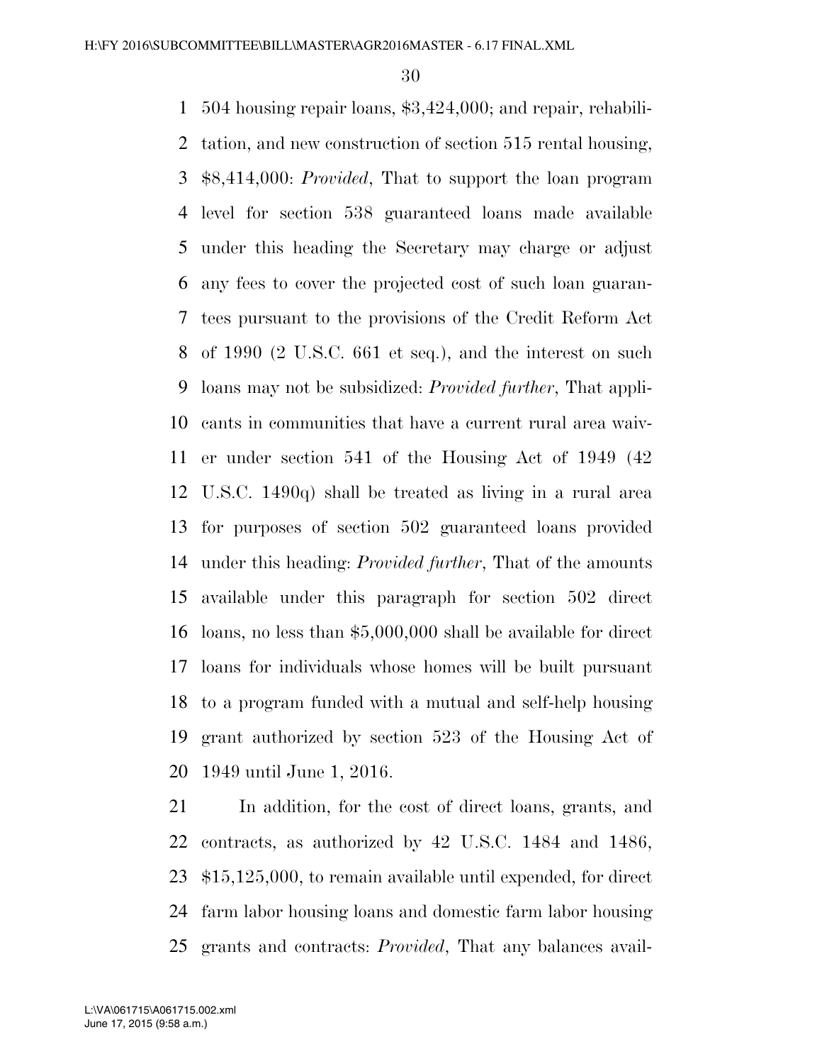504 housing repair loans, $3,424,000; and repair, rehabilitation, and new construction of section 515 rental housing, $8,414,000: *Provided*, That to support the loan program level for section 538 guaranteed loans made available under this heading the Secretary may charge or adjust any fees to cover the projected cost of such loan guarantees pursuant to the provisions of the Credit Reform Act of 1990 (2 U.S.C. 661 et seq.), and the interest on such loans may not be subsidized: *Provided further*, That applicants in communities that have a current rural area waiver under section 541 of the Housing Act of 1949 (42 U.S.C. 1490q) shall be treated as living in a rural area for purposes of section 502 guaranteed loans provided under this heading: *Provided further*, That of the amounts available under this paragraph for section 502 direct loans, no less than $5,000,000 shall be available for direct loans for individuals whose homes will be built pursuant to a program funded with a mutual and self-help housing grant authorized by section 523 of the Housing Act of 1949 until June 1, 2016.

In addition, for the cost of direct loans, grants, and contracts, as authorized by 42 U.S.C. 1484 and 1486, $15,125,000, to remain available until expended, for direct farm labor housing loans and domestic farm labor housing grants and contracts: *Provided*, That any balances avail-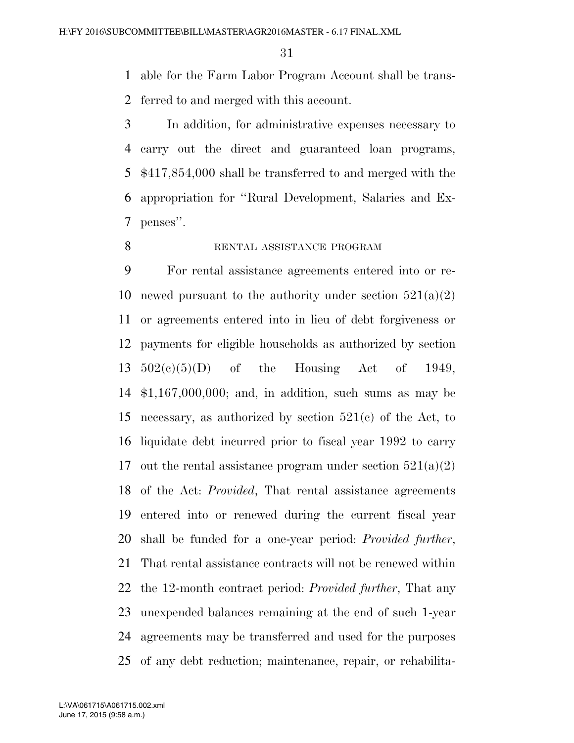able for the Farm Labor Program Account shall be transferred to and merged with this account.

In addition, for administrative expenses necessary to carry out the direct and guaranteed loan programs, $417,854,000 shall be transferred to and merged with the appropriation for ''Rural Development, Salaries and Expenses''.

RENTAL ASSISTANCE PROGRAM

For rental assistance agreements entered into or renewed pursuant to the authority under section 521(a)(2) or agreements entered into in lieu of debt forgiveness or payments for eligible households as authorized by section 502(c)(5)(D) of the Housing Act of 1949, $1,167,000,000; and, in addition, such sums as may be necessary, as authorized by section 521(c) of the Act, to liquidate debt incurred prior to fiscal year 1992 to carry out the rental assistance program under section 521(a)(2) of the Act: *Provided*, That rental assistance agreements entered into or renewed during the current fiscal year shall be funded for a one-year period: *Provided further*, That rental assistance contracts will not be renewed within the 12-month contract period: *Provided further*, That any unexpended balances remaining at the end of such 1-year agreements may be transferred and used for the purposes of any debt reduction; maintenance, repair, or rehabilita-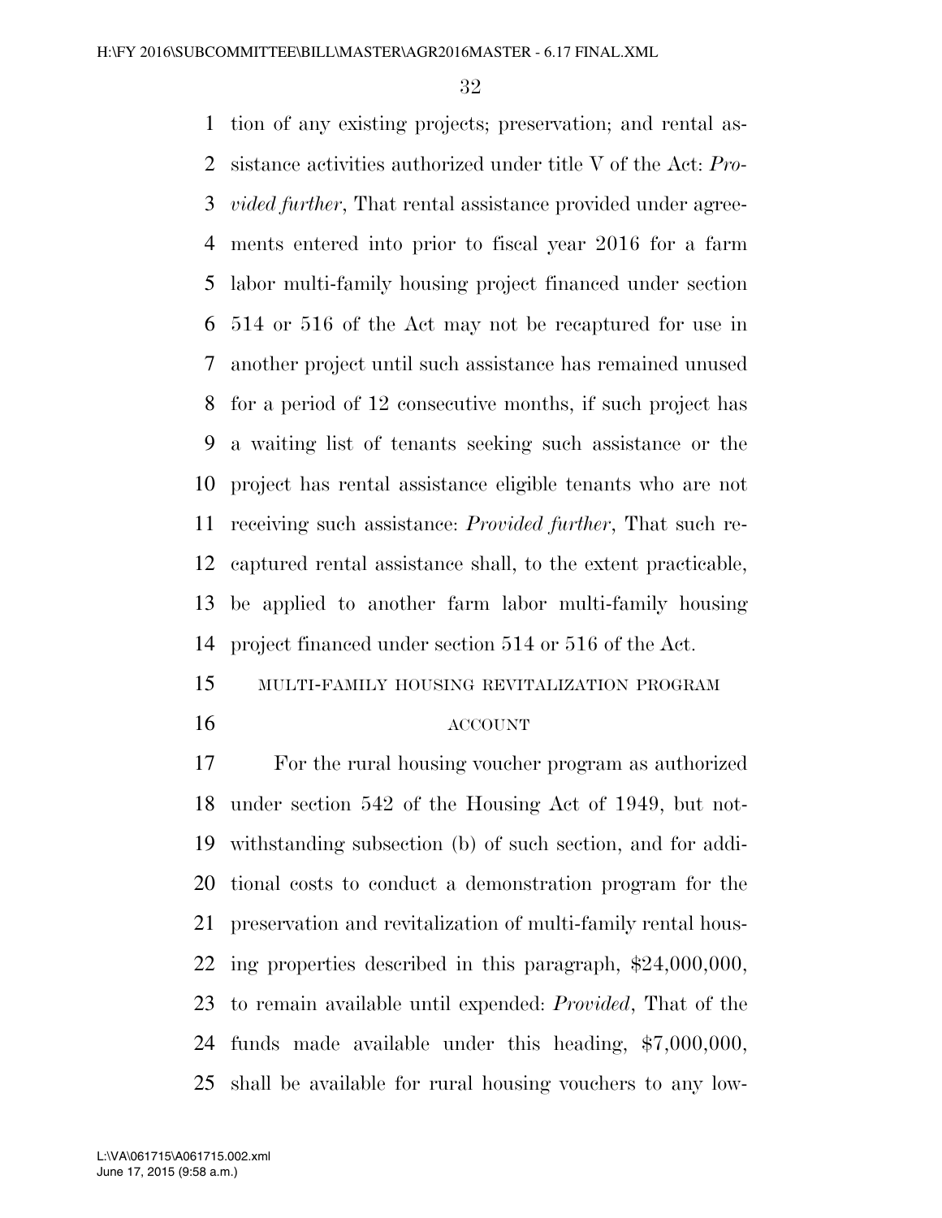tion of any existing projects; preservation; and rental assistance activities authorized under title V of the Act: *Provided further*, That rental assistance provided under agreements entered into prior to fiscal year 2016 for a farm labor multi-family housing project financed under section 514 or 516 of the Act may not be recaptured for use in another project until such assistance has remained unused for a period of 12 consecutive months, if such project has a waiting list of tenants seeking such assistance or the project has rental assistance eligible tenants who are not receiving such assistance: *Provided further*, That such recaptured rental assistance shall, to the extent practicable, be applied to another farm labor multi-family housing project financed under section 514 or 516 of the Act.

MULTI-FAMILY HOUSING REVITALIZATION PROGRAM ACCOUNT

For the rural housing voucher program as authorized under section 542 of the Housing Act of 1949, but notwithstanding subsection (b) of such section, and for additional costs to conduct a demonstration program for the preservation and revitalization of multi-family rental housing properties described in this paragraph, $24,000,000, to remain available until expended: *Provided*, That of the funds made available under this heading, $7,000,000, shall be available for rural housing vouchers to any low-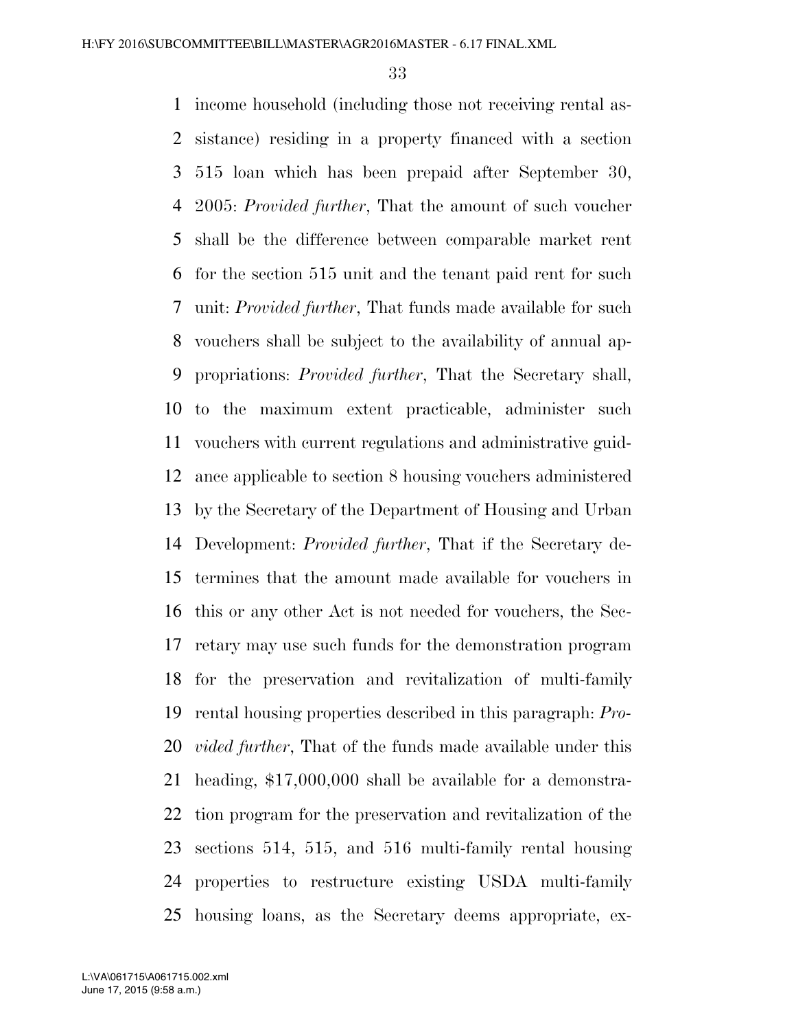income household (including those not receiving rental assistance) residing in a property financed with a section 515 loan which has been prepaid after September 30, 2005: *Provided further*, That the amount of such voucher shall be the difference between comparable market rent for the section 515 unit and the tenant paid rent for such unit: *Provided further*, That funds made available for such vouchers shall be subject to the availability of annual appropriations: *Provided further*, That the Secretary shall, to the maximum extent practicable, administer such vouchers with current regulations and administrative guidance applicable to section 8 housing vouchers administered by the Secretary of the Department of Housing and Urban Development: *Provided further*, That if the Secretary determines that the amount made available for vouchers in this or any other Act is not needed for vouchers, the Secretary may use such funds for the demonstration program for the preservation and revitalization of multi-family rental housing properties described in this paragraph: *Provided further*, That of the funds made available under this heading, $17,000,000 shall be available for a demonstration program for the preservation and revitalization of the sections 514, 515, and 516 multi-family rental housing properties to restructure existing USDA multi-family housing loans, as the Secretary deems appropriate, ex-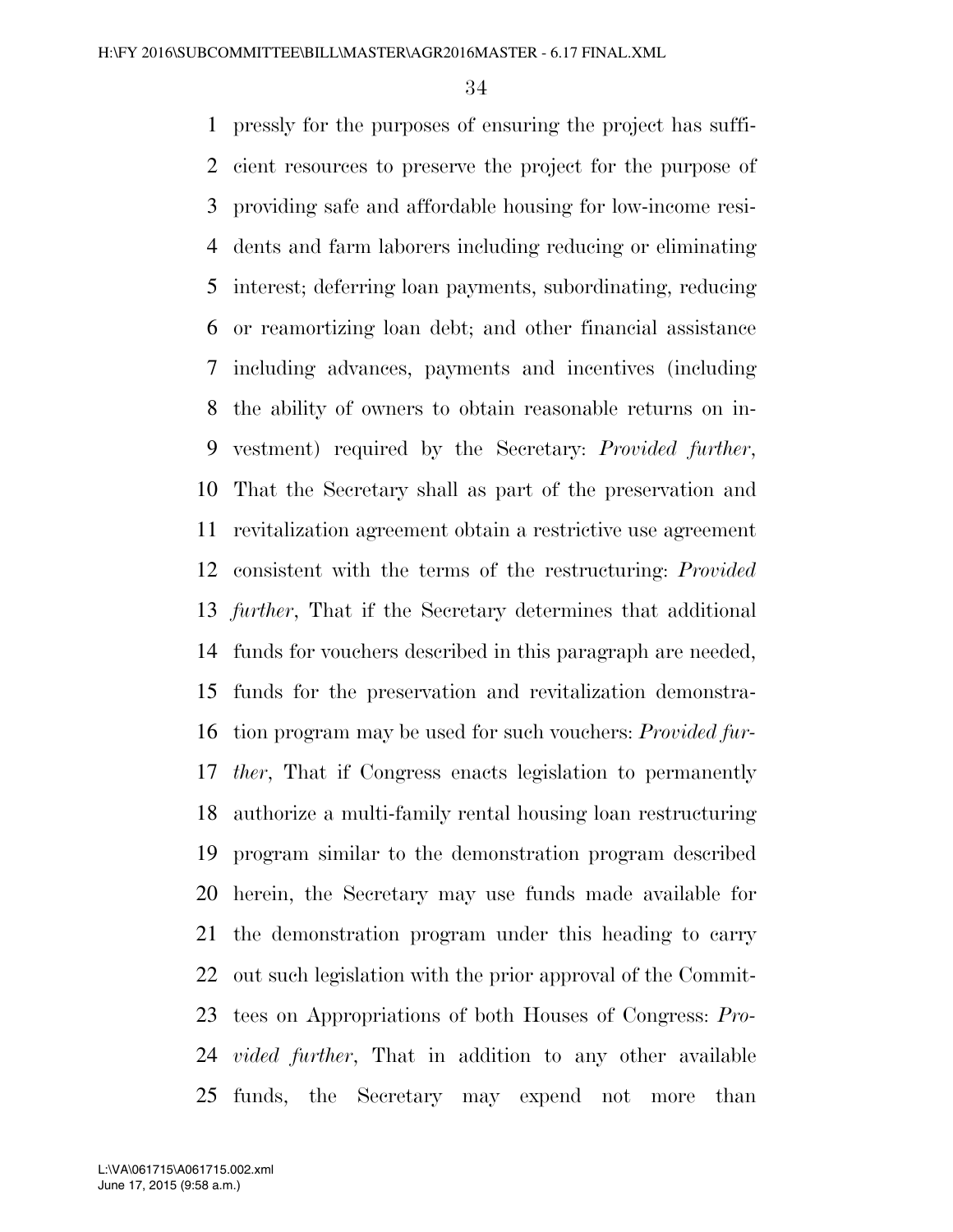pressly for the purposes of ensuring the project has sufficient resources to preserve the project for the purpose of providing safe and affordable housing for low-income residents and farm laborers including reducing or eliminating interest; deferring loan payments, subordinating, reducing or reamortizing loan debt; and other financial assistance including advances, payments and incentives (including the ability of owners to obtain reasonable returns on investment) required by the Secretary: *Provided further*, That the Secretary shall as part of the preservation and revitalization agreement obtain a restrictive use agreement consistent with the terms of the restructuring: *Provided further*, That if the Secretary determines that additional funds for vouchers described in this paragraph are needed, funds for the preservation and revitalization demonstration program may be used for such vouchers: *Provided further*, That if Congress enacts legislation to permanently authorize a multi-family rental housing loan restructuring program similar to the demonstration program described herein, the Secretary may use funds made available for the demonstration program under this heading to carry out such legislation with the prior approval of the Committees on Appropriations of both Houses of Congress: *Provided further*, That in addition to any other available funds, the Secretary may expend not more than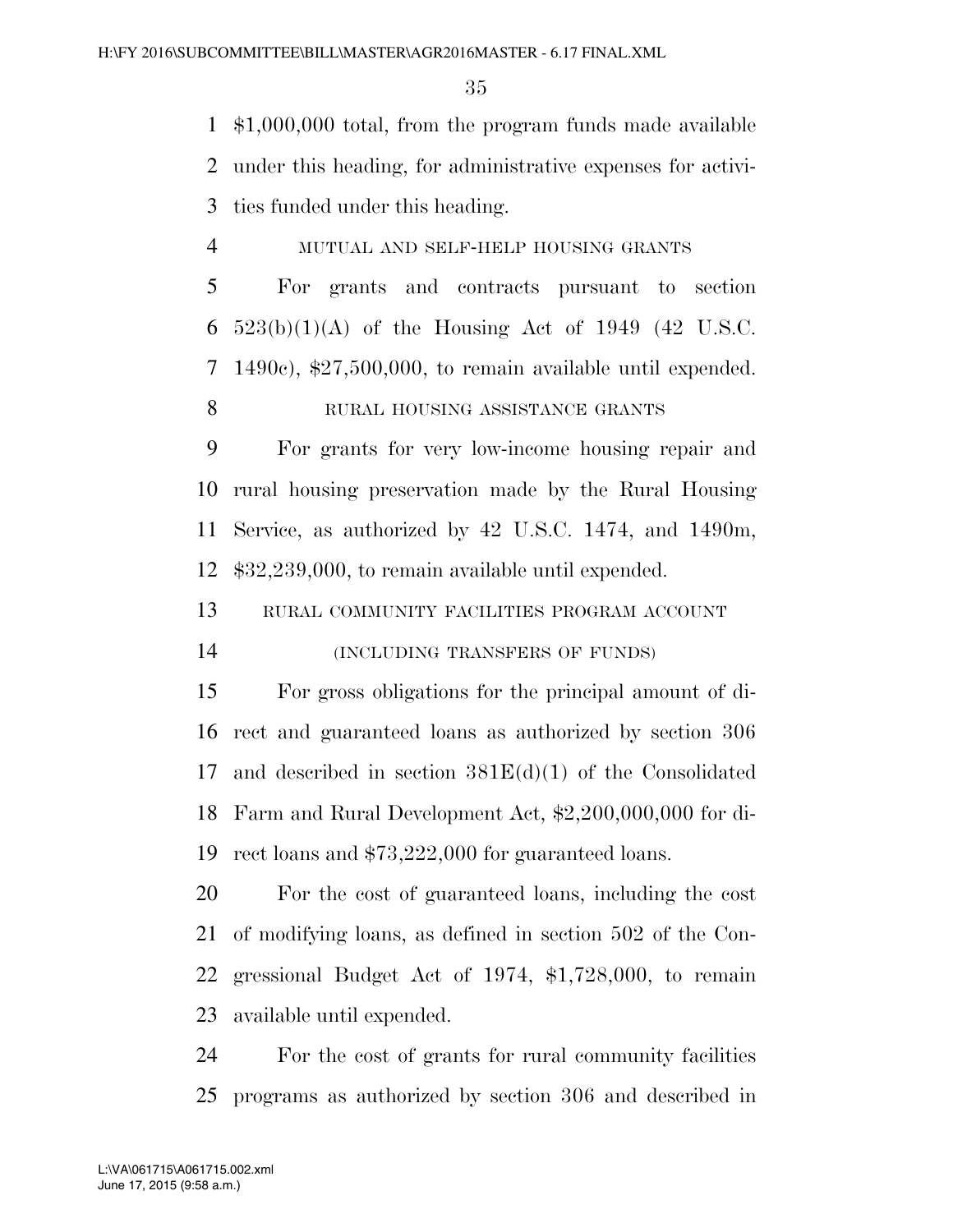$1,000,000 total, from the program funds made available under this heading, for administrative expenses for activities funded under this heading.

MUTUAL AND SELF-HELP HOUSING GRANTS

For grants and contracts pursuant to section 523(b)(1)(A) of the Housing Act of 1949 (42 U.S.C. 1490c), $27,500,000, to remain available until expended.

RURAL HOUSING ASSISTANCE GRANTS

For grants for very low-income housing repair and rural housing preservation made by the Rural Housing Service, as authorized by 42 U.S.C. 1474, and 1490m, $32,239,000, to remain available until expended.

RURAL COMMUNITY FACILITIES PROGRAM ACCOUNT

(INCLUDING TRANSFERS OF FUNDS)

For gross obligations for the principal amount of direct and guaranteed loans as authorized by section 306 and described in section 381E(d)(1) of the Consolidated Farm and Rural Development Act, $2,200,000,000 for direct loans and $73,222,000 for guaranteed loans.

For the cost of guaranteed loans, including the cost of modifying loans, as defined in section 502 of the Congressional Budget Act of 1974, $1,728,000, to remain available until expended.

For the cost of grants for rural community facilities programs as authorized by section 306 and described in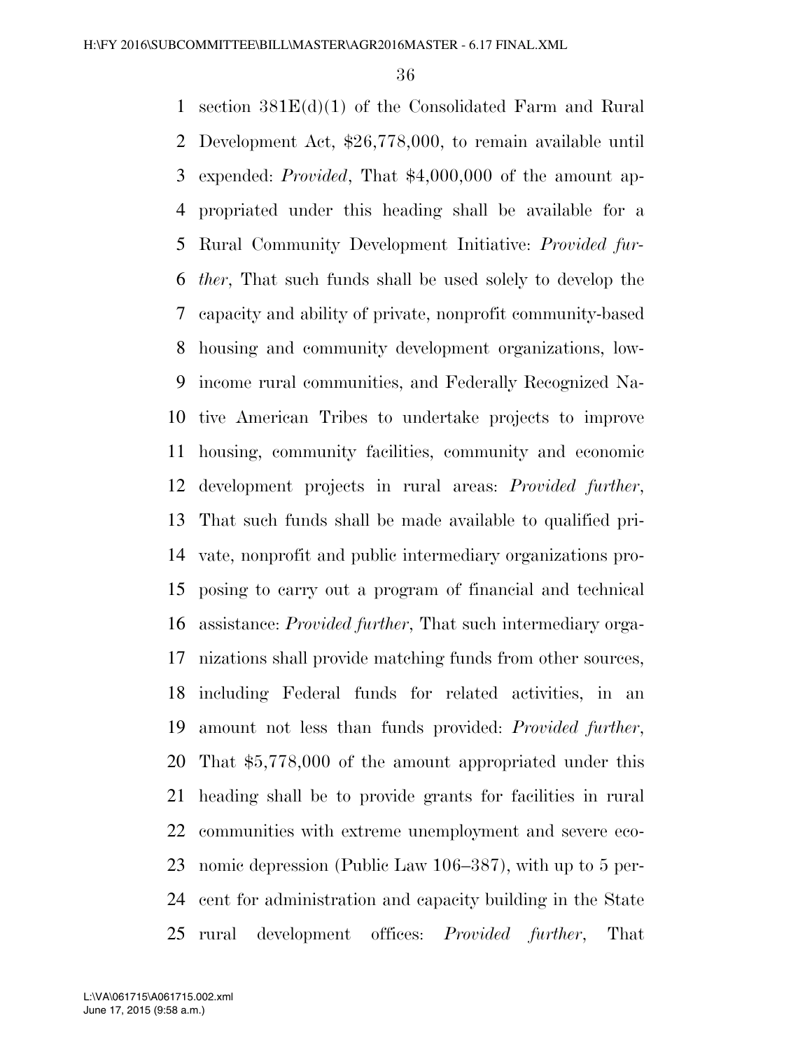section 381E(d)(1) of the Consolidated Farm and Rural Development Act, $26,778,000, to remain available until expended: *Provided*, That $4,000,000 of the amount appropriated under this heading shall be available for a Rural Community Development Initiative: *Provided further*, That such funds shall be used solely to develop the capacity and ability of private, nonprofit community-based housing and community development organizations, low-income rural communities, and Federally Recognized Native American Tribes to undertake projects to improve housing, community facilities, community and economic development projects in rural areas: *Provided further*, That such funds shall be made available to qualified private, nonprofit and public intermediary organizations proposing to carry out a program of financial and technical assistance: *Provided further*, That such intermediary organizations shall provide matching funds from other sources, including Federal funds for related activities, in an amount not less than funds provided: *Provided further*, That $5,778,000 of the amount appropriated under this heading shall be to provide grants for facilities in rural communities with extreme unemployment and severe economic depression (Public Law 106–387), with up to 5 percent for administration and capacity building in the State rural development offices: *Provided further*, That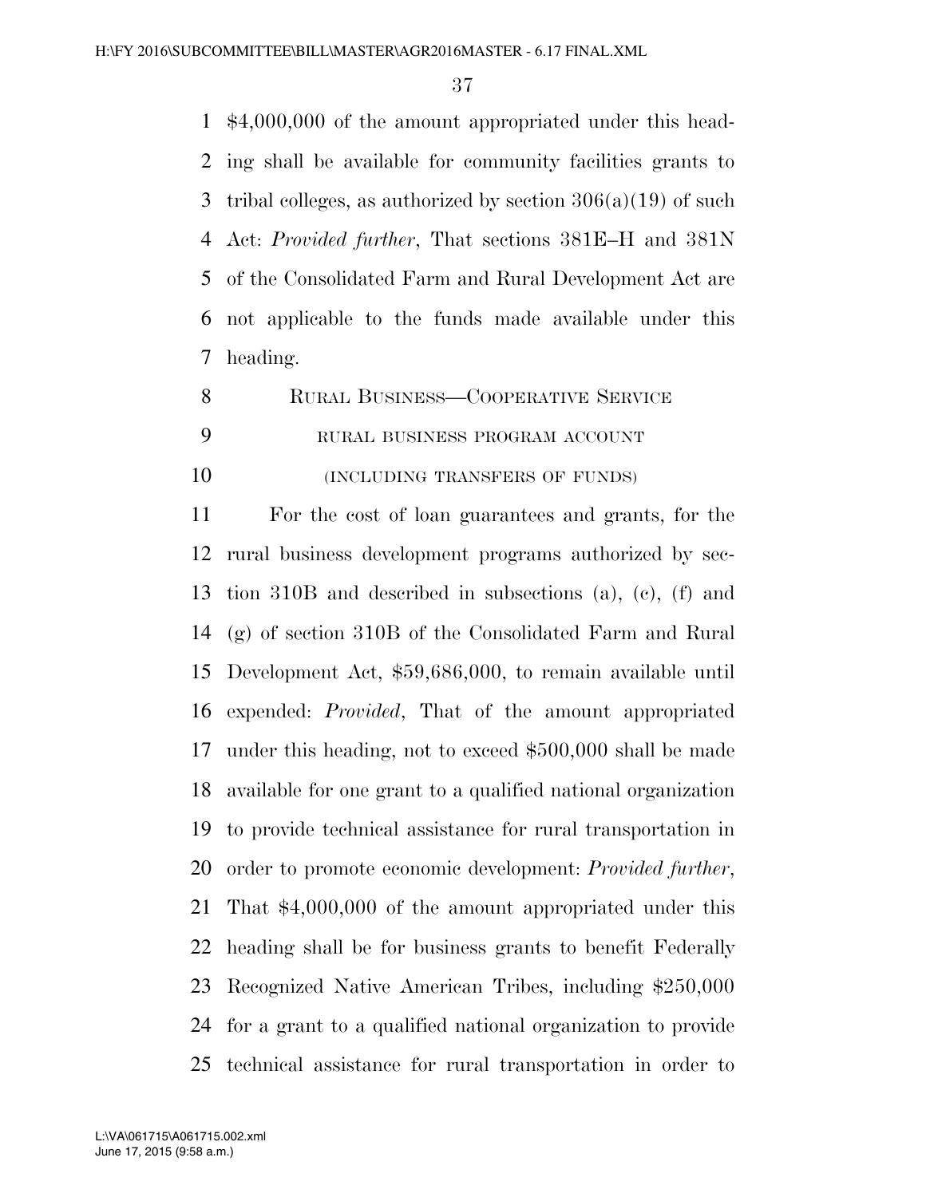$4,000,000 of the amount appropriated under this heading shall be available for community facilities grants to tribal colleges, as authorized by section 306(a)(19) of such Act: *Provided further*, That sections 381E–H and 381N of the Consolidated Farm and Rural Development Act are not applicable to the funds made available under this heading.

RURAL BUSINESS—COOPERATIVE SERVICE

RURAL BUSINESS PROGRAM ACCOUNT

(INCLUDING TRANSFERS OF FUNDS)

For the cost of loan guarantees and grants, for the rural business development programs authorized by section 310B and described in subsections (a), (c), (f) and (g) of section 310B of the Consolidated Farm and Rural Development Act, $59,686,000, to remain available until expended: *Provided*, That of the amount appropriated under this heading, not to exceed $500,000 shall be made available for one grant to a qualified national organization to provide technical assistance for rural transportation in order to promote economic development: *Provided further*, That $4,000,000 of the amount appropriated under this heading shall be for business grants to benefit Federally Recognized Native American Tribes, including $250,000 for a grant to a qualified national organization to provide technical assistance for rural transportation in order to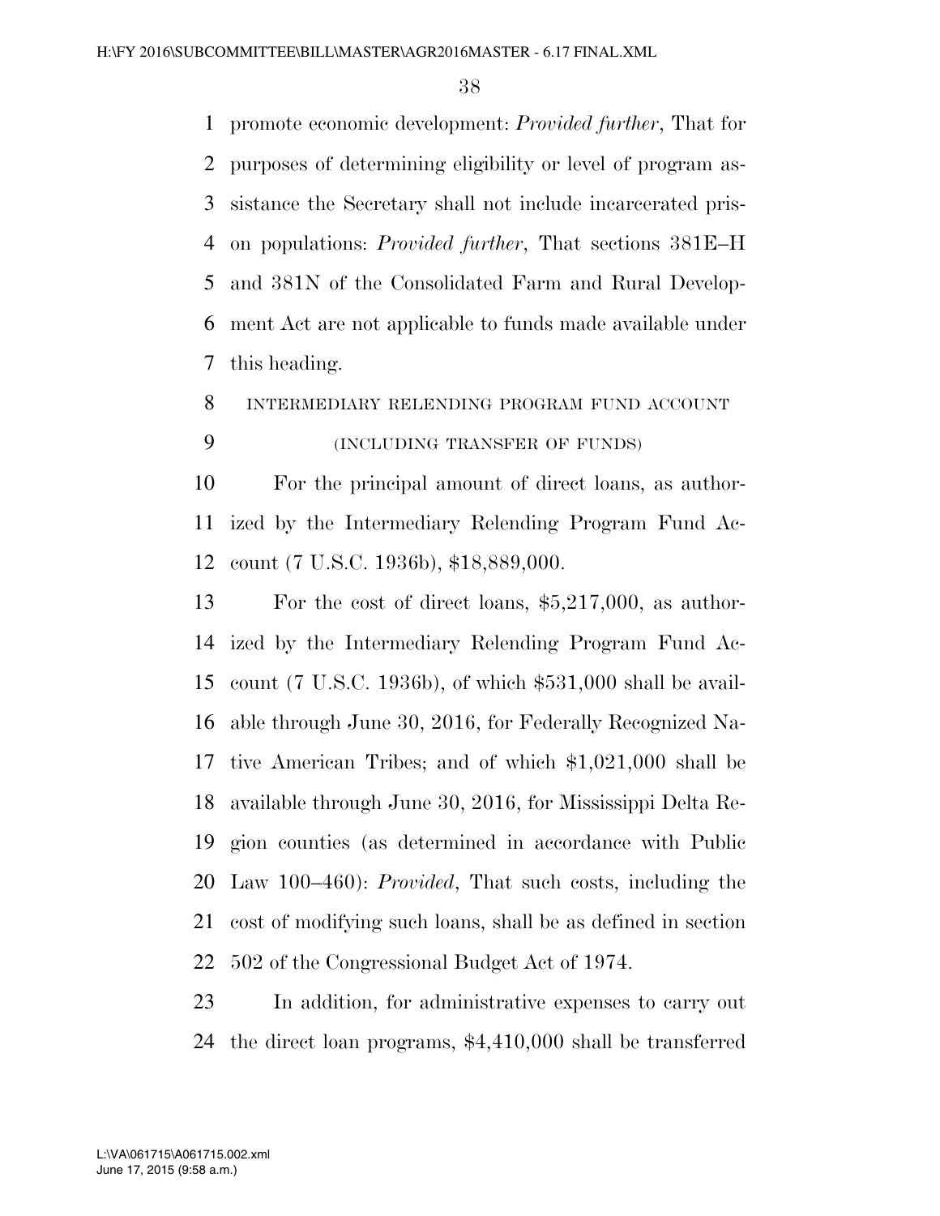promote economic development: *Provided further*, That for purposes of determining eligibility or level of program assistance the Secretary shall not include incarcerated prison populations: *Provided further*, That sections 381E–H and 381N of the Consolidated Farm and Rural Development Act are not applicable to funds made available under this heading.

INTERMEDIARY RELENDING PROGRAM FUND ACCOUNT

(INCLUDING TRANSFER OF FUNDS)

For the principal amount of direct loans, as authorized by the Intermediary Relending Program Fund Account (7 U.S.C. 1936b), $18,889,000.

For the cost of direct loans, $5,217,000, as authorized by the Intermediary Relending Program Fund Account (7 U.S.C. 1936b), of which $531,000 shall be available through June 30, 2016, for Federally Recognized Native American Tribes; and of which $1,021,000 shall be available through June 30, 2016, for Mississippi Delta Region counties (as determined in accordance with Public Law 100–460): *Provided*, That such costs, including the cost of modifying such loans, shall be as defined in section 502 of the Congressional Budget Act of 1974.

In addition, for administrative expenses to carry out the direct loan programs, $4,410,000 shall be transferred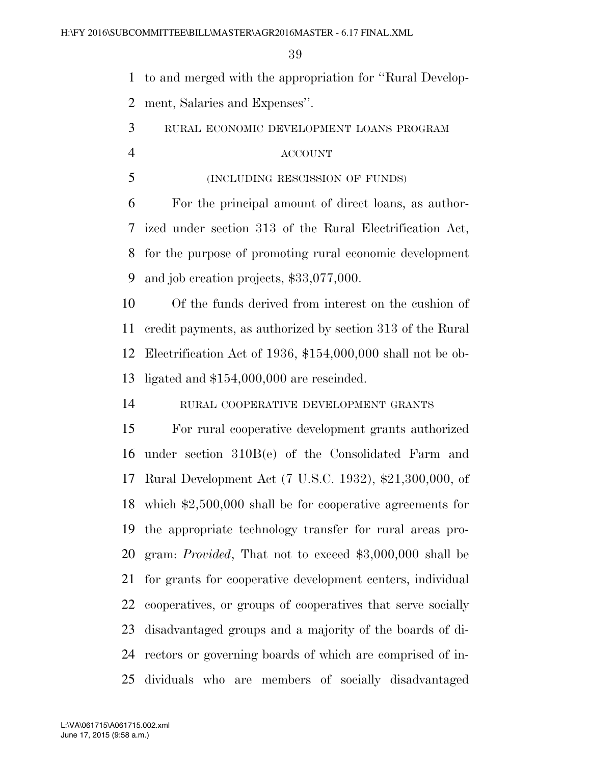to and merged with the appropriation for ''Rural Development, Salaries and Expenses''.

### RURAL ECONOMIC DEVELOPMENT LOANS PROGRAM ACCOUNT

### (INCLUDING RESCISSION OF FUNDS)

For the principal amount of direct loans, as authorized under section 313 of the Rural Electrification Act, for the purpose of promoting rural economic development and job creation projects, $33,077,000.

Of the funds derived from interest on the cushion of credit payments, as authorized by section 313 of the Rural Electrification Act of 1936, $154,000,000 shall not be obligated and $154,000,000 are rescinded.

### RURAL COOPERATIVE DEVELOPMENT GRANTS

For rural cooperative development grants authorized under section 310B(e) of the Consolidated Farm and Rural Development Act (7 U.S.C. 1932), $21,300,000, of which $2,500,000 shall be for cooperative agreements for the appropriate technology transfer for rural areas program: *Provided*, That not to exceed $3,000,000 shall be for grants for cooperative development centers, individual cooperatives, or groups of cooperatives that serve socially disadvantaged groups and a majority of the boards of directors or governing boards of which are comprised of individuals who are members of socially disadvantaged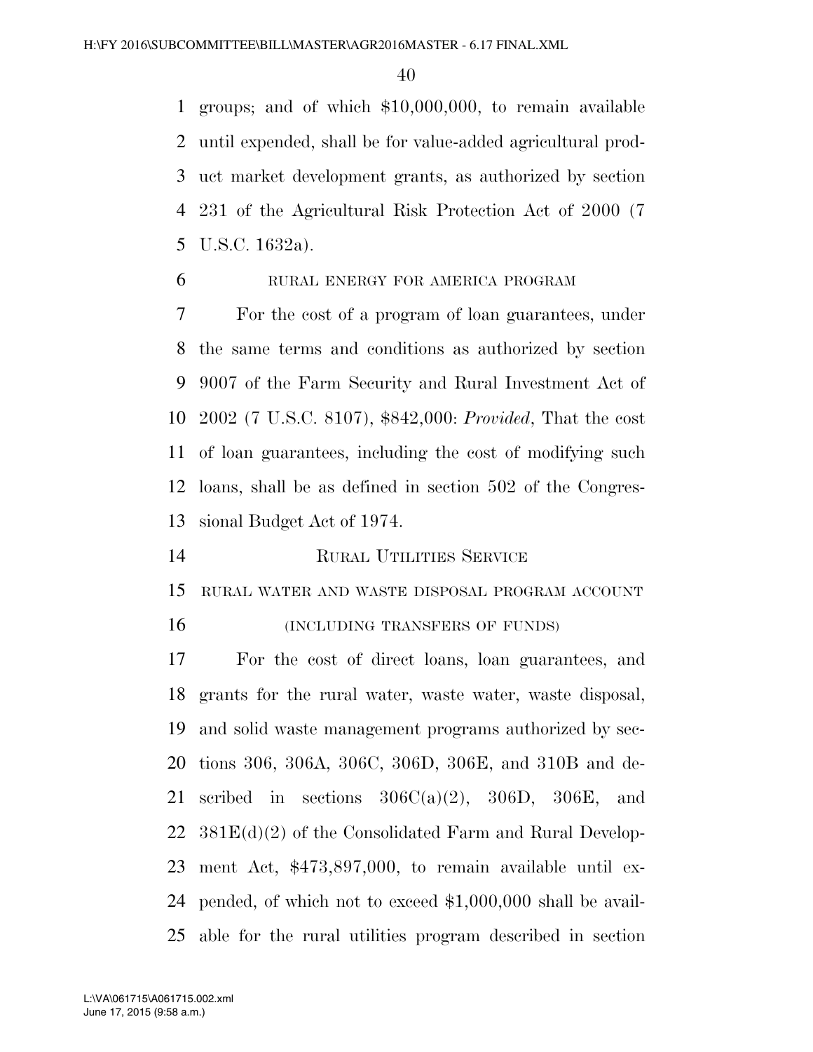groups; and of which $10,000,000, to remain available until expended, shall be for value-added agricultural product market development grants, as authorized by section 231 of the Agricultural Risk Protection Act of 2000 (7 U.S.C. 1632a).

RURAL ENERGY FOR AMERICA PROGRAM

For the cost of a program of loan guarantees, under the same terms and conditions as authorized by section 9007 of the Farm Security and Rural Investment Act of 2002 (7 U.S.C. 8107), $842,000: *Provided*, That the cost of loan guarantees, including the cost of modifying such loans, shall be as defined in section 502 of the Congressional Budget Act of 1974.

RURAL UTILITIES SERVICE

RURAL WATER AND WASTE DISPOSAL PROGRAM ACCOUNT

(INCLUDING TRANSFERS OF FUNDS)

For the cost of direct loans, loan guarantees, and grants for the rural water, waste water, waste disposal, and solid waste management programs authorized by sections 306, 306A, 306C, 306D, 306E, and 310B and described in sections 306C(a)(2), 306D, 306E, and 381E(d)(2) of the Consolidated Farm and Rural Development Act, $473,897,000, to remain available until expended, of which not to exceed $1,000,000 shall be available for the rural utilities program described in section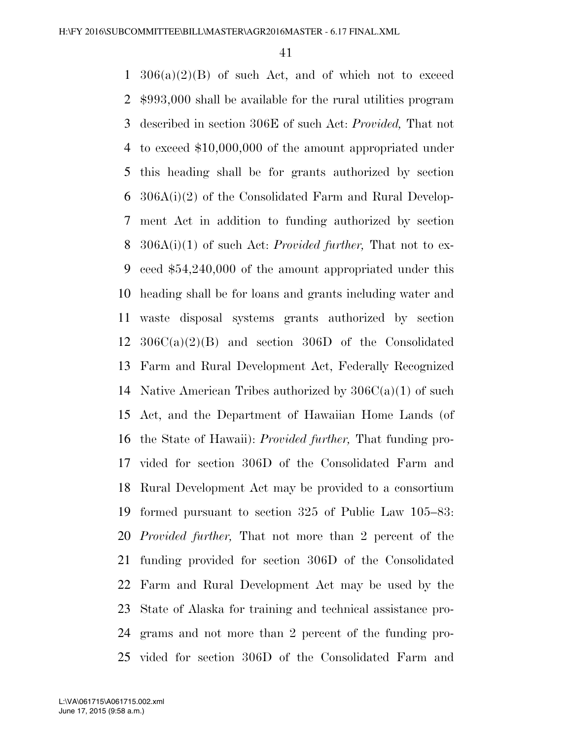306(a)(2)(B) of such Act, and of which not to exceed $993,000 shall be available for the rural utilities program described in section 306E of such Act: *Provided,* That not to exceed $10,000,000 of the amount appropriated under this heading shall be for grants authorized by section 306A(i)(2) of the Consolidated Farm and Rural Development Act in addition to funding authorized by section 306A(i)(1) of such Act: *Provided further,* That not to exceed $54,240,000 of the amount appropriated under this heading shall be for loans and grants including water and waste disposal systems grants authorized by section 306C(a)(2)(B) and section 306D of the Consolidated Farm and Rural Development Act, Federally Recognized Native American Tribes authorized by 306C(a)(1) of such Act, and the Department of Hawaiian Home Lands (of the State of Hawaii): *Provided further,* That funding provided for section 306D of the Consolidated Farm and Rural Development Act may be provided to a consortium formed pursuant to section 325 of Public Law 105–83: *Provided further,* That not more than 2 percent of the funding provided for section 306D of the Consolidated Farm and Rural Development Act may be used by the State of Alaska for training and technical assistance programs and not more than 2 percent of the funding provided for section 306D of the Consolidated Farm and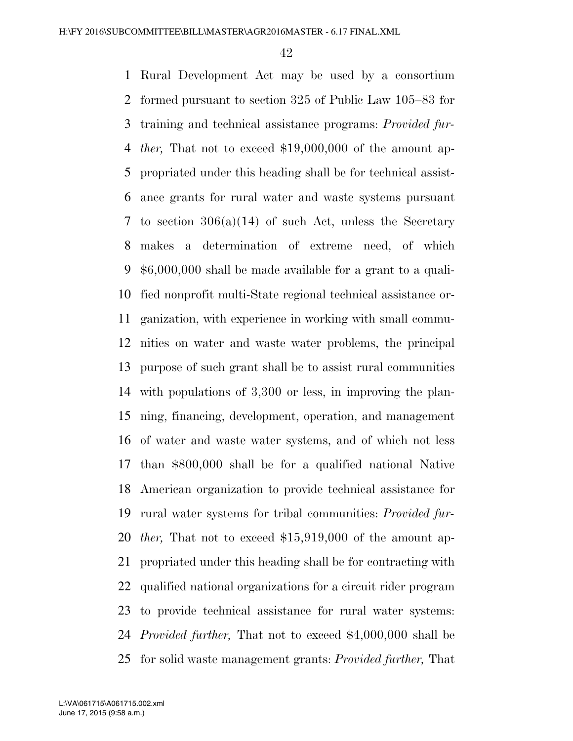Rural Development Act may be used by a consortium formed pursuant to section 325 of Public Law 105–83 for training and technical assistance programs: *Provided further,* That not to exceed $19,000,000 of the amount appropriated under this heading shall be for technical assistance grants for rural water and waste systems pursuant to section 306(a)(14) of such Act, unless the Secretary makes a determination of extreme need, of which $6,000,000 shall be made available for a grant to a qualified nonprofit multi-State regional technical assistance organization, with experience in working with small communities on water and waste water problems, the principal purpose of such grant shall be to assist rural communities with populations of 3,300 or less, in improving the planning, financing, development, operation, and management of water and waste water systems, and of which not less than $800,000 shall be for a qualified national Native American organization to provide technical assistance for rural water systems for tribal communities: *Provided further,* That not to exceed $15,919,000 of the amount appropriated under this heading shall be for contracting with qualified national organizations for a circuit rider program to provide technical assistance for rural water systems: *Provided further,* That not to exceed $4,000,000 shall be for solid waste management grants: *Provided further,* That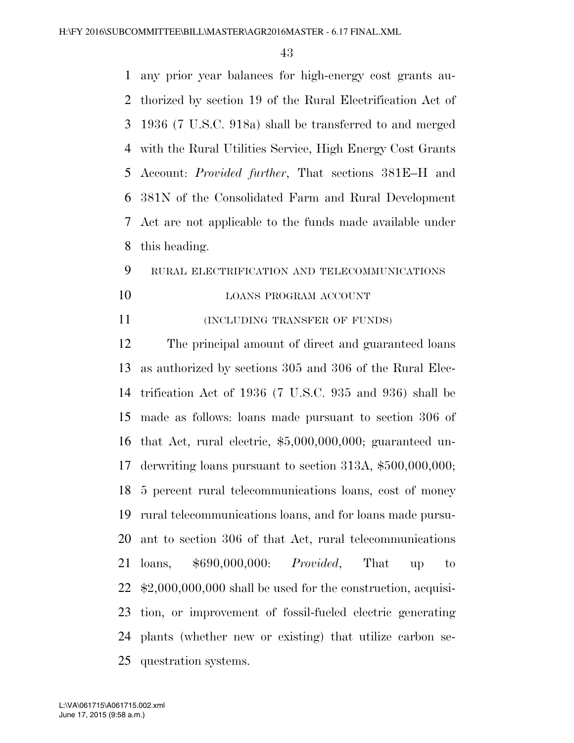any prior year balances for high-energy cost grants authorized by section 19 of the Rural Electrification Act of 1936 (7 U.S.C. 918a) shall be transferred to and merged with the Rural Utilities Service, High Energy Cost Grants Account: *Provided further*, That sections 381E–H and 381N of the Consolidated Farm and Rural Development Act are not applicable to the funds made available under this heading.

RURAL ELECTRIFICATION AND TELECOMMUNICATIONS LOANS PROGRAM ACCOUNT

(INCLUDING TRANSFER OF FUNDS)

The principal amount of direct and guaranteed loans as authorized by sections 305 and 306 of the Rural Electrification Act of 1936 (7 U.S.C. 935 and 936) shall be made as follows: loans made pursuant to section 306 of that Act, rural electric, $5,000,000,000; guaranteed underwriting loans pursuant to section 313A, $500,000,000; 5 percent rural telecommunications loans, cost of money rural telecommunications loans, and for loans made pursuant to section 306 of that Act, rural telecommunications loans, $690,000,000: *Provided*, That up to $2,000,000,000 shall be used for the construction, acquisition, or improvement of fossil-fueled electric generating plants (whether new or existing) that utilize carbon sequestration systems.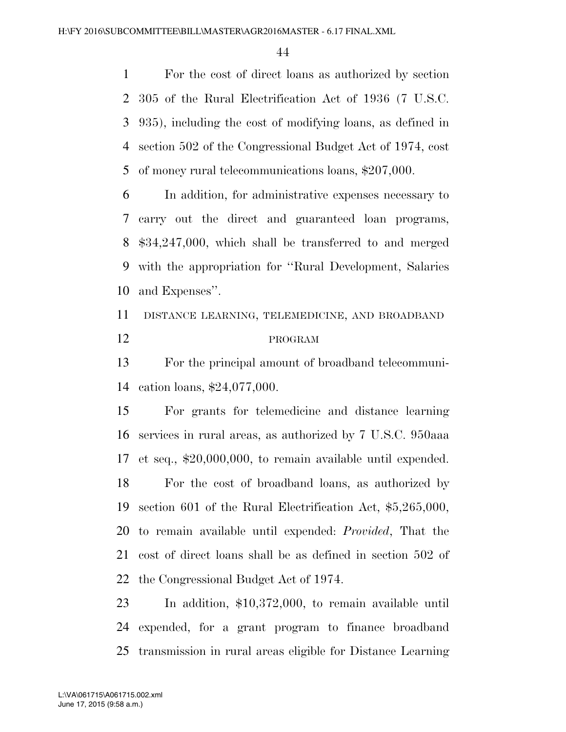For the cost of direct loans as authorized by section 305 of the Rural Electrification Act of 1936 (7 U.S.C. 935), including the cost of modifying loans, as defined in section 502 of the Congressional Budget Act of 1974, cost of money rural telecommunications loans, $207,000.

In addition, for administrative expenses necessary to carry out the direct and guaranteed loan programs, $34,247,000, which shall be transferred to and merged with the appropriation for ''Rural Development, Salaries and Expenses''.

DISTANCE LEARNING, TELEMEDICINE, AND BROADBAND PROGRAM

For the principal amount of broadband telecommunication loans, $24,077,000.

For grants for telemedicine and distance learning services in rural areas, as authorized by 7 U.S.C. 950aaa et seq., $20,000,000, to remain available until expended.

For the cost of broadband loans, as authorized by section 601 of the Rural Electrification Act, $5,265,000, to remain available until expended: *Provided*, That the cost of direct loans shall be as defined in section 502 of the Congressional Budget Act of 1974.

In addition, $10,372,000, to remain available until expended, for a grant program to finance broadband transmission in rural areas eligible for Distance Learning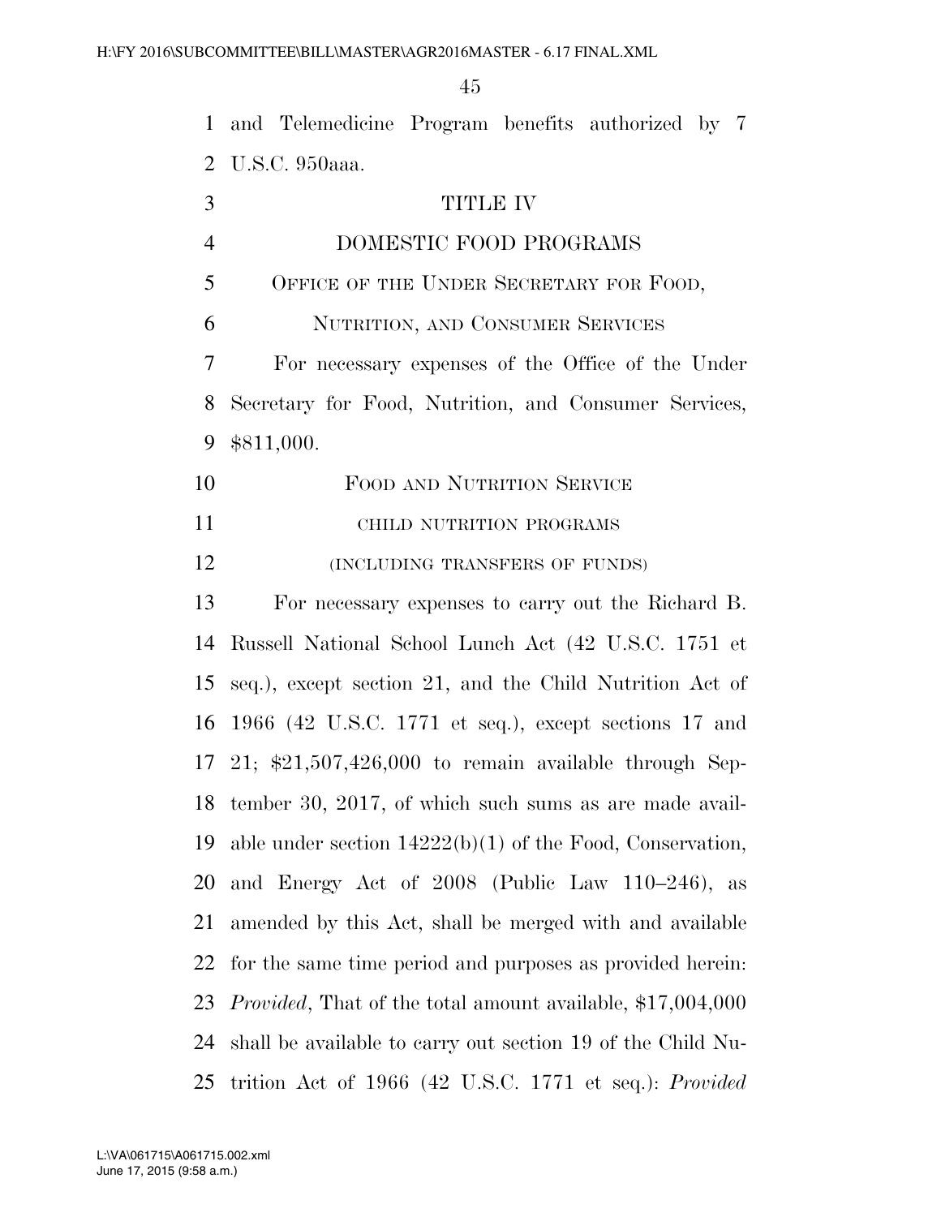and Telemedicine Program benefits authorized by 7 U.S.C. 950aaa.

# TITLE IV

# DOMESTIC FOOD PROGRAMS

## OFFICE OF THE UNDER SECRETARY FOR FOOD, NUTRITION, AND CONSUMER SERVICES

For necessary expenses of the Office of the Under Secretary for Food, Nutrition, and Consumer Services, $811,000.

## FOOD AND NUTRITION SERVICE

### CHILD NUTRITION PROGRAMS

### (INCLUDING TRANSFERS OF FUNDS)

For necessary expenses to carry out the Richard B. Russell National School Lunch Act (42 U.S.C. 1751 et seq.), except section 21, and the Child Nutrition Act of 1966 (42 U.S.C. 1771 et seq.), except sections 17 and 21; $21,507,426,000 to remain available through September 30, 2017, of which such sums as are made available under section 14222(b)(1) of the Food, Conservation, and Energy Act of 2008 (Public Law 110–246), as amended by this Act, shall be merged with and available for the same time period and purposes as provided herein: *Provided*, That of the total amount available, $17,004,000 shall be available to carry out section 19 of the Child Nutrition Act of 1966 (42 U.S.C. 1771 et seq.): *Provided*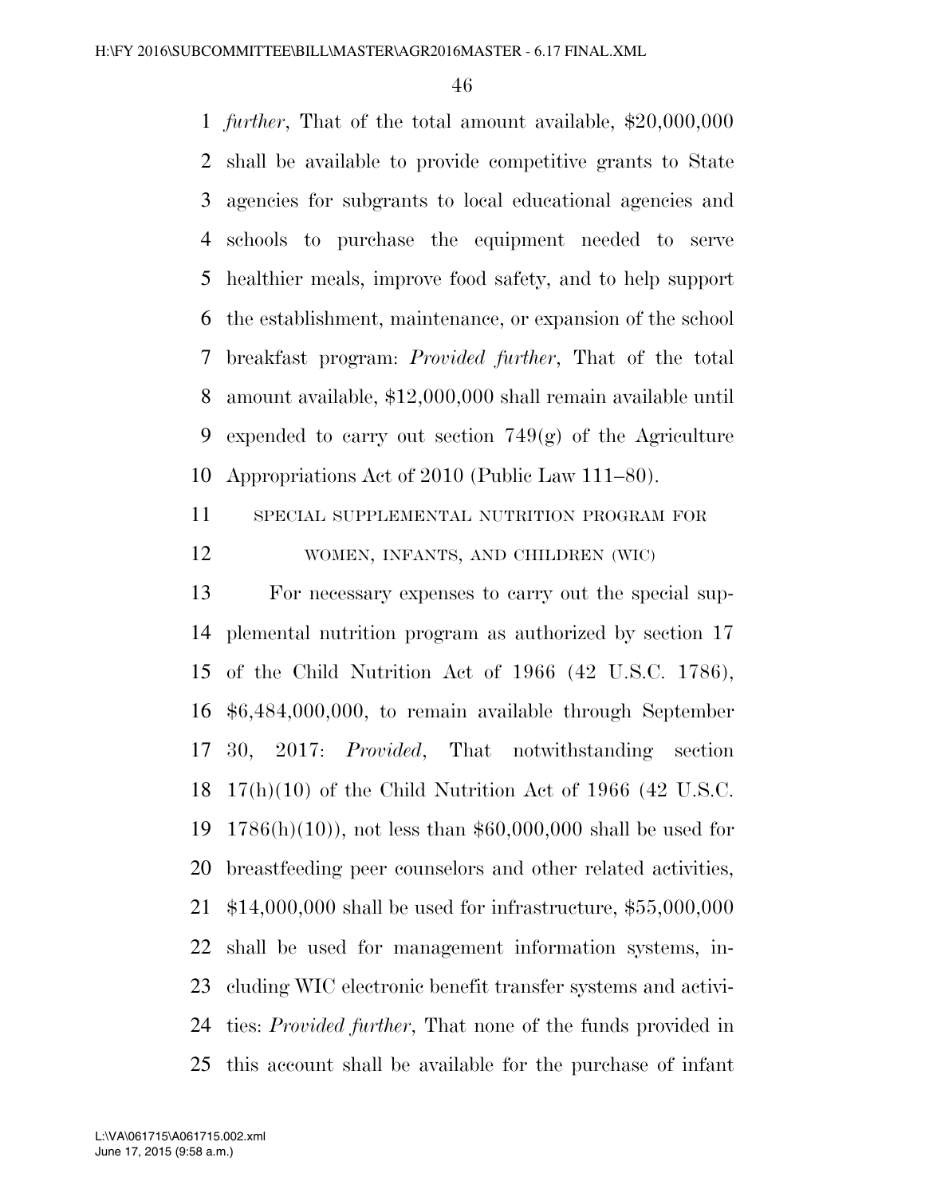*further*, That of the total amount available, $20,000,000 shall be available to provide competitive grants to State agencies for subgrants to local educational agencies and schools to purchase the equipment needed to serve healthier meals, improve food safety, and to help support the establishment, maintenance, or expansion of the school breakfast program: *Provided further*, That of the total amount available, $12,000,000 shall remain available until expended to carry out section 749(g) of the Agriculture Appropriations Act of 2010 (Public Law 111–80).

SPECIAL SUPPLEMENTAL NUTRITION PROGRAM FOR WOMEN, INFANTS, AND CHILDREN (WIC)

For necessary expenses to carry out the special supplemental nutrition program as authorized by section 17 of the Child Nutrition Act of 1966 (42 U.S.C. 1786), $6,484,000,000, to remain available through September 30, 2017: *Provided*, That notwithstanding section 17(h)(10) of the Child Nutrition Act of 1966 (42 U.S.C. 1786(h)(10)), not less than $60,000,000 shall be used for breastfeeding peer counselors and other related activities, $14,000,000 shall be used for infrastructure, $55,000,000 shall be used for management information systems, including WIC electronic benefit transfer systems and activities: *Provided further*, That none of the funds provided in this account shall be available for the purchase of infant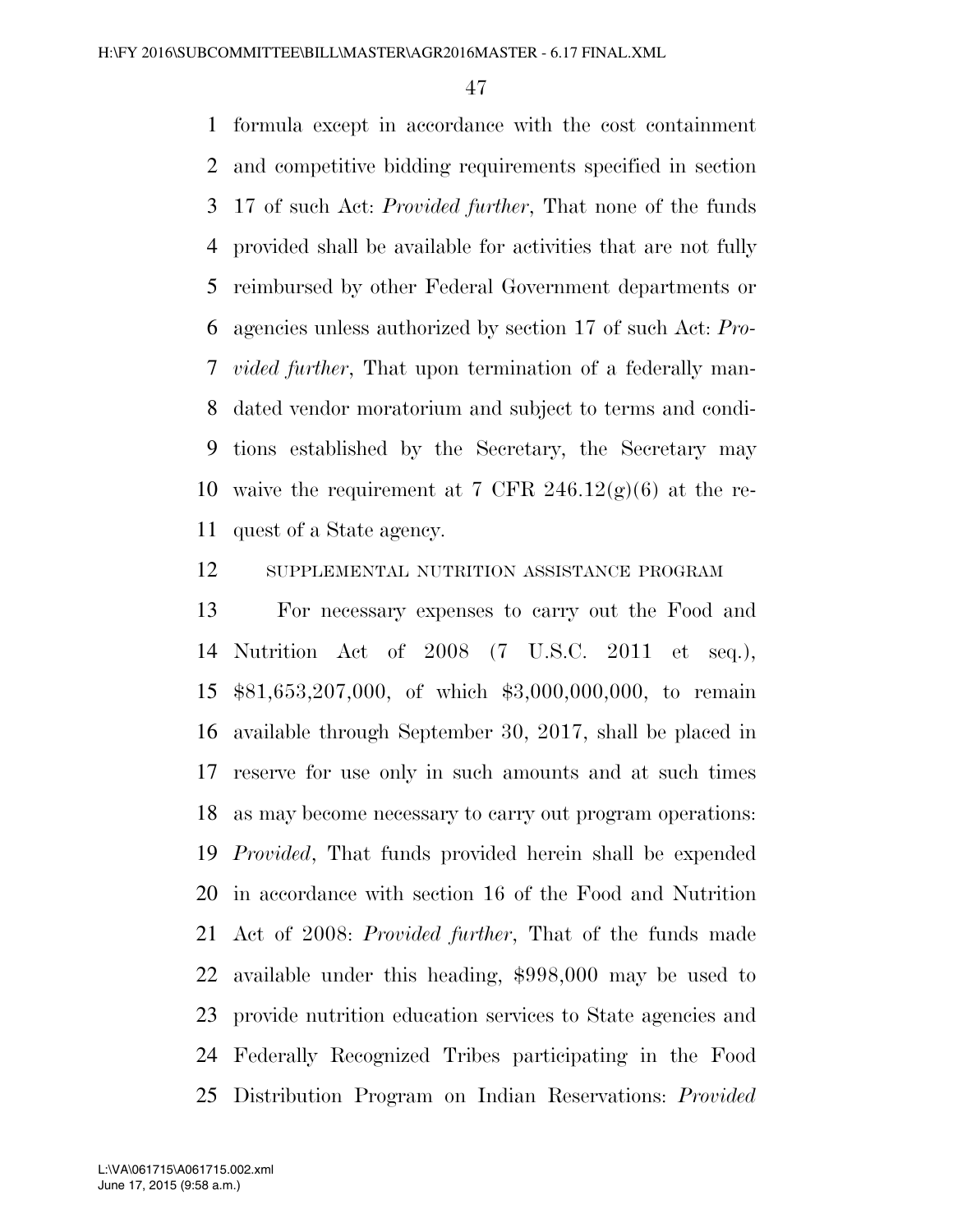formula except in accordance with the cost containment and competitive bidding requirements specified in section 17 of such Act: *Provided further*, That none of the funds provided shall be available for activities that are not fully reimbursed by other Federal Government departments or agencies unless authorized by section 17 of such Act: *Provided further*, That upon termination of a federally mandated vendor moratorium and subject to terms and conditions established by the Secretary, the Secretary may waive the requirement at 7 CFR 246.12(g)(6) at the request of a State agency.

SUPPLEMENTAL NUTRITION ASSISTANCE PROGRAM

For necessary expenses to carry out the Food and Nutrition Act of 2008 (7 U.S.C. 2011 et seq.), $81,653,207,000, of which $3,000,000,000, to remain available through September 30, 2017, shall be placed in reserve for use only in such amounts and at such times as may become necessary to carry out program operations: *Provided*, That funds provided herein shall be expended in accordance with section 16 of the Food and Nutrition Act of 2008: *Provided further*, That of the funds made available under this heading, $998,000 may be used to provide nutrition education services to State agencies and Federally Recognized Tribes participating in the Food Distribution Program on Indian Reservations: *Provided*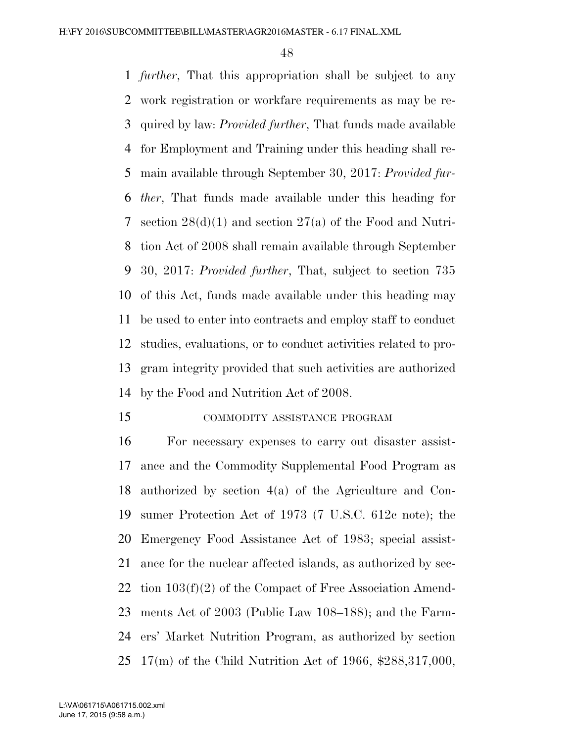*further*, That this appropriation shall be subject to any work registration or workfare requirements as may be required by law: *Provided further*, That funds made available for Employment and Training under this heading shall remain available through September 30, 2017: *Provided further*, That funds made available under this heading for section 28(d)(1) and section 27(a) of the Food and Nutrition Act of 2008 shall remain available through September 30, 2017: *Provided further*, That, subject to section 735 of this Act, funds made available under this heading may be used to enter into contracts and employ staff to conduct studies, evaluations, or to conduct activities related to program integrity provided that such activities are authorized by the Food and Nutrition Act of 2008.

COMMODITY ASSISTANCE PROGRAM

For necessary expenses to carry out disaster assistance and the Commodity Supplemental Food Program as authorized by section 4(a) of the Agriculture and Consumer Protection Act of 1973 (7 U.S.C. 612c note); the Emergency Food Assistance Act of 1983; special assistance for the nuclear affected islands, as authorized by section 103(f)(2) of the Compact of Free Association Amendments Act of 2003 (Public Law 108–188); and the Farmers' Market Nutrition Program, as authorized by section 17(m) of the Child Nutrition Act of 1966, $288,317,000,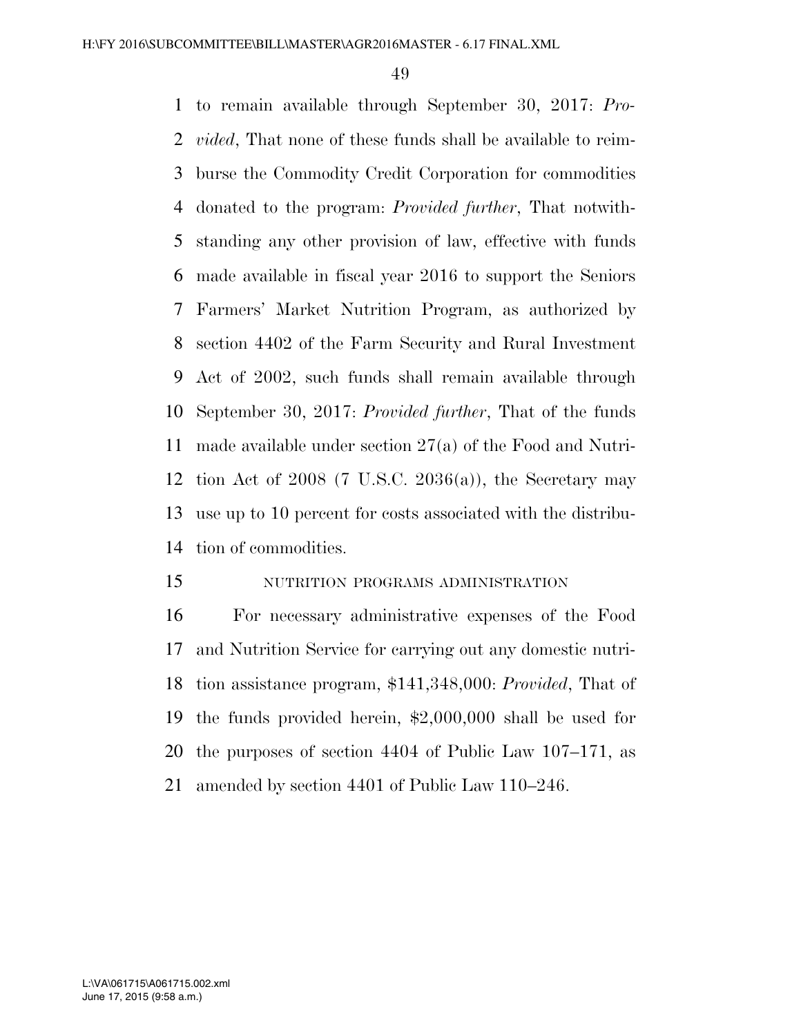to remain available through September 30, 2017: *Provided*, That none of these funds shall be available to reimburse the Commodity Credit Corporation for commodities donated to the program: *Provided further*, That notwithstanding any other provision of law, effective with funds made available in fiscal year 2016 to support the Seniors Farmers' Market Nutrition Program, as authorized by section 4402 of the Farm Security and Rural Investment Act of 2002, such funds shall remain available through September 30, 2017: *Provided further*, That of the funds made available under section 27(a) of the Food and Nutrition Act of 2008 (7 U.S.C. 2036(a)), the Secretary may use up to 10 percent for costs associated with the distribution of commodities.

NUTRITION PROGRAMS ADMINISTRATION

For necessary administrative expenses of the Food and Nutrition Service for carrying out any domestic nutrition assistance program, $141,348,000: *Provided*, That of the funds provided herein, $2,000,000 shall be used for the purposes of section 4404 of Public Law 107–171, as amended by section 4401 of Public Law 110–246.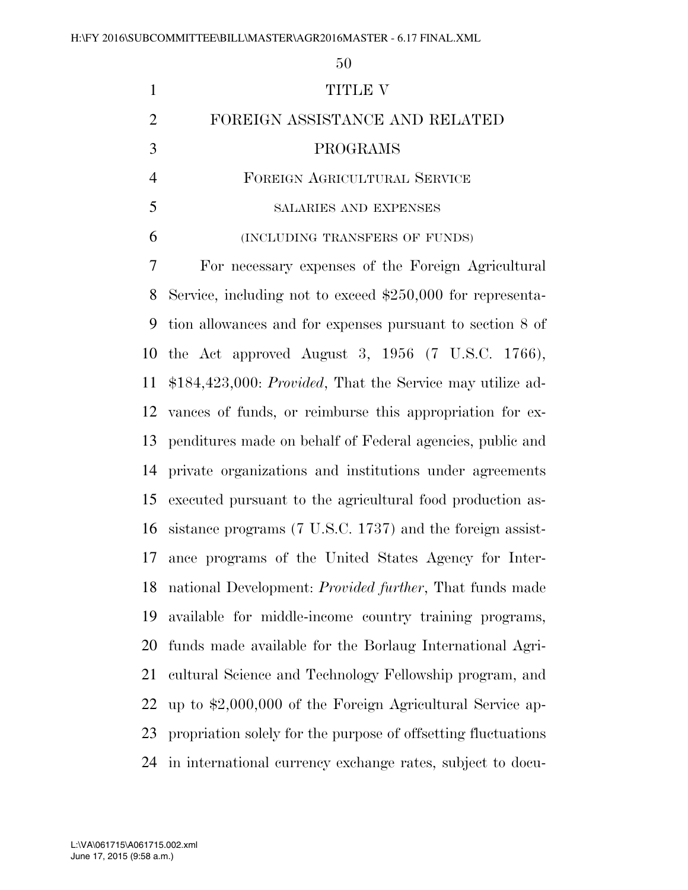# TITLE V

# FOREIGN ASSISTANCE AND RELATED PROGRAMS

## FOREIGN AGRICULTURAL SERVICE

### SALARIES AND EXPENSES

### (INCLUDING TRANSFERS OF FUNDS)

For necessary expenses of the Foreign Agricultural Service, including not to exceed $250,000 for representation allowances and for expenses pursuant to section 8 of the Act approved August 3, 1956 (7 U.S.C. 1766), $184,423,000: *Provided*, That the Service may utilize advances of funds, or reimburse this appropriation for expenditures made on behalf of Federal agencies, public and private organizations and institutions under agreements executed pursuant to the agricultural food production assistance programs (7 U.S.C. 1737) and the foreign assistance programs of the United States Agency for International Development: *Provided further*, That funds made available for middle-income country training programs, funds made available for the Borlaug International Agricultural Science and Technology Fellowship program, and up to $2,000,000 of the Foreign Agricultural Service appropriation solely for the purpose of offsetting fluctuations in international currency exchange rates, subject to docu-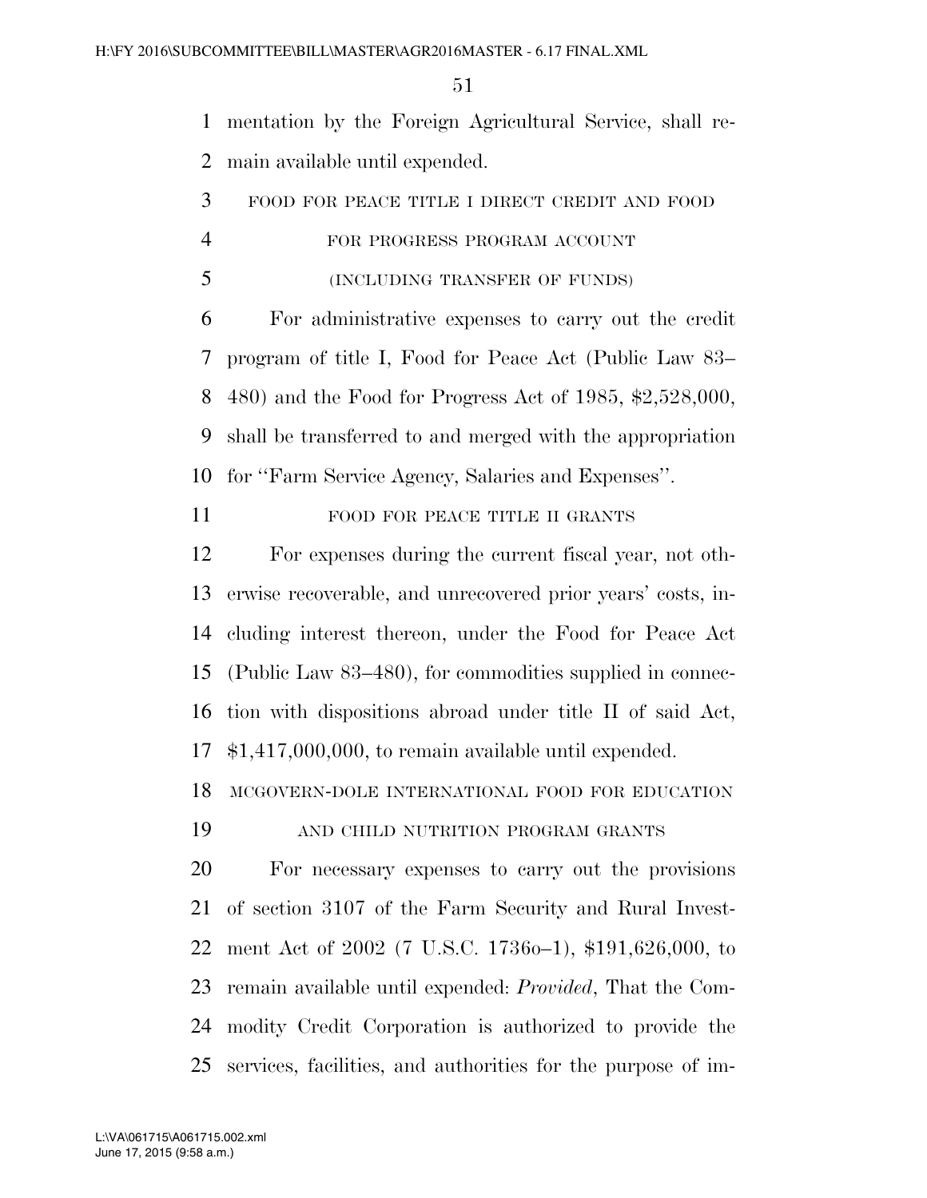mentation by the Foreign Agricultural Service, shall remain available until expended.

FOOD FOR PEACE TITLE I DIRECT CREDIT AND FOOD FOR PROGRESS PROGRAM ACCOUNT

(INCLUDING TRANSFER OF FUNDS)

For administrative expenses to carry out the credit program of title I, Food for Peace Act (Public Law 83–480) and the Food for Progress Act of 1985, $2,528,000, shall be transferred to and merged with the appropriation for ''Farm Service Agency, Salaries and Expenses''.

FOOD FOR PEACE TITLE II GRANTS

For expenses during the current fiscal year, not otherwise recoverable, and unrecovered prior years' costs, including interest thereon, under the Food for Peace Act (Public Law 83–480), for commodities supplied in connection with dispositions abroad under title II of said Act, $1,417,000,000, to remain available until expended.

MCGOVERN-DOLE INTERNATIONAL FOOD FOR EDUCATION AND CHILD NUTRITION PROGRAM GRANTS

For necessary expenses to carry out the provisions of section 3107 of the Farm Security and Rural Investment Act of 2002 (7 U.S.C. 1736o–1), $191,626,000, to remain available until expended: *Provided*, That the Commodity Credit Corporation is authorized to provide the services, facilities, and authorities for the purpose of im-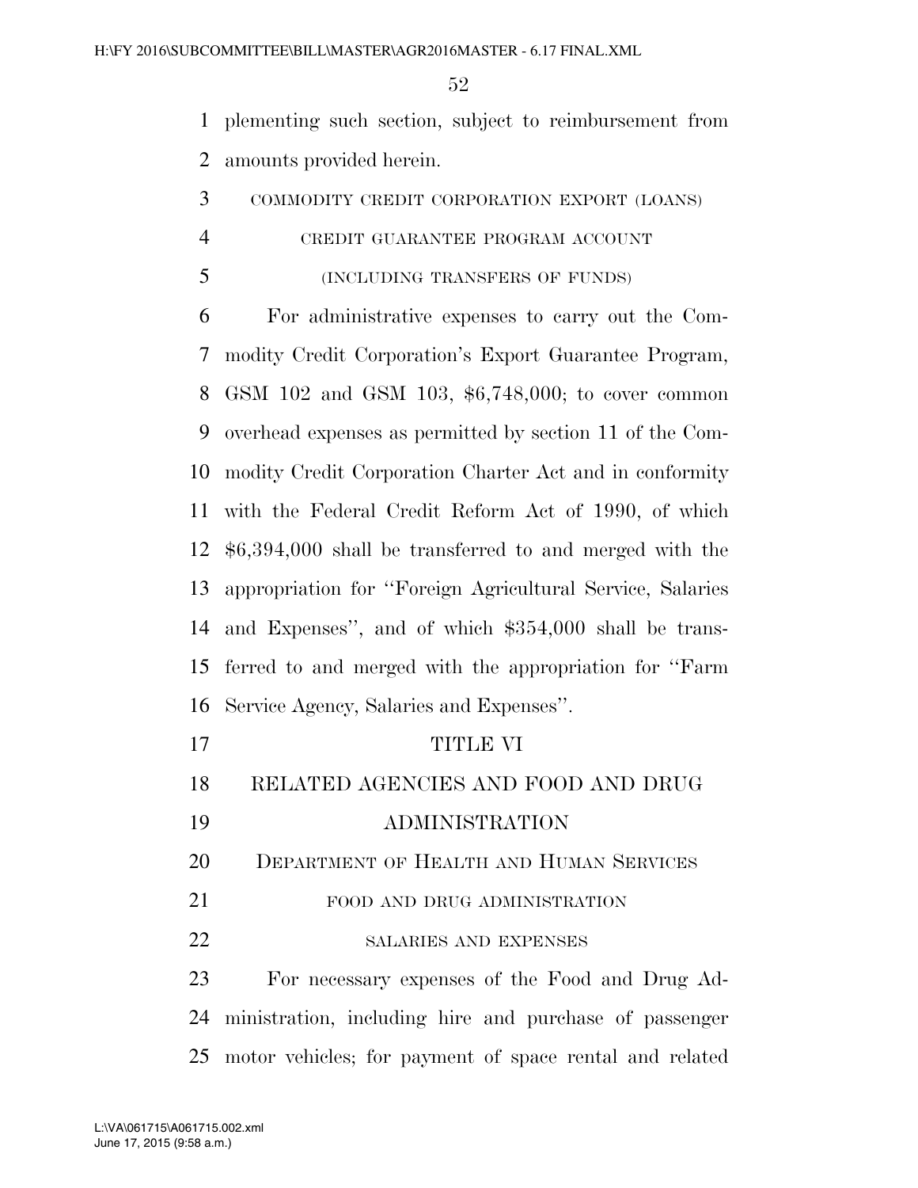plementing such section, subject to reimbursement from amounts provided herein.

COMMODITY CREDIT CORPORATION EXPORT (LOANS)
CREDIT GUARANTEE PROGRAM ACCOUNT
(INCLUDING TRANSFERS OF FUNDS)

For administrative expenses to carry out the Commodity Credit Corporation's Export Guarantee Program, GSM 102 and GSM 103, $6,748,000; to cover common overhead expenses as permitted by section 11 of the Commodity Credit Corporation Charter Act and in conformity with the Federal Credit Reform Act of 1990, of which $6,394,000 shall be transferred to and merged with the appropriation for ''Foreign Agricultural Service, Salaries and Expenses'', and of which $354,000 shall be transferred to and merged with the appropriation for ''Farm Service Agency, Salaries and Expenses''.

# TITLE VI

# RELATED AGENCIES AND FOOD AND DRUG ADMINISTRATION

## DEPARTMENT OF HEALTH AND HUMAN SERVICES

### FOOD AND DRUG ADMINISTRATION

SALARIES AND EXPENSES

For necessary expenses of the Food and Drug Administration, including hire and purchase of passenger motor vehicles; for payment of space rental and related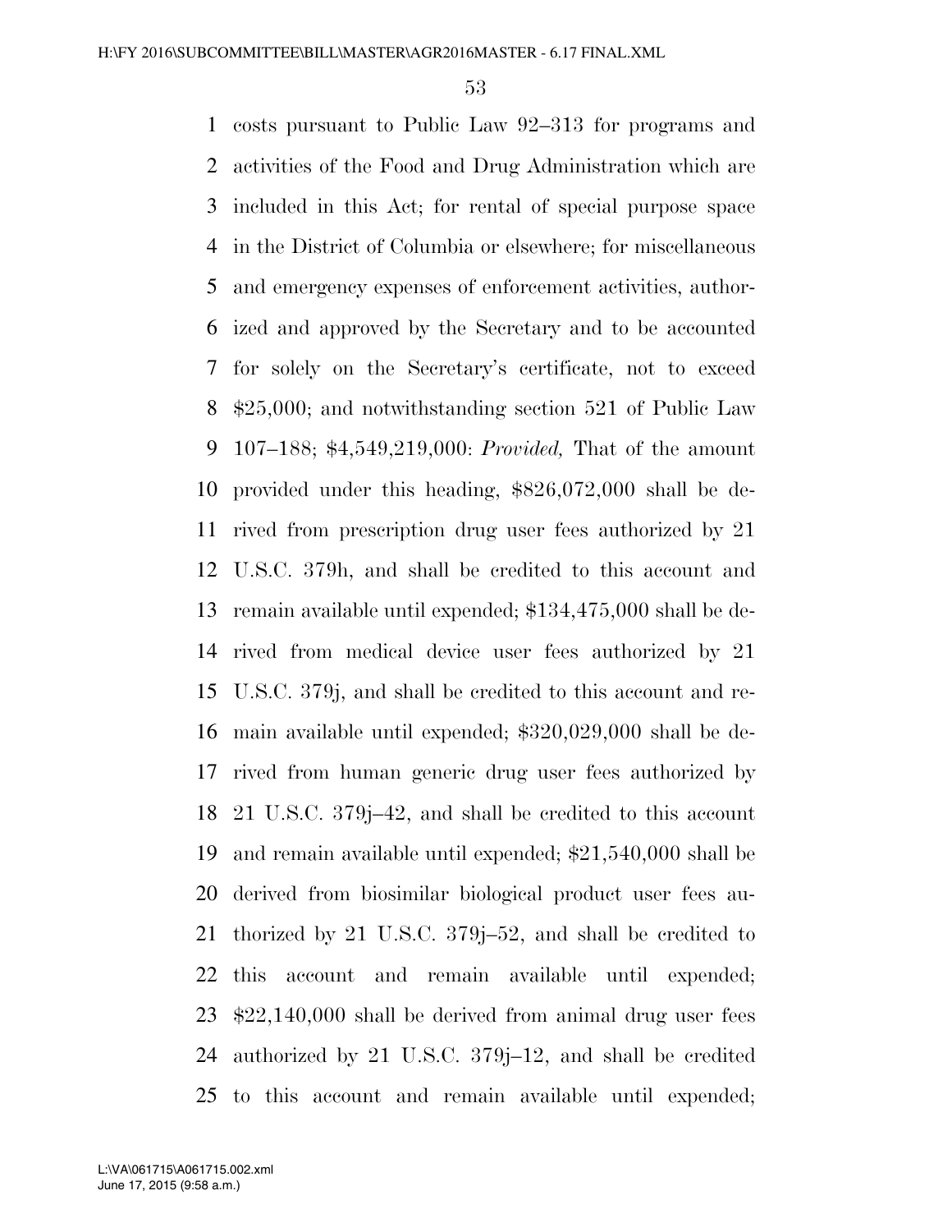costs pursuant to Public Law 92–313 for programs and activities of the Food and Drug Administration which are included in this Act; for rental of special purpose space in the District of Columbia or elsewhere; for miscellaneous and emergency expenses of enforcement activities, authorized and approved by the Secretary and to be accounted for solely on the Secretary's certificate, not to exceed $25,000; and notwithstanding section 521 of Public Law 107–188; $4,549,219,000: *Provided,* That of the amount provided under this heading, $826,072,000 shall be derived from prescription drug user fees authorized by 21 U.S.C. 379h, and shall be credited to this account and remain available until expended; $134,475,000 shall be derived from medical device user fees authorized by 21 U.S.C. 379j, and shall be credited to this account and remain available until expended; $320,029,000 shall be derived from human generic drug user fees authorized by 21 U.S.C. 379j–42, and shall be credited to this account and remain available until expended; $21,540,000 shall be derived from biosimilar biological product user fees authorized by 21 U.S.C. 379j–52, and shall be credited to this account and remain available until expended; $22,140,000 shall be derived from animal drug user fees authorized by 21 U.S.C. 379j–12, and shall be credited to this account and remain available until expended;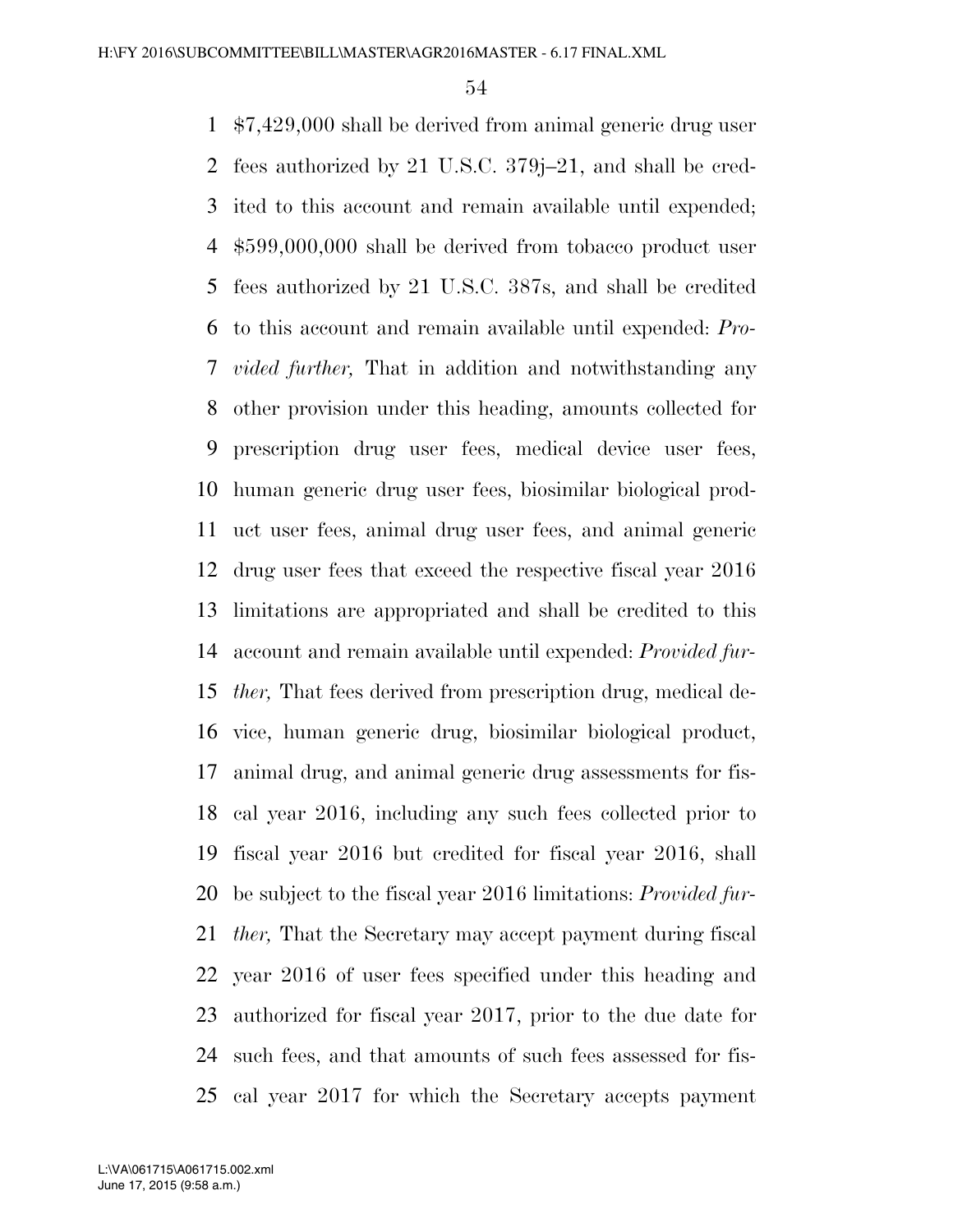$7,429,000 shall be derived from animal generic drug user fees authorized by 21 U.S.C. 379j–21, and shall be credited to this account and remain available until expended; $599,000,000 shall be derived from tobacco product user fees authorized by 21 U.S.C. 387s, and shall be credited to this account and remain available until expended: *Provided further,* That in addition and notwithstanding any other provision under this heading, amounts collected for prescription drug user fees, medical device user fees, human generic drug user fees, biosimilar biological product user fees, animal drug user fees, and animal generic drug user fees that exceed the respective fiscal year 2016 limitations are appropriated and shall be credited to this account and remain available until expended: *Provided further,* That fees derived from prescription drug, medical device, human generic drug, biosimilar biological product, animal drug, and animal generic drug assessments for fiscal year 2016, including any such fees collected prior to fiscal year 2016 but credited for fiscal year 2016, shall be subject to the fiscal year 2016 limitations: *Provided further,* That the Secretary may accept payment during fiscal year 2016 of user fees specified under this heading and authorized for fiscal year 2017, prior to the due date for such fees, and that amounts of such fees assessed for fiscal year 2017 for which the Secretary accepts payment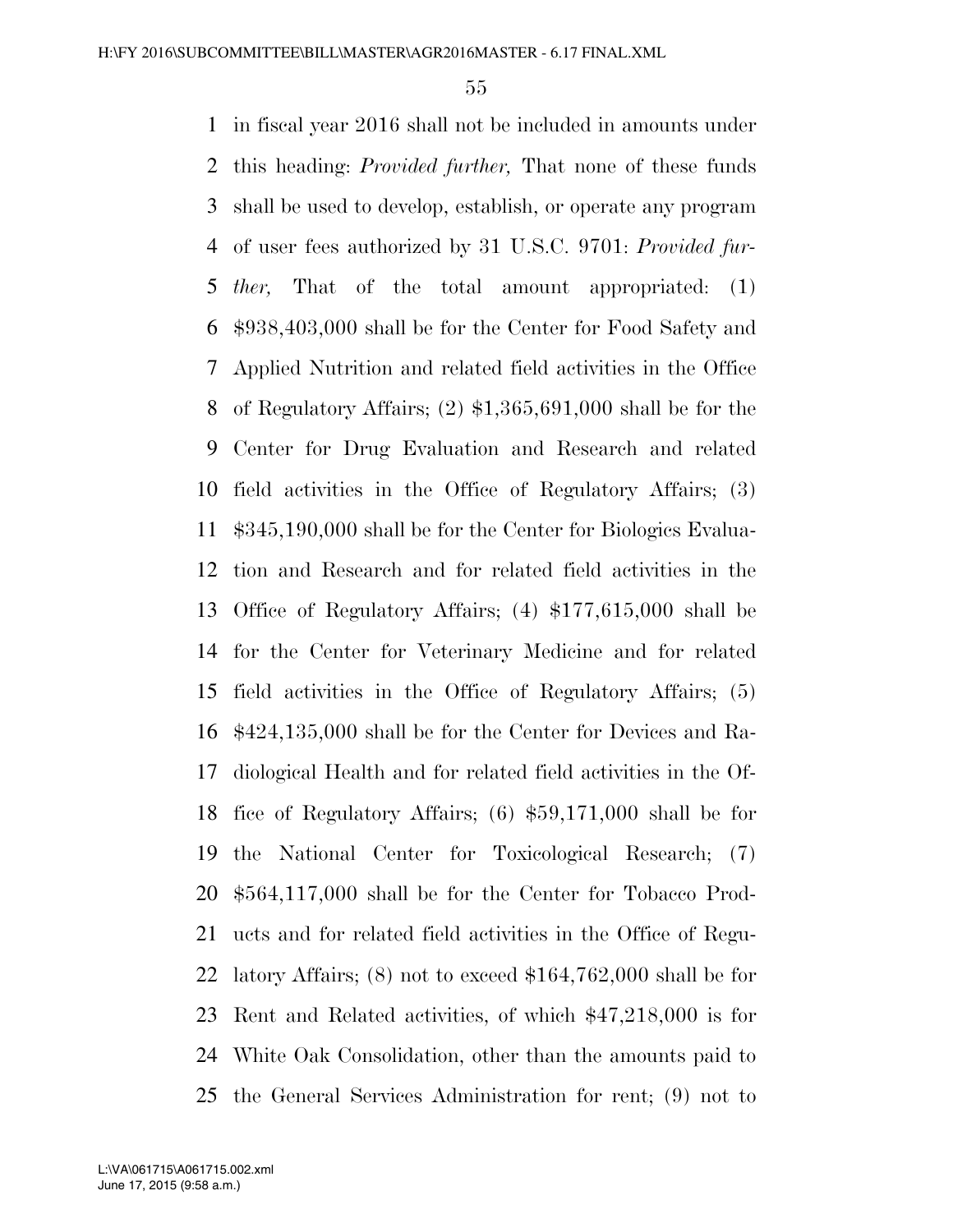in fiscal year 2016 shall not be included in amounts under this heading: *Provided further,* That none of these funds shall be used to develop, establish, or operate any program of user fees authorized by 31 U.S.C. 9701: *Provided further,* That of the total amount appropriated: (1) $938,403,000 shall be for the Center for Food Safety and Applied Nutrition and related field activities in the Office of Regulatory Affairs; (2) $1,365,691,000 shall be for the Center for Drug Evaluation and Research and related field activities in the Office of Regulatory Affairs; (3) $345,190,000 shall be for the Center for Biologics Evaluation and Research and for related field activities in the Office of Regulatory Affairs; (4) $177,615,000 shall be for the Center for Veterinary Medicine and for related field activities in the Office of Regulatory Affairs; (5) $424,135,000 shall be for the Center for Devices and Radiological Health and for related field activities in the Office of Regulatory Affairs; (6) $59,171,000 shall be for the National Center for Toxicological Research; (7) $564,117,000 shall be for the Center for Tobacco Products and for related field activities in the Office of Regulatory Affairs; (8) not to exceed $164,762,000 shall be for Rent and Related activities, of which $47,218,000 is for White Oak Consolidation, other than the amounts paid to the General Services Administration for rent; (9) not to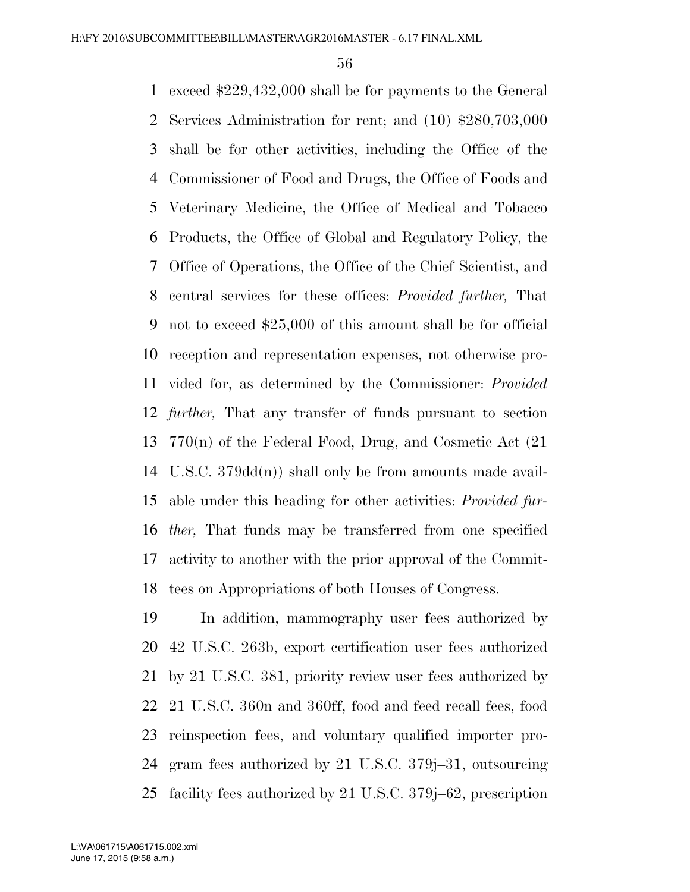exceed $229,432,000 shall be for payments to the General Services Administration for rent; and (10) $280,703,000 shall be for other activities, including the Office of the Commissioner of Food and Drugs, the Office of Foods and Veterinary Medicine, the Office of Medical and Tobacco Products, the Office of Global and Regulatory Policy, the Office of Operations, the Office of the Chief Scientist, and central services for these offices: *Provided further,* That not to exceed $25,000 of this amount shall be for official reception and representation expenses, not otherwise provided for, as determined by the Commissioner: *Provided further,* That any transfer of funds pursuant to section 770(n) of the Federal Food, Drug, and Cosmetic Act (21 U.S.C. 379dd(n)) shall only be from amounts made available under this heading for other activities: *Provided further,* That funds may be transferred from one specified activity to another with the prior approval of the Committees on Appropriations of both Houses of Congress.

In addition, mammography user fees authorized by 42 U.S.C. 263b, export certification user fees authorized by 21 U.S.C. 381, priority review user fees authorized by 21 U.S.C. 360n and 360ff, food and feed recall fees, food reinspection fees, and voluntary qualified importer program fees authorized by 21 U.S.C. 379j–31, outsourcing facility fees authorized by 21 U.S.C. 379j–62, prescription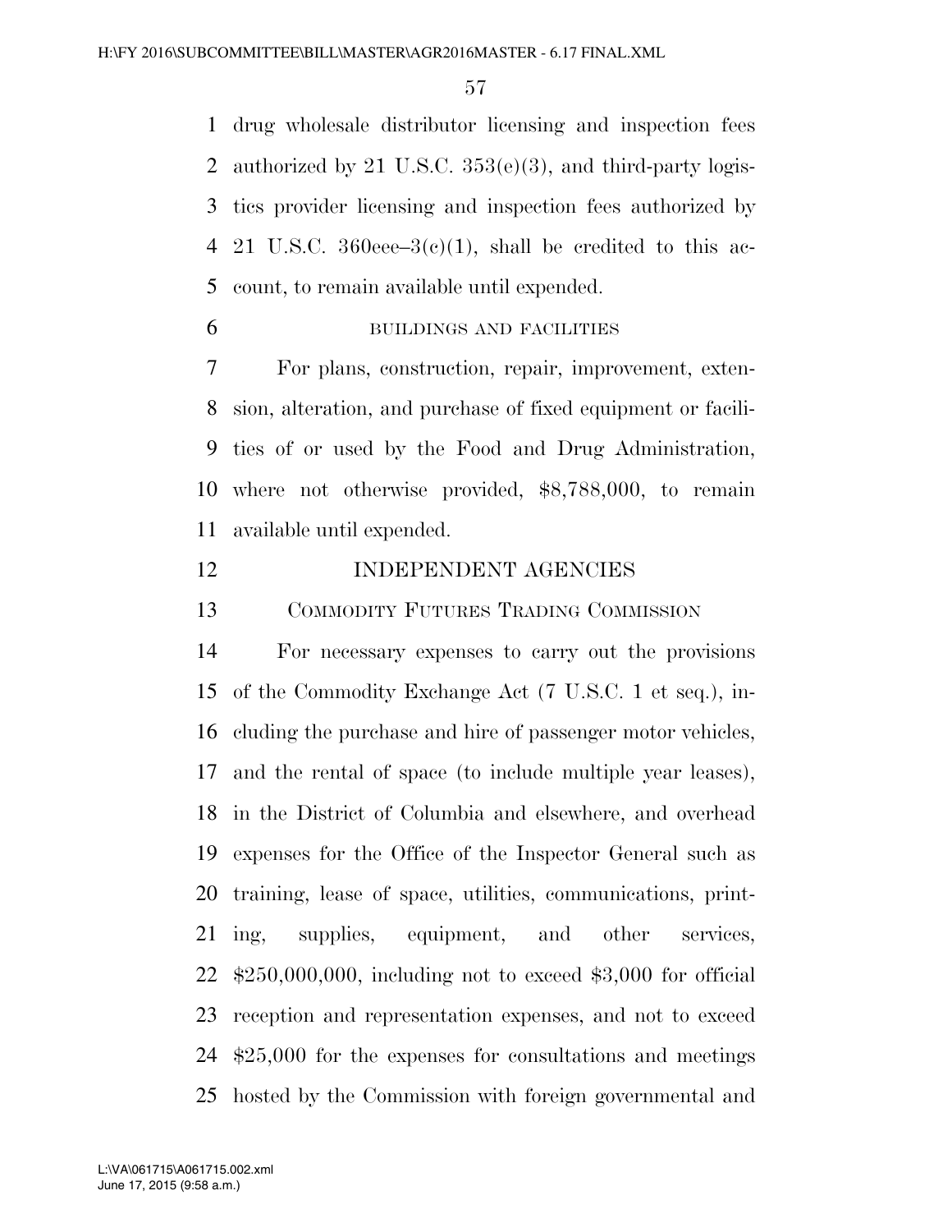drug wholesale distributor licensing and inspection fees authorized by 21 U.S.C. 353(e)(3), and third-party logistics provider licensing and inspection fees authorized by 21 U.S.C. 360eee–3(c)(1), shall be credited to this account, to remain available until expended.

BUILDINGS AND FACILITIES

For plans, construction, repair, improvement, extension, alteration, and purchase of fixed equipment or facilities of or used by the Food and Drug Administration, where not otherwise provided, $8,788,000, to remain available until expended.

## INDEPENDENT AGENCIES

### COMMODITY FUTURES TRADING COMMISSION

For necessary expenses to carry out the provisions of the Commodity Exchange Act (7 U.S.C. 1 et seq.), including the purchase and hire of passenger motor vehicles, and the rental of space (to include multiple year leases), in the District of Columbia and elsewhere, and overhead expenses for the Office of the Inspector General such as training, lease of space, utilities, communications, printing, supplies, equipment, and other services, $250,000,000, including not to exceed $3,000 for official reception and representation expenses, and not to exceed $25,000 for the expenses for consultations and meetings hosted by the Commission with foreign governmental and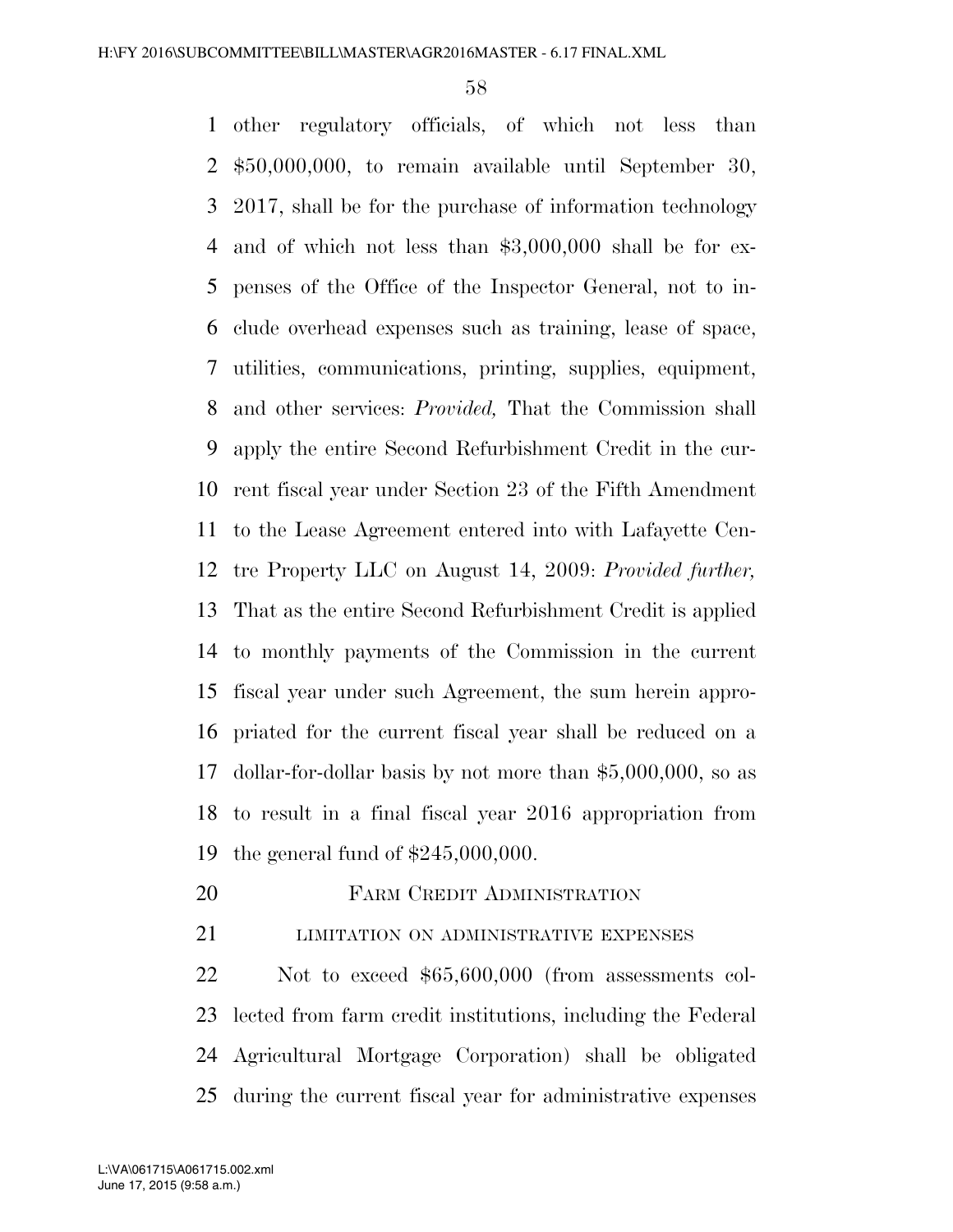other regulatory officials, of which not less than $50,000,000, to remain available until September 30, 2017, shall be for the purchase of information technology and of which not less than $3,000,000 shall be for expenses of the Office of the Inspector General, not to include overhead expenses such as training, lease of space, utilities, communications, printing, supplies, equipment, and other services: *Provided,* That the Commission shall apply the entire Second Refurbishment Credit in the current fiscal year under Section 23 of the Fifth Amendment to the Lease Agreement entered into with Lafayette Centre Property LLC on August 14, 2009: *Provided further,* That as the entire Second Refurbishment Credit is applied to monthly payments of the Commission in the current fiscal year under such Agreement, the sum herein appropriated for the current fiscal year shall be reduced on a dollar-for-dollar basis by not more than $5,000,000, so as to result in a final fiscal year 2016 appropriation from the general fund of $245,000,000.

## FARM CREDIT ADMINISTRATION

### LIMITATION ON ADMINISTRATIVE EXPENSES

Not to exceed $65,600,000 (from assessments collected from farm credit institutions, including the Federal Agricultural Mortgage Corporation) shall be obligated during the current fiscal year for administrative expenses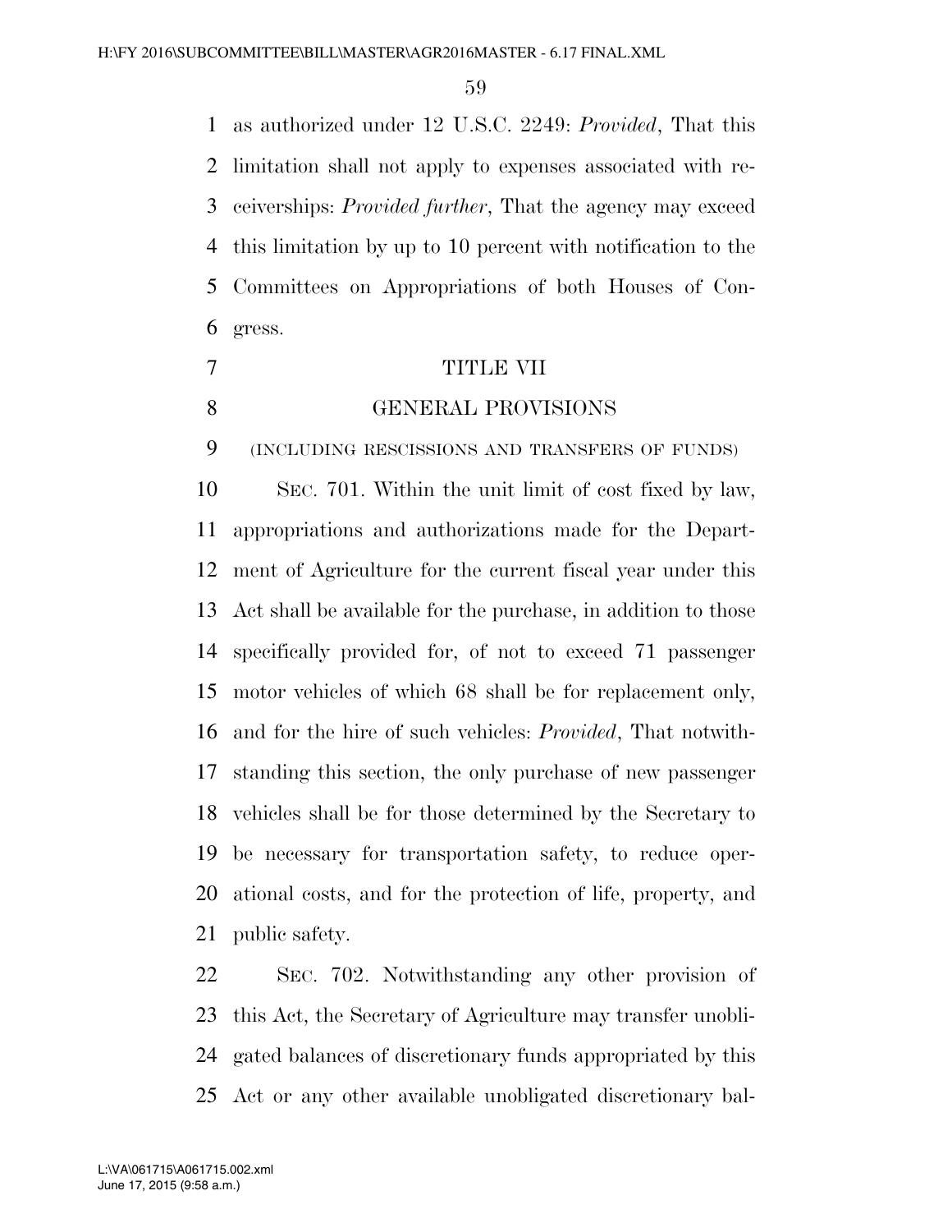as authorized under 12 U.S.C. 2249: *Provided*, That this limitation shall not apply to expenses associated with receiverships: *Provided further*, That the agency may exceed this limitation by up to 10 percent with notification to the Committees on Appropriations of both Houses of Congress.

# TITLE VII

# GENERAL PROVISIONS

(INCLUDING RESCISSIONS AND TRANSFERS OF FUNDS)

SEC. 701. Within the unit limit of cost fixed by law, appropriations and authorizations made for the Department of Agriculture for the current fiscal year under this Act shall be available for the purchase, in addition to those specifically provided for, of not to exceed 71 passenger motor vehicles of which 68 shall be for replacement only, and for the hire of such vehicles: *Provided*, That notwithstanding this section, the only purchase of new passenger vehicles shall be for those determined by the Secretary to be necessary for transportation safety, to reduce operational costs, and for the protection of life, property, and public safety.

SEC. 702. Notwithstanding any other provision of this Act, the Secretary of Agriculture may transfer unobligated balances of discretionary funds appropriated by this Act or any other available unobligated discretionary bal-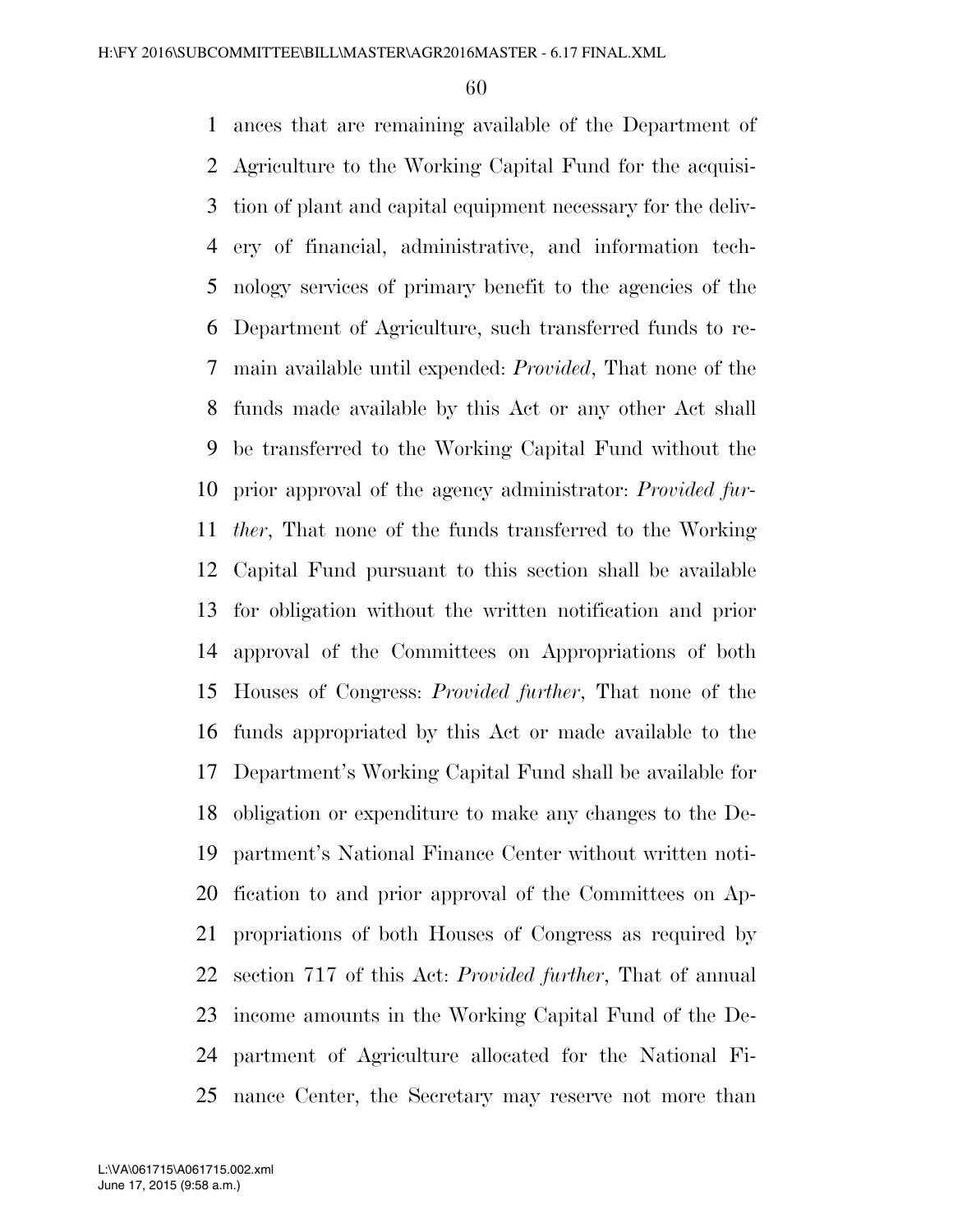ances that are remaining available of the Department of Agriculture to the Working Capital Fund for the acquisition of plant and capital equipment necessary for the delivery of financial, administrative, and information technology services of primary benefit to the agencies of the Department of Agriculture, such transferred funds to remain available until expended: *Provided*, That none of the funds made available by this Act or any other Act shall be transferred to the Working Capital Fund without the prior approval of the agency administrator: *Provided further*, That none of the funds transferred to the Working Capital Fund pursuant to this section shall be available for obligation without the written notification and prior approval of the Committees on Appropriations of both Houses of Congress: *Provided further*, That none of the funds appropriated by this Act or made available to the Department's Working Capital Fund shall be available for obligation or expenditure to make any changes to the Department's National Finance Center without written notification to and prior approval of the Committees on Appropriations of both Houses of Congress as required by section 717 of this Act: *Provided further*, That of annual income amounts in the Working Capital Fund of the Department of Agriculture allocated for the National Finance Center, the Secretary may reserve not more than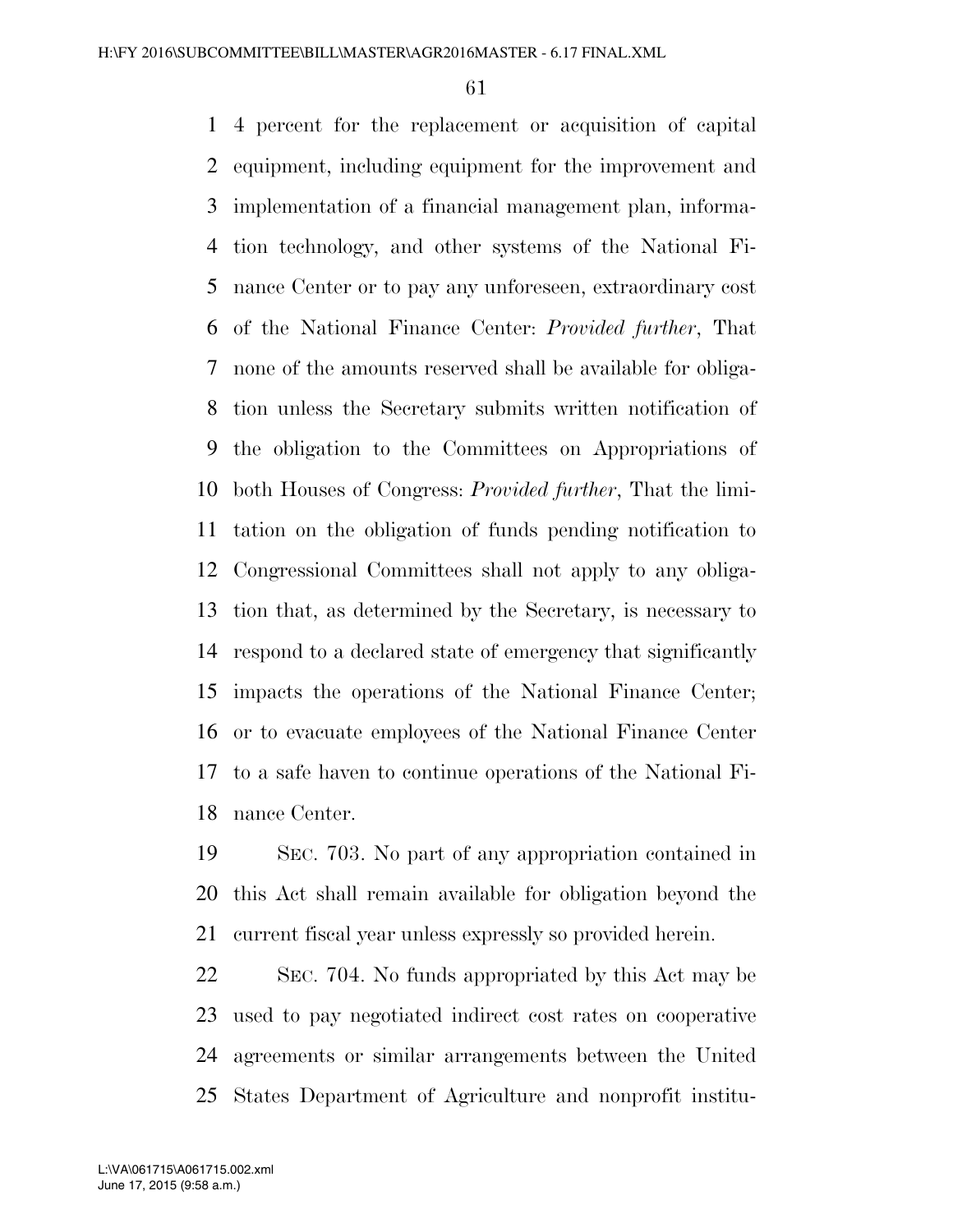4 percent for the replacement or acquisition of capital equipment, including equipment for the improvement and implementation of a financial management plan, information technology, and other systems of the National Finance Center or to pay any unforeseen, extraordinary cost of the National Finance Center: *Provided further*, That none of the amounts reserved shall be available for obligation unless the Secretary submits written notification of the obligation to the Committees on Appropriations of both Houses of Congress: *Provided further*, That the limitation on the obligation of funds pending notification to Congressional Committees shall not apply to any obligation that, as determined by the Secretary, is necessary to respond to a declared state of emergency that significantly impacts the operations of the National Finance Center; or to evacuate employees of the National Finance Center to a safe haven to continue operations of the National Finance Center.

SEC. 703. No part of any appropriation contained in this Act shall remain available for obligation beyond the current fiscal year unless expressly so provided herein.

SEC. 704. No funds appropriated by this Act may be used to pay negotiated indirect cost rates on cooperative agreements or similar arrangements between the United States Department of Agriculture and nonprofit institu-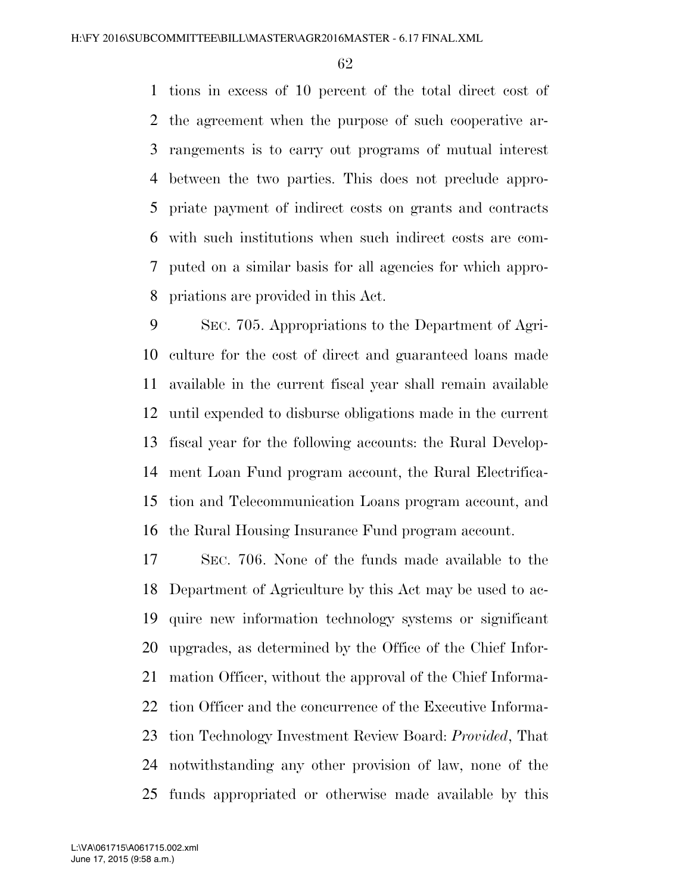tions in excess of 10 percent of the total direct cost of the agreement when the purpose of such cooperative arrangements is to carry out programs of mutual interest between the two parties. This does not preclude appropriate payment of indirect costs on grants and contracts with such institutions when such indirect costs are computed on a similar basis for all agencies for which appropriations are provided in this Act.

SEC. 705. Appropriations to the Department of Agriculture for the cost of direct and guaranteed loans made available in the current fiscal year shall remain available until expended to disburse obligations made in the current fiscal year for the following accounts: the Rural Development Loan Fund program account, the Rural Electrification and Telecommunication Loans program account, and the Rural Housing Insurance Fund program account.

SEC. 706. None of the funds made available to the Department of Agriculture by this Act may be used to acquire new information technology systems or significant upgrades, as determined by the Office of the Chief Information Officer, without the approval of the Chief Information Officer and the concurrence of the Executive Information Technology Investment Review Board: *Provided*, That notwithstanding any other provision of law, none of the funds appropriated or otherwise made available by this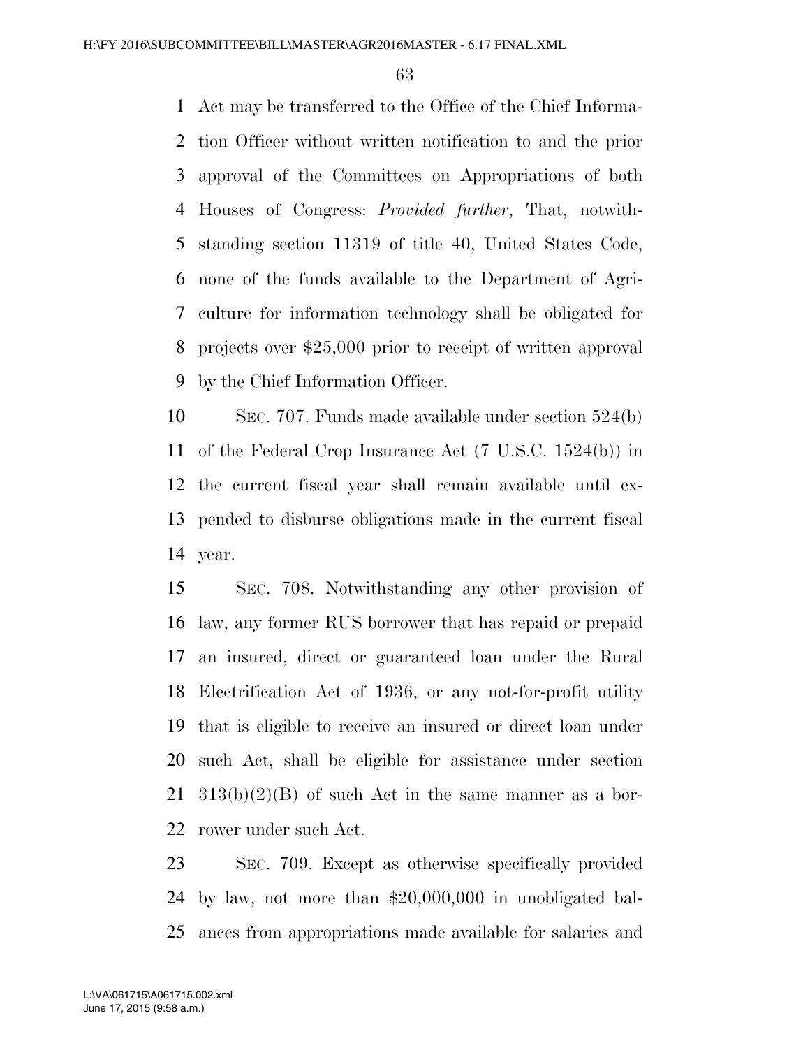Act may be transferred to the Office of the Chief Information Officer without written notification to and the prior approval of the Committees on Appropriations of both Houses of Congress: *Provided further*, That, notwithstanding section 11319 of title 40, United States Code, none of the funds available to the Department of Agriculture for information technology shall be obligated for projects over $25,000 prior to receipt of written approval by the Chief Information Officer.

SEC. 707. Funds made available under section 524(b) of the Federal Crop Insurance Act (7 U.S.C. 1524(b)) in the current fiscal year shall remain available until expended to disburse obligations made in the current fiscal year.

SEC. 708. Notwithstanding any other provision of law, any former RUS borrower that has repaid or prepaid an insured, direct or guaranteed loan under the Rural Electrification Act of 1936, or any not-for-profit utility that is eligible to receive an insured or direct loan under such Act, shall be eligible for assistance under section 313(b)(2)(B) of such Act in the same manner as a borrower under such Act.

SEC. 709. Except as otherwise specifically provided by law, not more than $20,000,000 in unobligated balances from appropriations made available for salaries and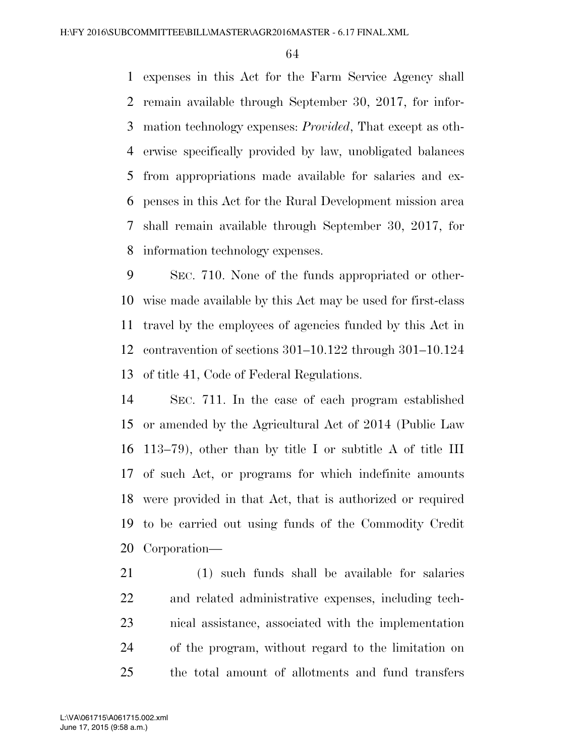expenses in this Act for the Farm Service Agency shall remain available through September 30, 2017, for information technology expenses: *Provided*, That except as otherwise specifically provided by law, unobligated balances from appropriations made available for salaries and expenses in this Act for the Rural Development mission area shall remain available through September 30, 2017, for information technology expenses.

SEC. 710. None of the funds appropriated or otherwise made available by this Act may be used for first-class travel by the employees of agencies funded by this Act in contravention of sections 301–10.122 through 301–10.124 of title 41, Code of Federal Regulations.

SEC. 711. In the case of each program established or amended by the Agricultural Act of 2014 (Public Law 113–79), other than by title I or subtitle A of title III of such Act, or programs for which indefinite amounts were provided in that Act, that is authorized or required to be carried out using funds of the Commodity Credit Corporation—

(1) such funds shall be available for salaries and related administrative expenses, including technical assistance, associated with the implementation of the program, without regard to the limitation on the total amount of allotments and fund transfers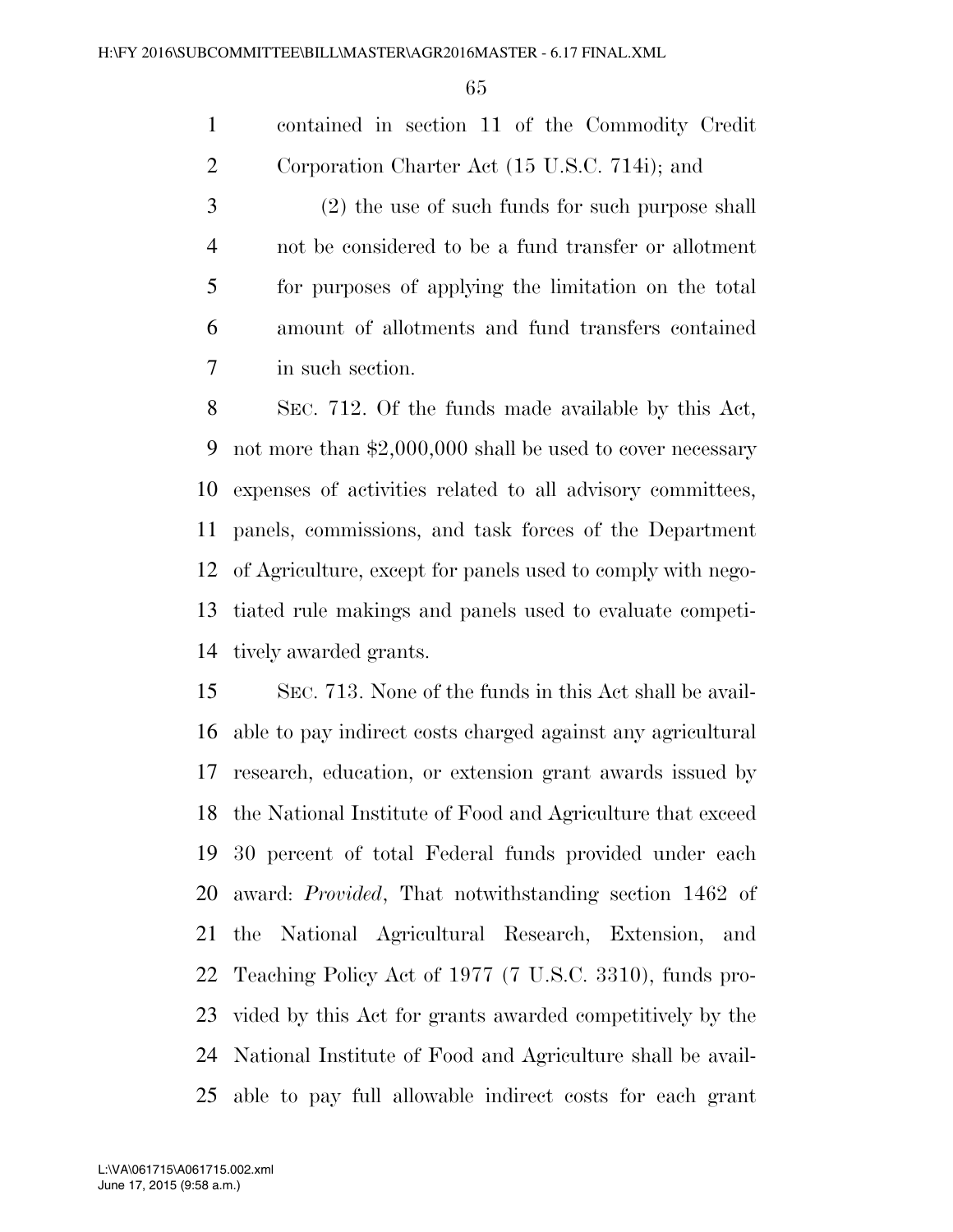contained in section 11 of the Commodity Credit Corporation Charter Act (15 U.S.C. 714i); and

(2) the use of such funds for such purpose shall not be considered to be a fund transfer or allotment for purposes of applying the limitation on the total amount of allotments and fund transfers contained in such section.

SEC. 712. Of the funds made available by this Act, not more than $2,000,000 shall be used to cover necessary expenses of activities related to all advisory committees, panels, commissions, and task forces of the Department of Agriculture, except for panels used to comply with negotiated rule makings and panels used to evaluate competitively awarded grants.

SEC. 713. None of the funds in this Act shall be available to pay indirect costs charged against any agricultural research, education, or extension grant awards issued by the National Institute of Food and Agriculture that exceed 30 percent of total Federal funds provided under each award: *Provided*, That notwithstanding section 1462 of the National Agricultural Research, Extension, and Teaching Policy Act of 1977 (7 U.S.C. 3310), funds provided by this Act for grants awarded competitively by the National Institute of Food and Agriculture shall be available to pay full allowable indirect costs for each grant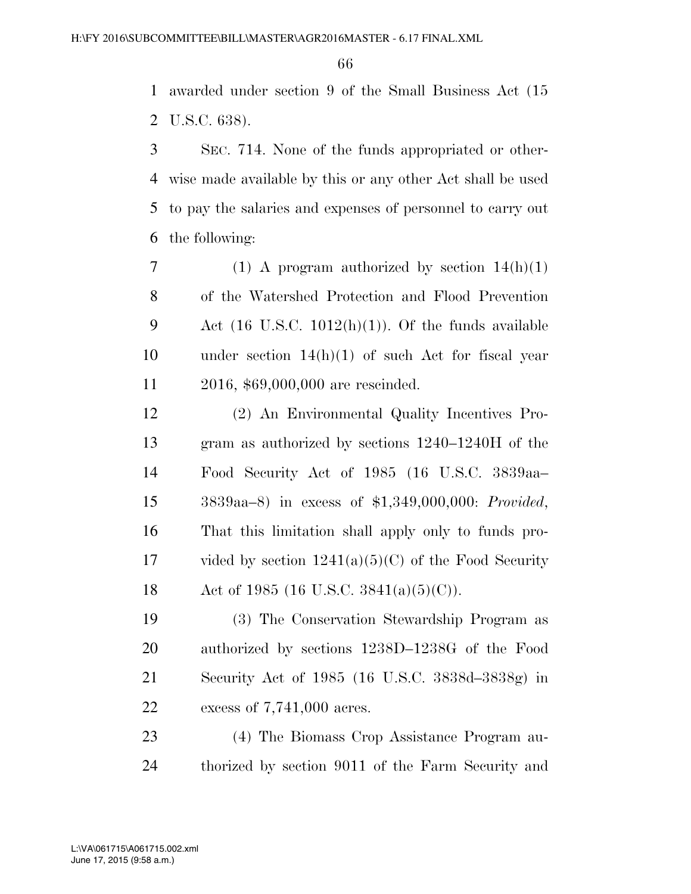awarded under section 9 of the Small Business Act (15 U.S.C. 638).

SEC. 714. None of the funds appropriated or otherwise made available by this or any other Act shall be used to pay the salaries and expenses of personnel to carry out the following:

(1) A program authorized by section 14(h)(1) of the Watershed Protection and Flood Prevention Act (16 U.S.C. 1012(h)(1)). Of the funds available under section 14(h)(1) of such Act for fiscal year 2016, $69,000,000 are rescinded.

(2) An Environmental Quality Incentives Program as authorized by sections 1240–1240H of the Food Security Act of 1985 (16 U.S.C. 3839aa–3839aa–8) in excess of $1,349,000,000: *Provided*, That this limitation shall apply only to funds provided by section 1241(a)(5)(C) of the Food Security Act of 1985 (16 U.S.C. 3841(a)(5)(C)).

(3) The Conservation Stewardship Program as authorized by sections 1238D–1238G of the Food Security Act of 1985 (16 U.S.C. 3838d–3838g) in excess of 7,741,000 acres.

(4) The Biomass Crop Assistance Program authorized by section 9011 of the Farm Security and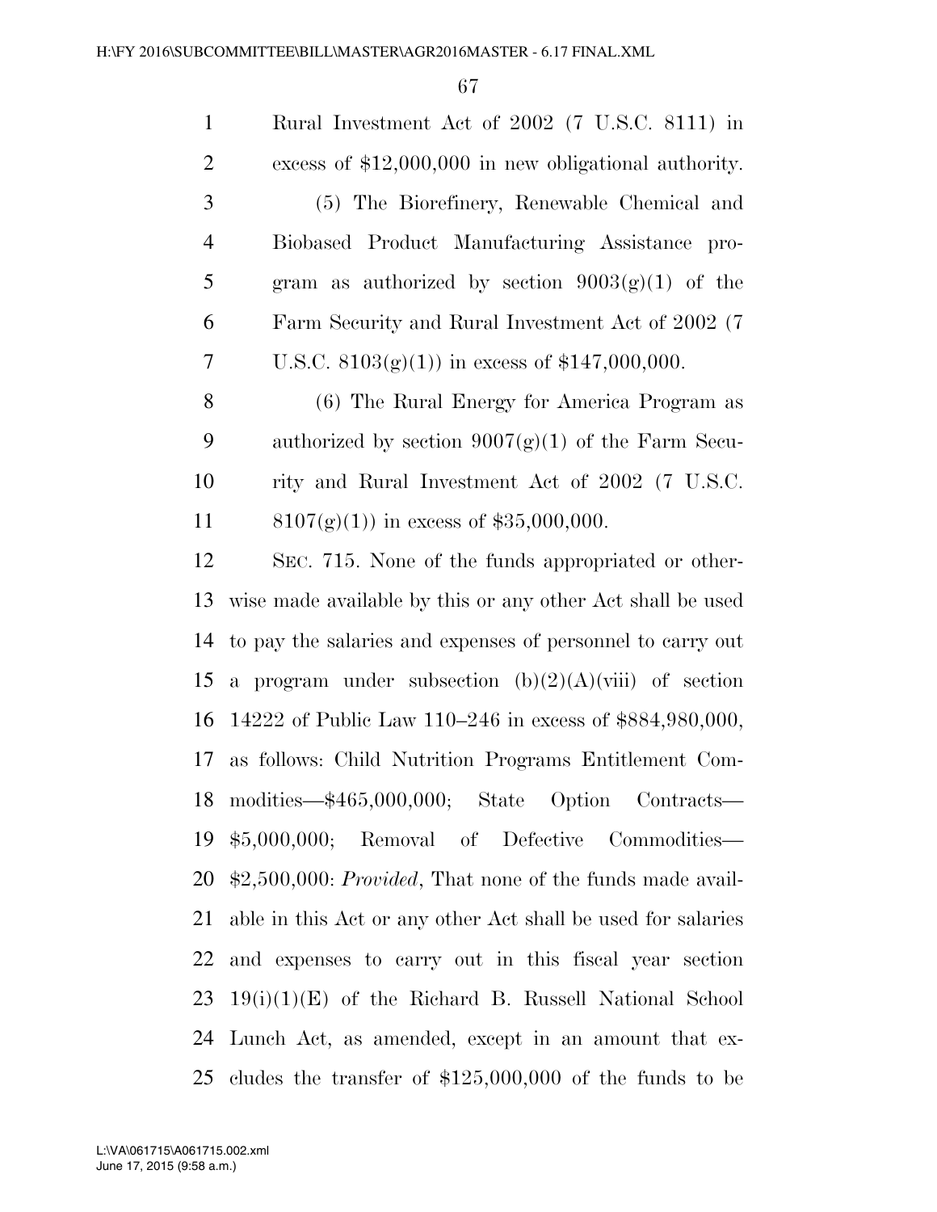Rural Investment Act of 2002 (7 U.S.C. 8111) in excess of $12,000,000 in new obligational authority.

(5) The Biorefinery, Renewable Chemical and Biobased Product Manufacturing Assistance program as authorized by section 9003(g)(1) of the Farm Security and Rural Investment Act of 2002 (7 U.S.C. 8103(g)(1)) in excess of $147,000,000.

(6) The Rural Energy for America Program as authorized by section 9007(g)(1) of the Farm Security and Rural Investment Act of 2002 (7 U.S.C. 8107(g)(1)) in excess of $35,000,000.

SEC. 715. None of the funds appropriated or otherwise made available by this or any other Act shall be used to pay the salaries and expenses of personnel to carry out a program under subsection (b)(2)(A)(viii) of section 14222 of Public Law 110–246 in excess of $884,980,000, as follows: Child Nutrition Programs Entitlement Commodities—$465,000,000; State Option Contracts—$5,000,000; Removal of Defective Commodities—$2,500,000: *Provided*, That none of the funds made available in this Act or any other Act shall be used for salaries and expenses to carry out in this fiscal year section 19(i)(1)(E) of the Richard B. Russell National School Lunch Act, as amended, except in an amount that excludes the transfer of $125,000,000 of the funds to be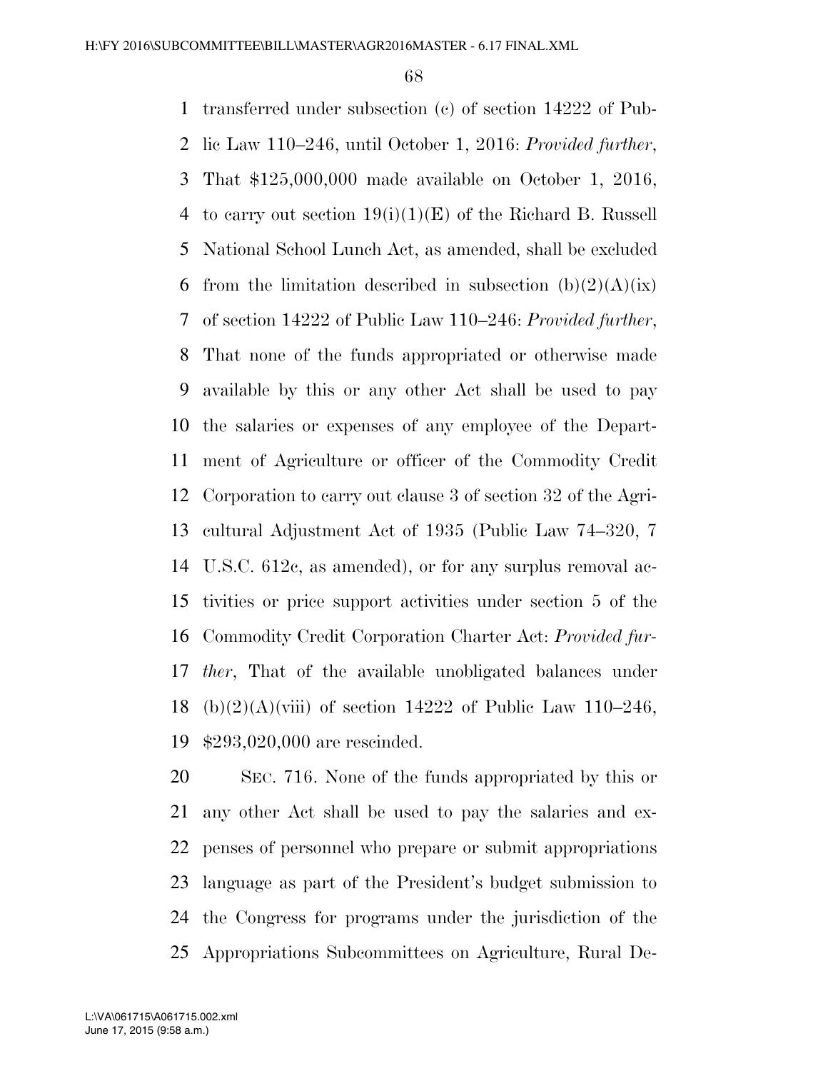transferred under subsection (c) of section 14222 of Public Law 110–246, until October 1, 2016: *Provided further*, That $125,000,000 made available on October 1, 2016, to carry out section 19(i)(1)(E) of the Richard B. Russell National School Lunch Act, as amended, shall be excluded from the limitation described in subsection (b)(2)(A)(ix) of section 14222 of Public Law 110–246: *Provided further*, That none of the funds appropriated or otherwise made available by this or any other Act shall be used to pay the salaries or expenses of any employee of the Department of Agriculture or officer of the Commodity Credit Corporation to carry out clause 3 of section 32 of the Agricultural Adjustment Act of 1935 (Public Law 74–320, 7 U.S.C. 612c, as amended), or for any surplus removal activities or price support activities under section 5 of the Commodity Credit Corporation Charter Act: *Provided further*, That of the available unobligated balances under (b)(2)(A)(viii) of section 14222 of Public Law 110–246, $293,020,000 are rescinded.

SEC. 716. None of the funds appropriated by this or any other Act shall be used to pay the salaries and expenses of personnel who prepare or submit appropriations language as part of the President's budget submission to the Congress for programs under the jurisdiction of the Appropriations Subcommittees on Agriculture, Rural De-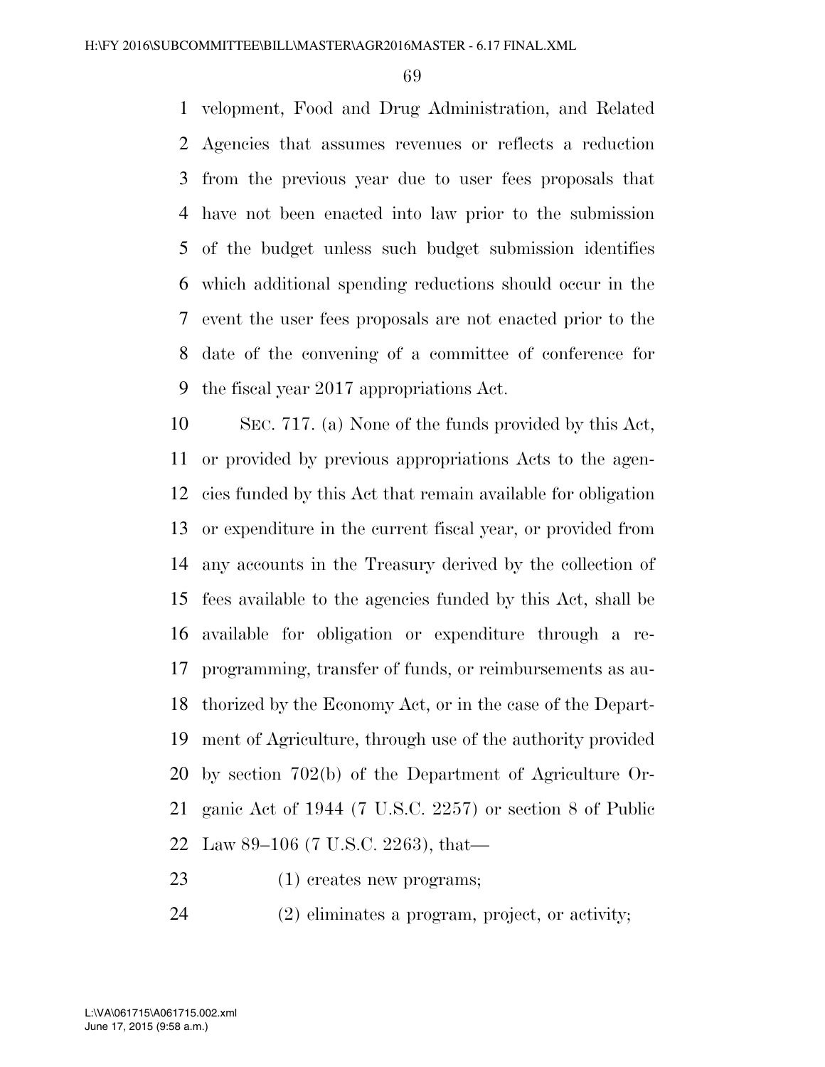velopment, Food and Drug Administration, and Related Agencies that assumes revenues or reflects a reduction from the previous year due to user fees proposals that have not been enacted into law prior to the submission of the budget unless such budget submission identifies which additional spending reductions should occur in the event the user fees proposals are not enacted prior to the date of the convening of a committee of conference for the fiscal year 2017 appropriations Act.

SEC. 717. (a) None of the funds provided by this Act, or provided by previous appropriations Acts to the agencies funded by this Act that remain available for obligation or expenditure in the current fiscal year, or provided from any accounts in the Treasury derived by the collection of fees available to the agencies funded by this Act, shall be available for obligation or expenditure through a reprogramming, transfer of funds, or reimbursements as authorized by the Economy Act, or in the case of the Department of Agriculture, through use of the authority provided by section 702(b) of the Department of Agriculture Organic Act of 1944 (7 U.S.C. 2257) or section 8 of Public Law 89–106 (7 U.S.C. 2263), that—

(1) creates new programs;

(2) eliminates a program, project, or activity;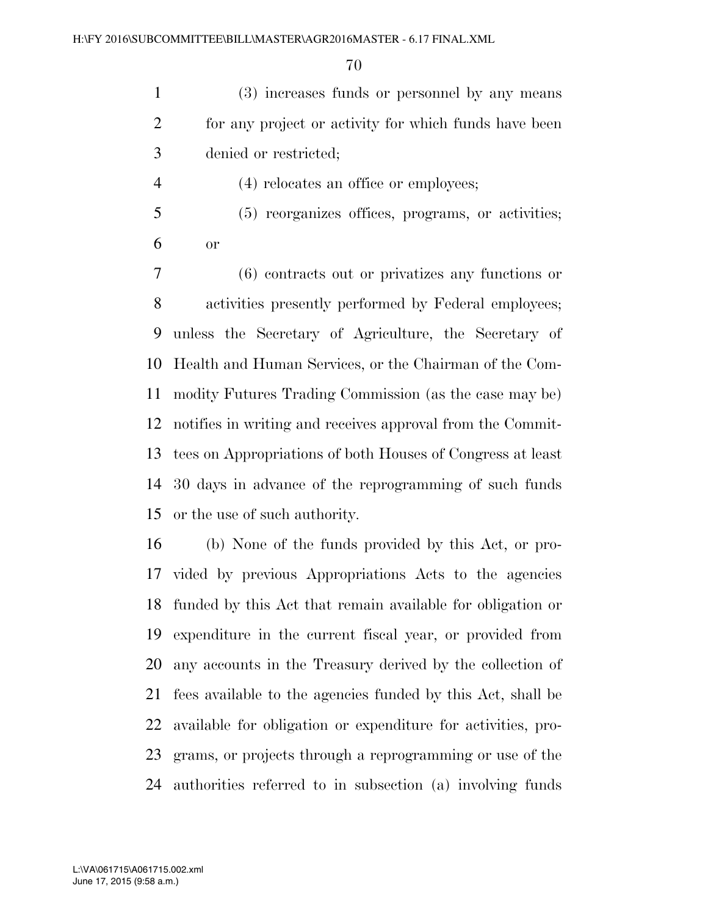(3) increases funds or personnel by any means for any project or activity for which funds have been denied or restricted;

(4) relocates an office or employees;

(5) reorganizes offices, programs, or activities; or

(6) contracts out or privatizes any functions or activities presently performed by Federal employees;

unless the Secretary of Agriculture, the Secretary of Health and Human Services, or the Chairman of the Commodity Futures Trading Commission (as the case may be) notifies in writing and receives approval from the Committees on Appropriations of both Houses of Congress at least 30 days in advance of the reprogramming of such funds or the use of such authority.

(b) None of the funds provided by this Act, or provided by previous Appropriations Acts to the agencies funded by this Act that remain available for obligation or expenditure in the current fiscal year, or provided from any accounts in the Treasury derived by the collection of fees available to the agencies funded by this Act, shall be available for obligation or expenditure for activities, programs, or projects through a reprogramming or use of the authorities referred to in subsection (a) involving funds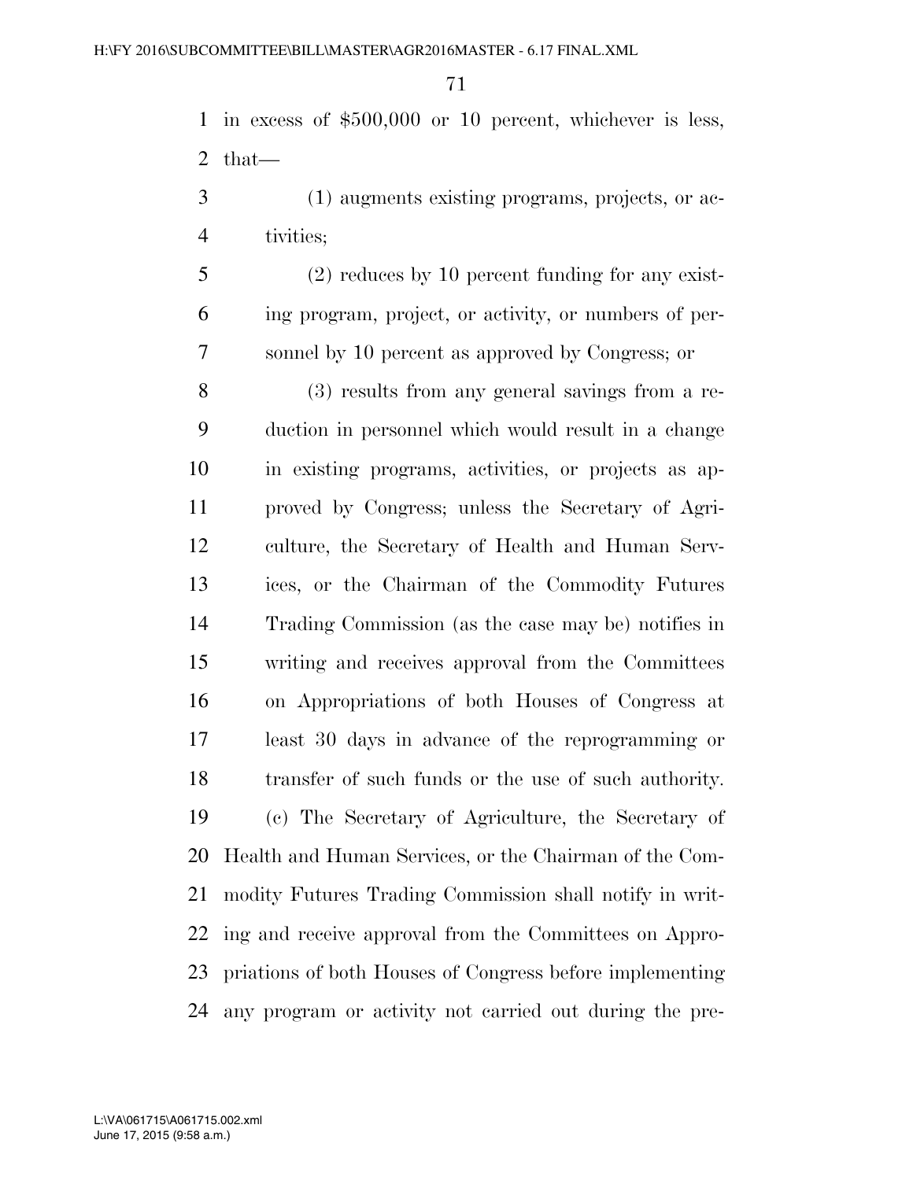in excess of $500,000 or 10 percent, whichever is less, that—

(1) augments existing programs, projects, or activities;

(2) reduces by 10 percent funding for any existing program, project, or activity, or numbers of personnel by 10 percent as approved by Congress; or

(3) results from any general savings from a reduction in personnel which would result in a change in existing programs, activities, or projects as approved by Congress; unless the Secretary of Agriculture, the Secretary of Health and Human Services, or the Chairman of the Commodity Futures Trading Commission (as the case may be) notifies in writing and receives approval from the Committees on Appropriations of both Houses of Congress at least 30 days in advance of the reprogramming or transfer of such funds or the use of such authority.

(c) The Secretary of Agriculture, the Secretary of Health and Human Services, or the Chairman of the Commodity Futures Trading Commission shall notify in writing and receive approval from the Committees on Appropriations of both Houses of Congress before implementing any program or activity not carried out during the pre-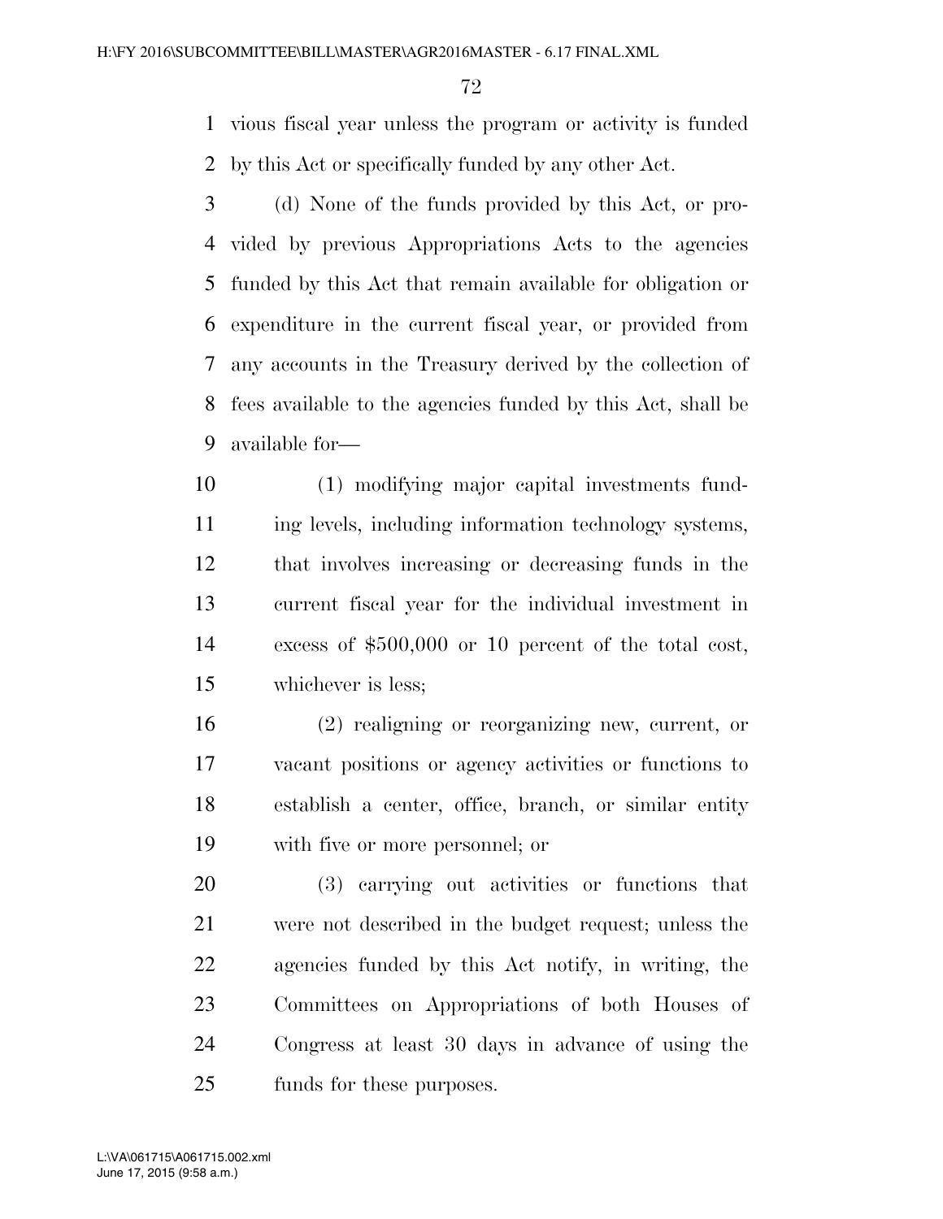vious fiscal year unless the program or activity is funded by this Act or specifically funded by any other Act.

(d) None of the funds provided by this Act, or provided by previous Appropriations Acts to the agencies funded by this Act that remain available for obligation or expenditure in the current fiscal year, or provided from any accounts in the Treasury derived by the collection of fees available to the agencies funded by this Act, shall be available for—

(1) modifying major capital investments funding levels, including information technology systems, that involves increasing or decreasing funds in the current fiscal year for the individual investment in excess of $500,000 or 10 percent of the total cost, whichever is less;

(2) realigning or reorganizing new, current, or vacant positions or agency activities or functions to establish a center, office, branch, or similar entity with five or more personnel; or

(3) carrying out activities or functions that were not described in the budget request; unless the agencies funded by this Act notify, in writing, the Committees on Appropriations of both Houses of Congress at least 30 days in advance of using the funds for these purposes.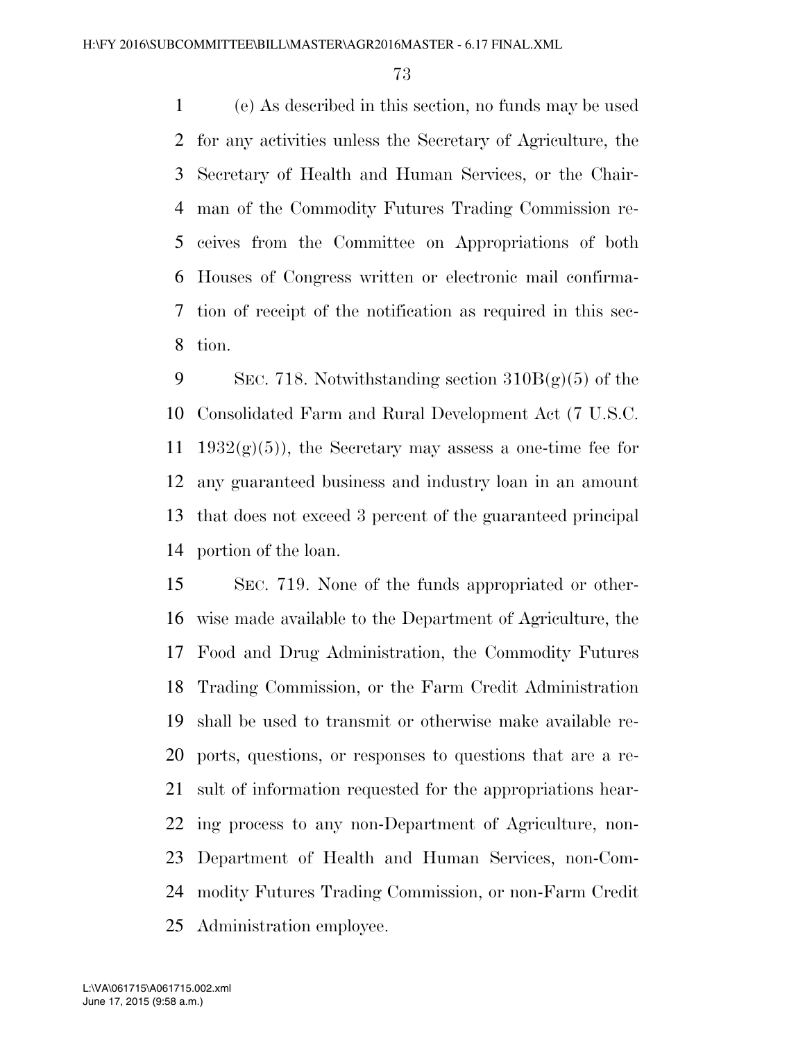(e) As described in this section, no funds may be used for any activities unless the Secretary of Agriculture, the Secretary of Health and Human Services, or the Chairman of the Commodity Futures Trading Commission receives from the Committee on Appropriations of both Houses of Congress written or electronic mail confirmation of receipt of the notification as required in this section.

SEC. 718. Notwithstanding section 310B(g)(5) of the Consolidated Farm and Rural Development Act (7 U.S.C. 1932(g)(5)), the Secretary may assess a one-time fee for any guaranteed business and industry loan in an amount that does not exceed 3 percent of the guaranteed principal portion of the loan.

SEC. 719. None of the funds appropriated or otherwise made available to the Department of Agriculture, the Food and Drug Administration, the Commodity Futures Trading Commission, or the Farm Credit Administration shall be used to transmit or otherwise make available reports, questions, or responses to questions that are a result of information requested for the appropriations hearing process to any non-Department of Agriculture, non-Department of Health and Human Services, non-Commodity Futures Trading Commission, or non-Farm Credit Administration employee.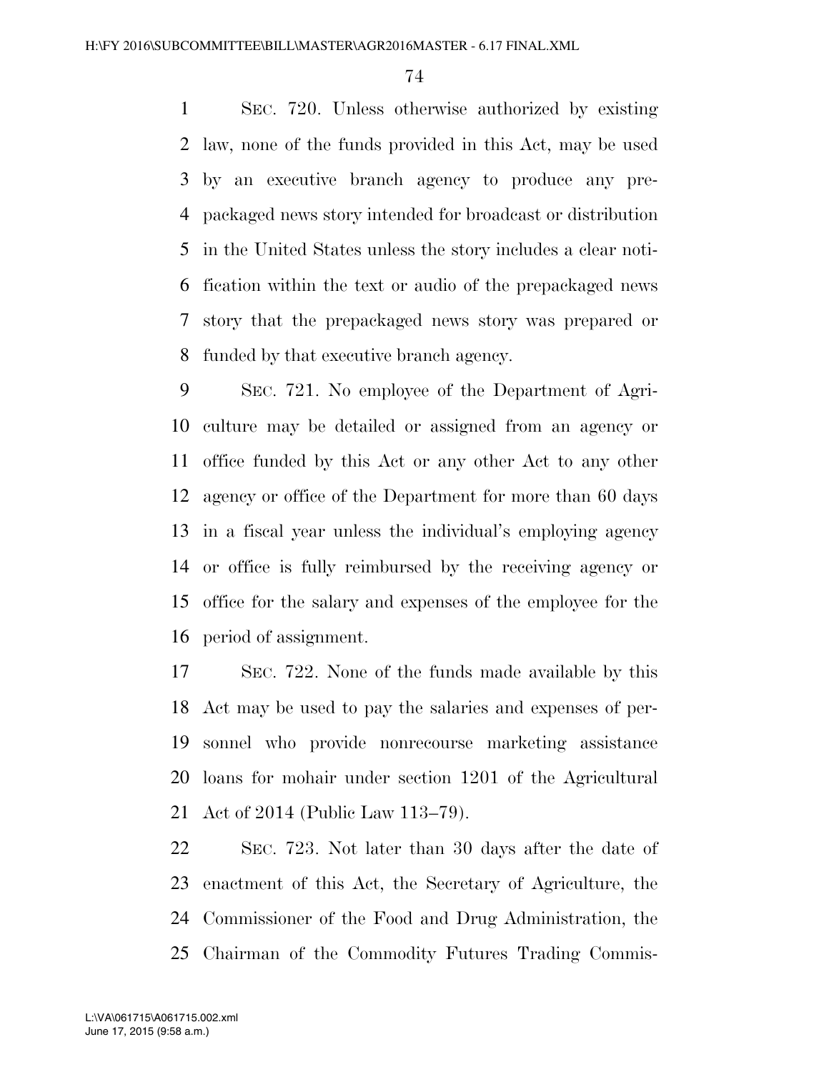SEC. 720. Unless otherwise authorized by existing law, none of the funds provided in this Act, may be used by an executive branch agency to produce any prepackaged news story intended for broadcast or distribution in the United States unless the story includes a clear notification within the text or audio of the prepackaged news story that the prepackaged news story was prepared or funded by that executive branch agency.

SEC. 721. No employee of the Department of Agriculture may be detailed or assigned from an agency or office funded by this Act or any other Act to any other agency or office of the Department for more than 60 days in a fiscal year unless the individual's employing agency or office is fully reimbursed by the receiving agency or office for the salary and expenses of the employee for the period of assignment.

SEC. 722. None of the funds made available by this Act may be used to pay the salaries and expenses of personnel who provide nonrecourse marketing assistance loans for mohair under section 1201 of the Agricultural Act of 2014 (Public Law 113–79).

SEC. 723. Not later than 30 days after the date of enactment of this Act, the Secretary of Agriculture, the Commissioner of the Food and Drug Administration, the Chairman of the Commodity Futures Trading Commis-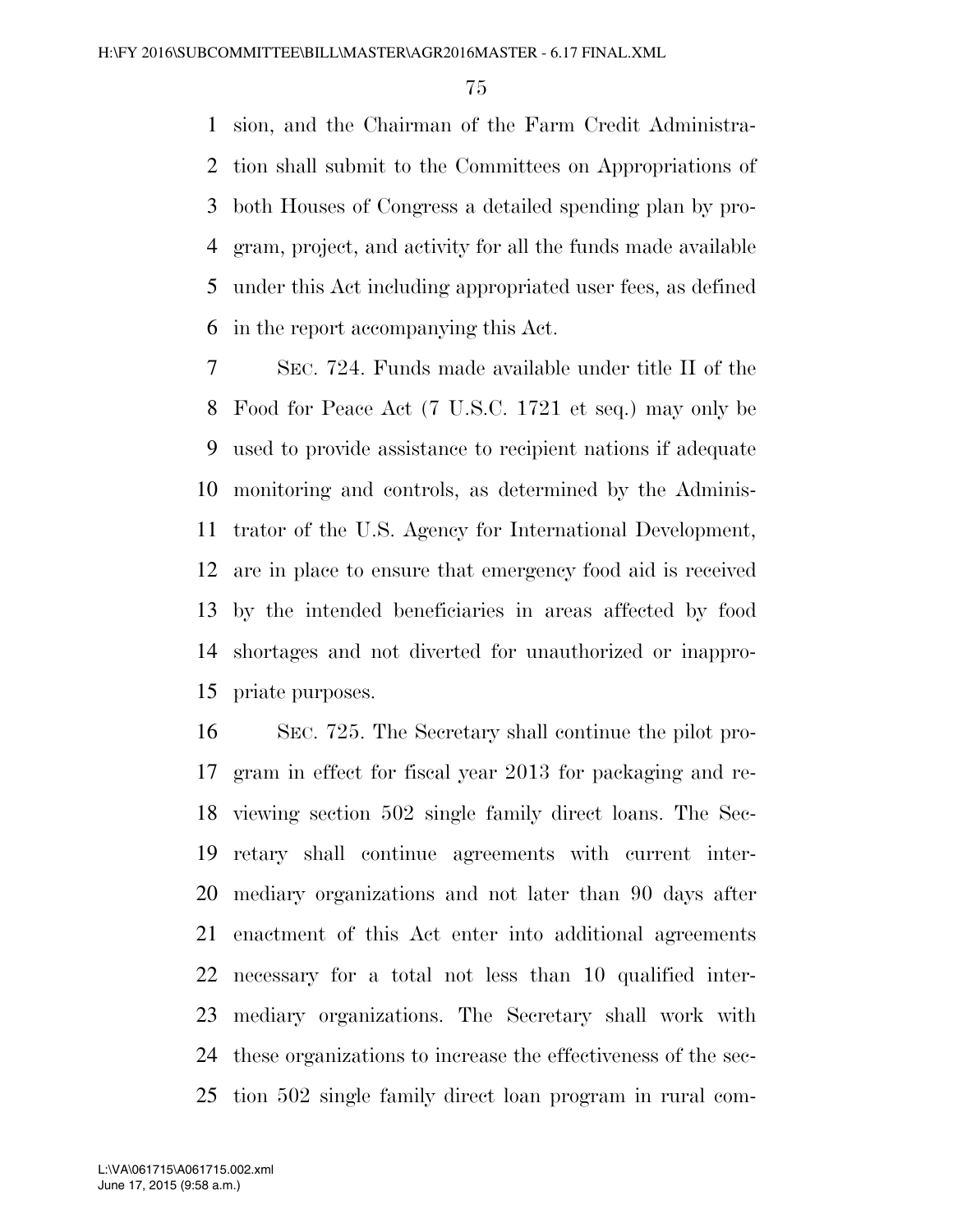sion, and the Chairman of the Farm Credit Administration shall submit to the Committees on Appropriations of both Houses of Congress a detailed spending plan by program, project, and activity for all the funds made available under this Act including appropriated user fees, as defined in the report accompanying this Act.

SEC. 724. Funds made available under title II of the Food for Peace Act (7 U.S.C. 1721 et seq.) may only be used to provide assistance to recipient nations if adequate monitoring and controls, as determined by the Administrator of the U.S. Agency for International Development, are in place to ensure that emergency food aid is received by the intended beneficiaries in areas affected by food shortages and not diverted for unauthorized or inappropriate purposes.

SEC. 725. The Secretary shall continue the pilot program in effect for fiscal year 2013 for packaging and reviewing section 502 single family direct loans. The Secretary shall continue agreements with current intermediary organizations and not later than 90 days after enactment of this Act enter into additional agreements necessary for a total not less than 10 qualified intermediary organizations. The Secretary shall work with these organizations to increase the effectiveness of the section 502 single family direct loan program in rural com-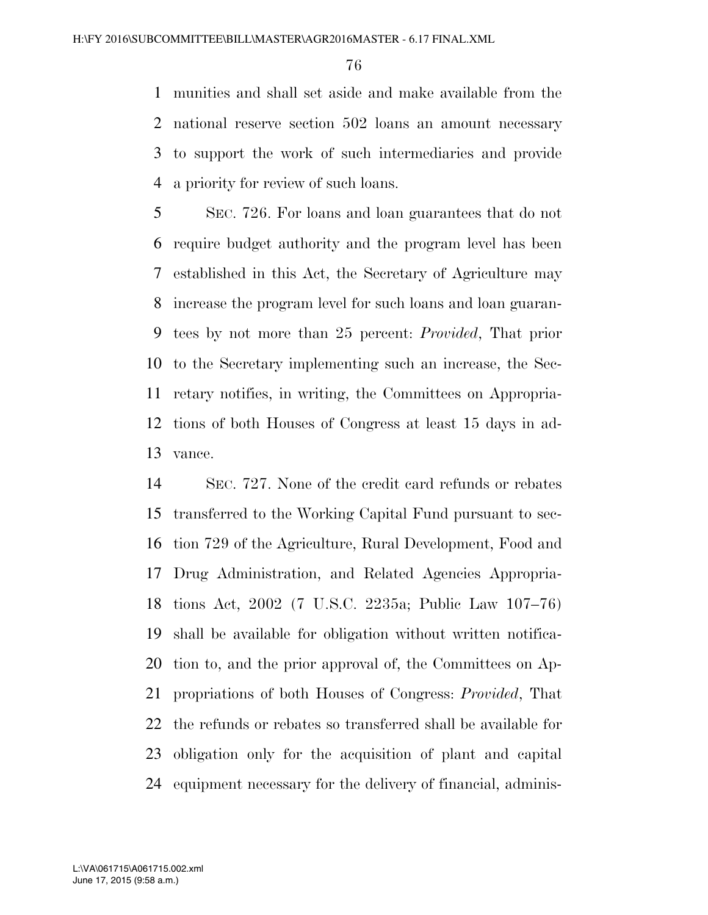munities and shall set aside and make available from the national reserve section 502 loans an amount necessary to support the work of such intermediaries and provide a priority for review of such loans.

SEC. 726. For loans and loan guarantees that do not require budget authority and the program level has been established in this Act, the Secretary of Agriculture may increase the program level for such loans and loan guarantees by not more than 25 percent: *Provided*, That prior to the Secretary implementing such an increase, the Secretary notifies, in writing, the Committees on Appropriations of both Houses of Congress at least 15 days in advance.

SEC. 727. None of the credit card refunds or rebates transferred to the Working Capital Fund pursuant to section 729 of the Agriculture, Rural Development, Food and Drug Administration, and Related Agencies Appropriations Act, 2002 (7 U.S.C. 2235a; Public Law 107–76) shall be available for obligation without written notification to, and the prior approval of, the Committees on Appropriations of both Houses of Congress: *Provided*, That the refunds or rebates so transferred shall be available for obligation only for the acquisition of plant and capital equipment necessary for the delivery of financial, adminis-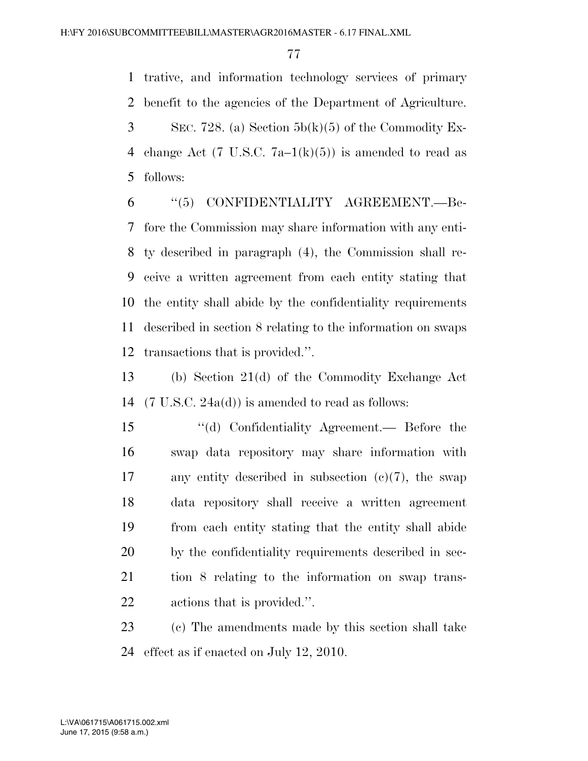trative, and information technology services of primary benefit to the agencies of the Department of Agriculture.

SEC. 728. (a) Section 5b(k)(5) of the Commodity Exchange Act (7 U.S.C. 7a–1(k)(5)) is amended to read as follows:

"(5) CONFIDENTIALITY AGREEMENT.—Before the Commission may share information with any entity described in paragraph (4), the Commission shall receive a written agreement from each entity stating that the entity shall abide by the confidentiality requirements described in section 8 relating to the information on swaps transactions that is provided.".

(b) Section 21(d) of the Commodity Exchange Act (7 U.S.C. 24a(d)) is amended to read as follows:

> "(d) Confidentiality Agreement.— Before the swap data repository may share information with any entity described in subsection (c)(7), the swap data repository shall receive a written agreement from each entity stating that the entity shall abide by the confidentiality requirements described in section 8 relating to the information on swap transactions that is provided.".

(c) The amendments made by this section shall take effect as if enacted on July 12, 2010.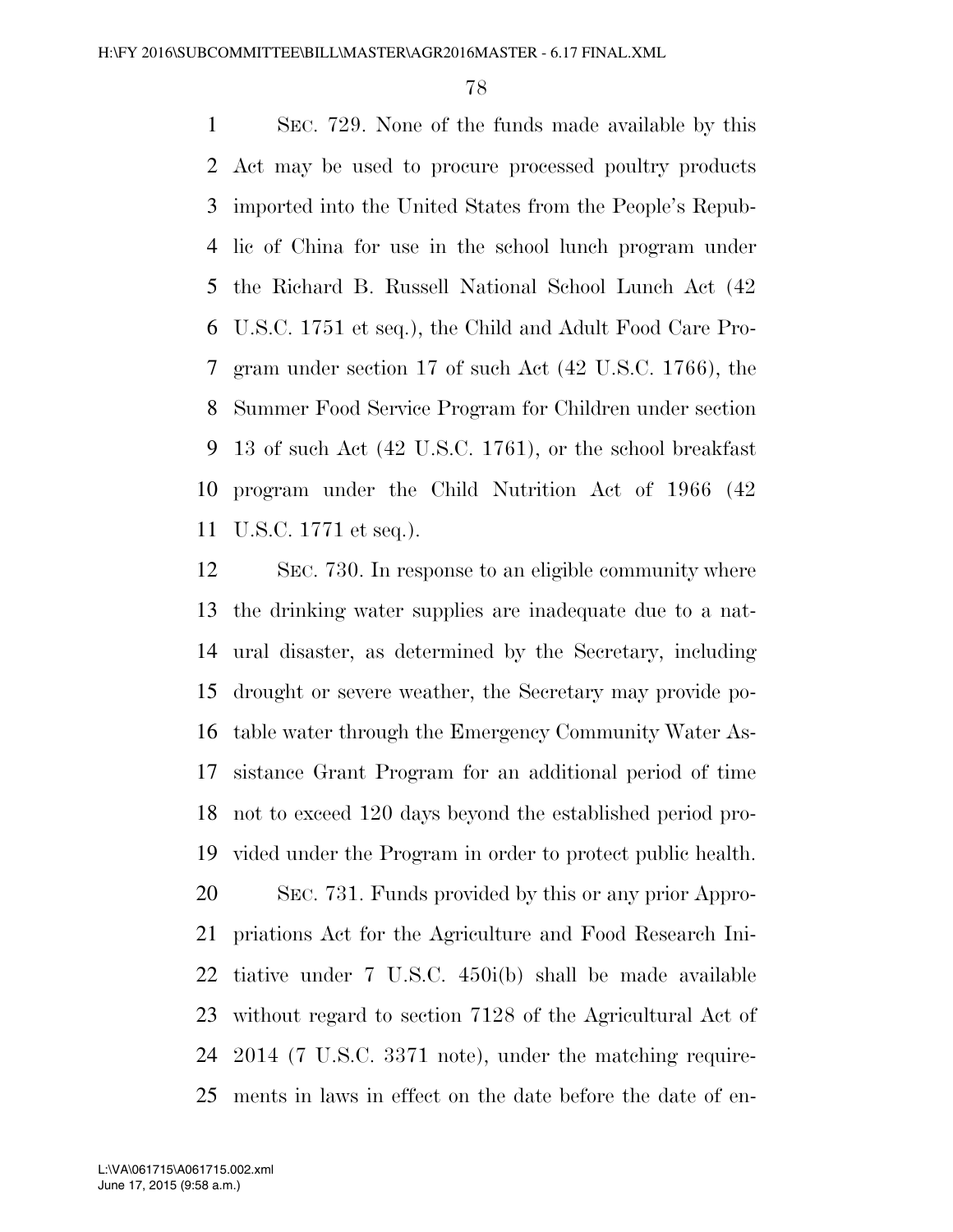SEC. 729. None of the funds made available by this Act may be used to procure processed poultry products imported into the United States from the People's Republic of China for use in the school lunch program under the Richard B. Russell National School Lunch Act (42 U.S.C. 1751 et seq.), the Child and Adult Food Care Program under section 17 of such Act (42 U.S.C. 1766), the Summer Food Service Program for Children under section 13 of such Act (42 U.S.C. 1761), or the school breakfast program under the Child Nutrition Act of 1966 (42 U.S.C. 1771 et seq.).

SEC. 730. In response to an eligible community where the drinking water supplies are inadequate due to a natural disaster, as determined by the Secretary, including drought or severe weather, the Secretary may provide potable water through the Emergency Community Water Assistance Grant Program for an additional period of time not to exceed 120 days beyond the established period provided under the Program in order to protect public health.

SEC. 731. Funds provided by this or any prior Appropriations Act for the Agriculture and Food Research Initiative under 7 U.S.C. 450i(b) shall be made available without regard to section 7128 of the Agricultural Act of 2014 (7 U.S.C. 3371 note), under the matching requirements in laws in effect on the date before the date of en-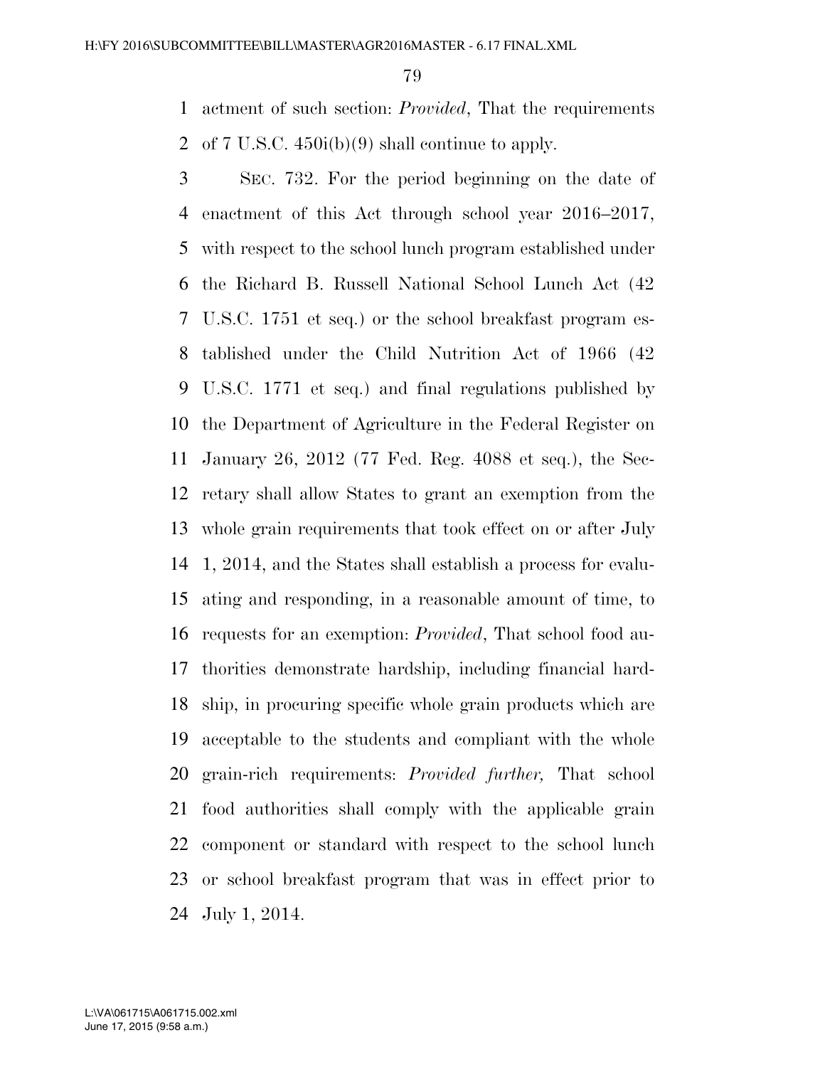actment of such section: *Provided*, That the requirements of 7 U.S.C. 450i(b)(9) shall continue to apply.

SEC. 732. For the period beginning on the date of enactment of this Act through school year 2016–2017, with respect to the school lunch program established under the Richard B. Russell National School Lunch Act (42 U.S.C. 1751 et seq.) or the school breakfast program established under the Child Nutrition Act of 1966 (42 U.S.C. 1771 et seq.) and final regulations published by the Department of Agriculture in the Federal Register on January 26, 2012 (77 Fed. Reg. 4088 et seq.), the Secretary shall allow States to grant an exemption from the whole grain requirements that took effect on or after July 1, 2014, and the States shall establish a process for evaluating and responding, in a reasonable amount of time, to requests for an exemption: *Provided*, That school food authorities demonstrate hardship, including financial hardship, in procuring specific whole grain products which are acceptable to the students and compliant with the whole grain-rich requirements: *Provided further,* That school food authorities shall comply with the applicable grain component or standard with respect to the school lunch or school breakfast program that was in effect prior to July 1, 2014.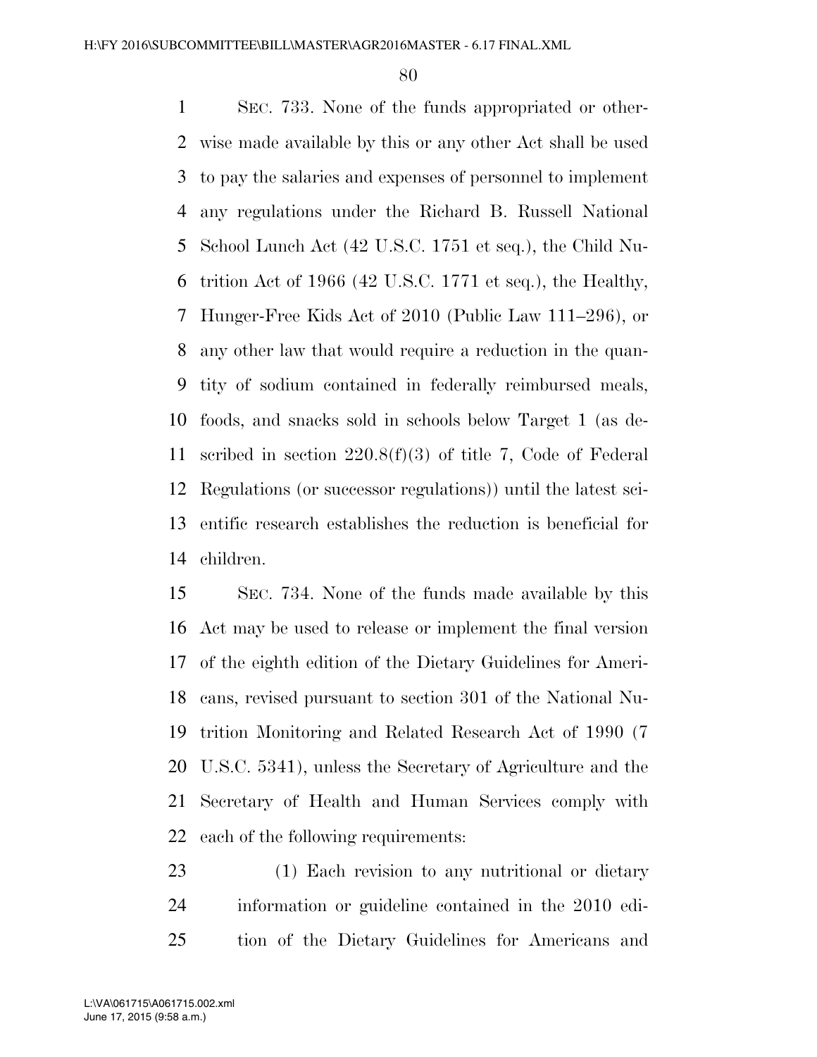SEC. 733. None of the funds appropriated or otherwise made available by this or any other Act shall be used to pay the salaries and expenses of personnel to implement any regulations under the Richard B. Russell National School Lunch Act (42 U.S.C. 1751 et seq.), the Child Nutrition Act of 1966 (42 U.S.C. 1771 et seq.), the Healthy, Hunger-Free Kids Act of 2010 (Public Law 111–296), or any other law that would require a reduction in the quantity of sodium contained in federally reimbursed meals, foods, and snacks sold in schools below Target 1 (as described in section 220.8(f)(3) of title 7, Code of Federal Regulations (or successor regulations)) until the latest scientific research establishes the reduction is beneficial for children.

SEC. 734. None of the funds made available by this Act may be used to release or implement the final version of the eighth edition of the Dietary Guidelines for Americans, revised pursuant to section 301 of the National Nutrition Monitoring and Related Research Act of 1990 (7 U.S.C. 5341), unless the Secretary of Agriculture and the Secretary of Health and Human Services comply with each of the following requirements:

(1) Each revision to any nutritional or dietary information or guideline contained in the 2010 edition of the Dietary Guidelines for Americans and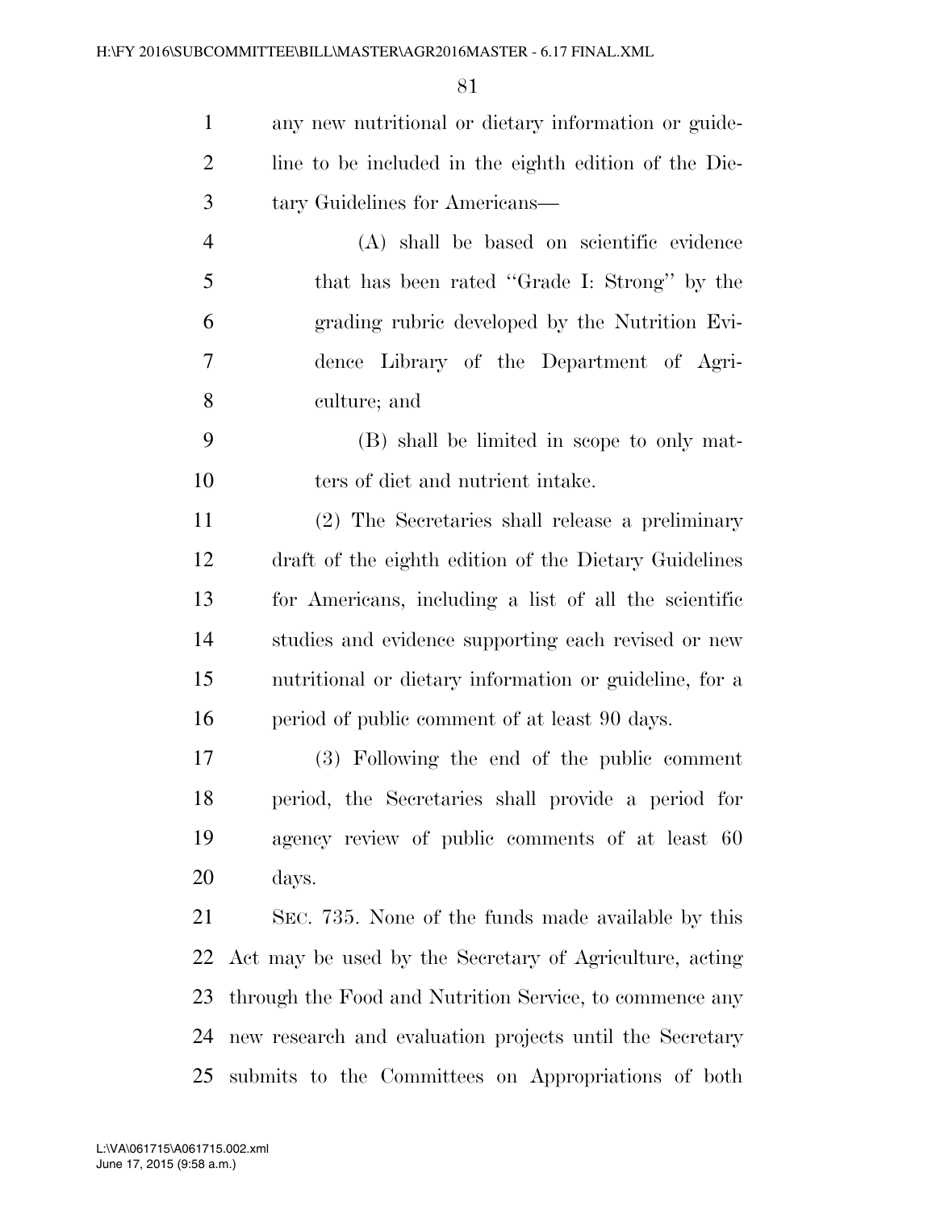any new nutritional or dietary information or guideline to be included in the eighth edition of the Dietary Guidelines for Americans—

(A) shall be based on scientific evidence that has been rated ''Grade I: Strong'' by the grading rubric developed by the Nutrition Evidence Library of the Department of Agriculture; and

(B) shall be limited in scope to only matters of diet and nutrient intake.

(2) The Secretaries shall release a preliminary draft of the eighth edition of the Dietary Guidelines for Americans, including a list of all the scientific studies and evidence supporting each revised or new nutritional or dietary information or guideline, for a period of public comment of at least 90 days.

(3) Following the end of the public comment period, the Secretaries shall provide a period for agency review of public comments of at least 60 days.

SEC. 735. None of the funds made available by this Act may be used by the Secretary of Agriculture, acting through the Food and Nutrition Service, to commence any new research and evaluation projects until the Secretary submits to the Committees on Appropriations of both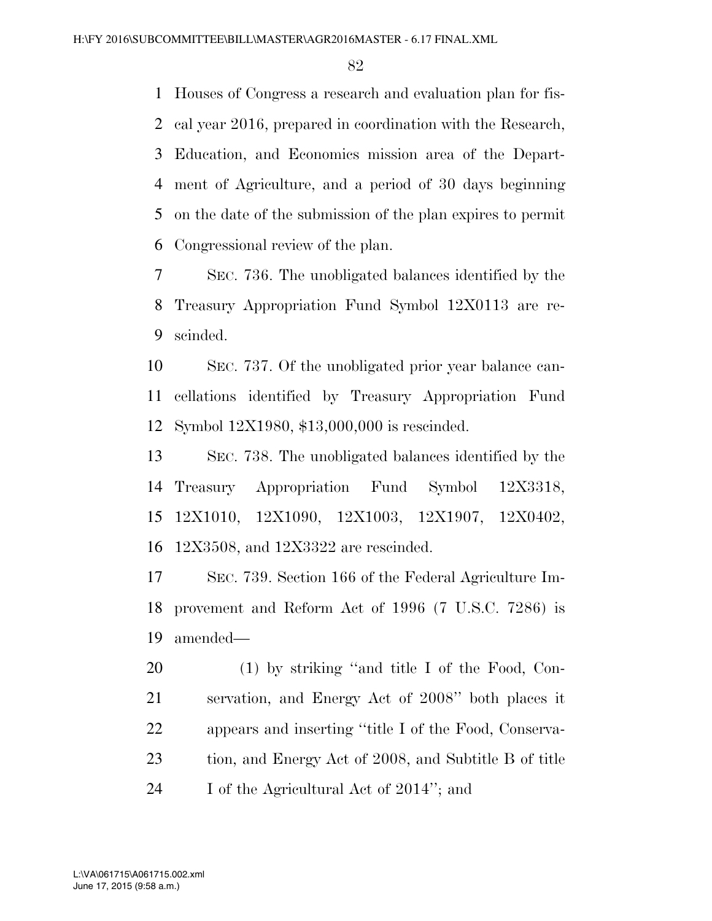Houses of Congress a research and evaluation plan for fiscal year 2016, prepared in coordination with the Research, Education, and Economics mission area of the Department of Agriculture, and a period of 30 days beginning on the date of the submission of the plan expires to permit Congressional review of the plan.

SEC. 736. The unobligated balances identified by the Treasury Appropriation Fund Symbol 12X0113 are rescinded.

SEC. 737. Of the unobligated prior year balance cancellations identified by Treasury Appropriation Fund Symbol 12X1980, $13,000,000 is rescinded.

SEC. 738. The unobligated balances identified by the Treasury Appropriation Fund Symbol 12X3318, 12X1010, 12X1090, 12X1003, 12X1907, 12X0402, 12X3508, and 12X3322 are rescinded.

SEC. 739. Section 166 of the Federal Agriculture Improvement and Reform Act of 1996 (7 U.S.C. 7286) is amended—

(1) by striking ''and title I of the Food, Conservation, and Energy Act of 2008'' both places it appears and inserting ''title I of the Food, Conservation, and Energy Act of 2008, and Subtitle B of title I of the Agricultural Act of 2014''; and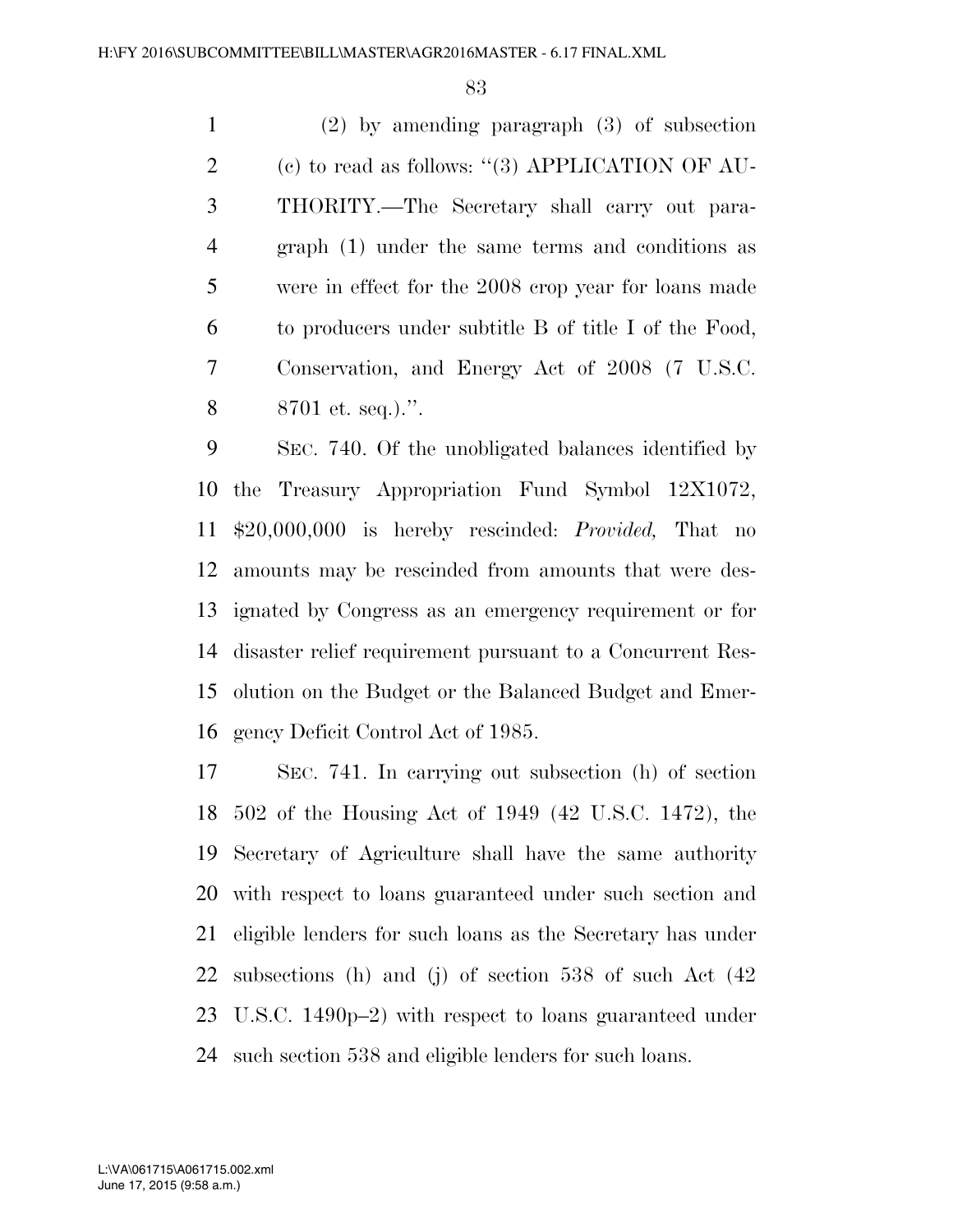(2) by amending paragraph (3) of subsection (c) to read as follows: ''(3) APPLICATION OF AUTHORITY.—The Secretary shall carry out paragraph (1) under the same terms and conditions as were in effect for the 2008 crop year for loans made to producers under subtitle B of title I of the Food, Conservation, and Energy Act of 2008 (7 U.S.C. 8701 et. seq.).''.

SEC. 740. Of the unobligated balances identified by the Treasury Appropriation Fund Symbol 12X1072, $20,000,000 is hereby rescinded: *Provided,* That no amounts may be rescinded from amounts that were designated by Congress as an emergency requirement or for disaster relief requirement pursuant to a Concurrent Resolution on the Budget or the Balanced Budget and Emergency Deficit Control Act of 1985.

SEC. 741. In carrying out subsection (h) of section 502 of the Housing Act of 1949 (42 U.S.C. 1472), the Secretary of Agriculture shall have the same authority with respect to loans guaranteed under such section and eligible lenders for such loans as the Secretary has under subsections (h) and (j) of section 538 of such Act (42 U.S.C. 1490p–2) with respect to loans guaranteed under such section 538 and eligible lenders for such loans.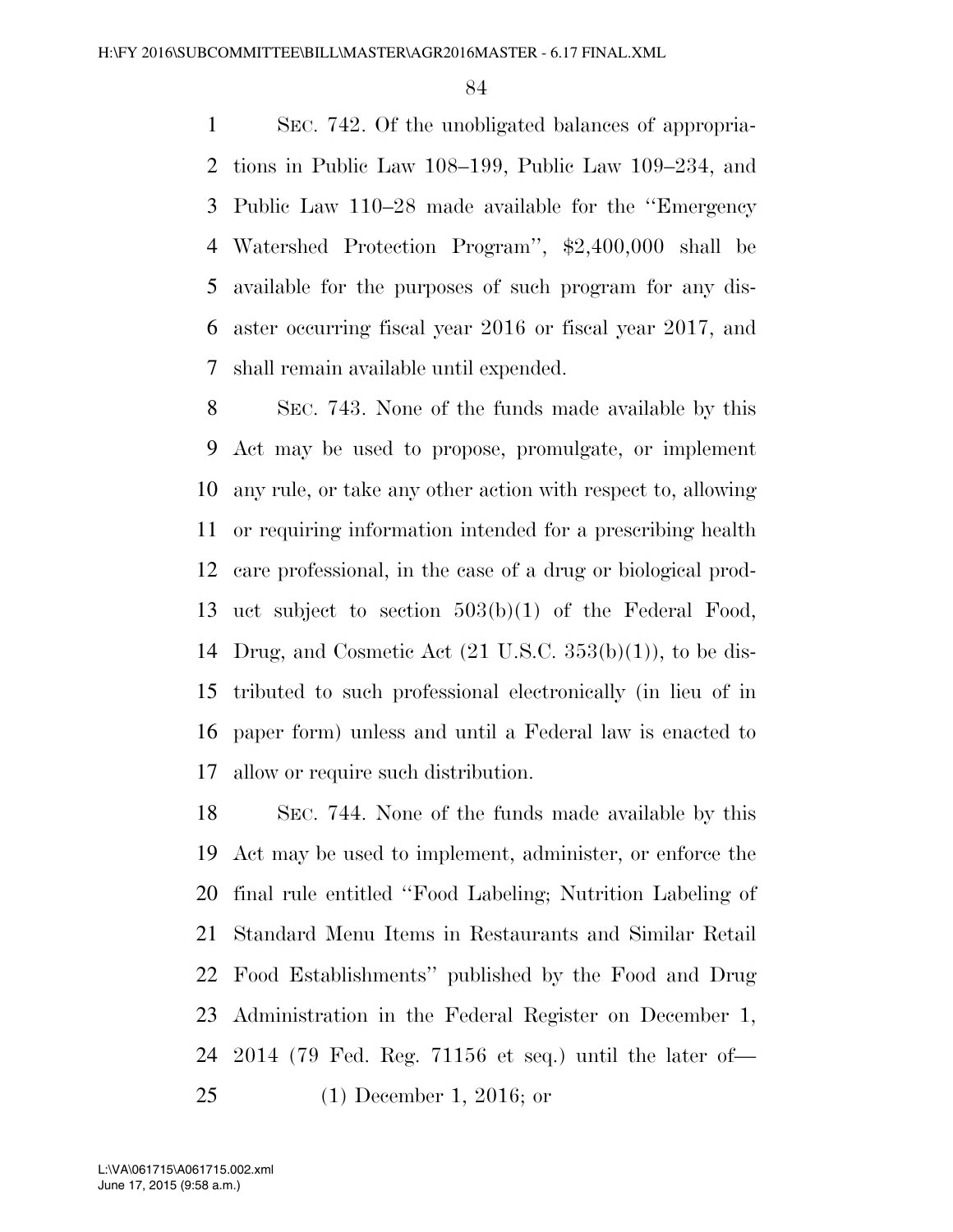SEC. 742. Of the unobligated balances of appropriations in Public Law 108–199, Public Law 109–234, and Public Law 110–28 made available for the ''Emergency Watershed Protection Program'', $2,400,000 shall be available for the purposes of such program for any disaster occurring fiscal year 2016 or fiscal year 2017, and shall remain available until expended.

SEC. 743. None of the funds made available by this Act may be used to propose, promulgate, or implement any rule, or take any other action with respect to, allowing or requiring information intended for a prescribing health care professional, in the case of a drug or biological product subject to section 503(b)(1) of the Federal Food, Drug, and Cosmetic Act (21 U.S.C. 353(b)(1)), to be distributed to such professional electronically (in lieu of in paper form) unless and until a Federal law is enacted to allow or require such distribution.

SEC. 744. None of the funds made available by this Act may be used to implement, administer, or enforce the final rule entitled ''Food Labeling; Nutrition Labeling of Standard Menu Items in Restaurants and Similar Retail Food Establishments'' published by the Food and Drug Administration in the Federal Register on December 1, 2014 (79 Fed. Reg. 71156 et seq.) until the later of—

(1) December 1, 2016; or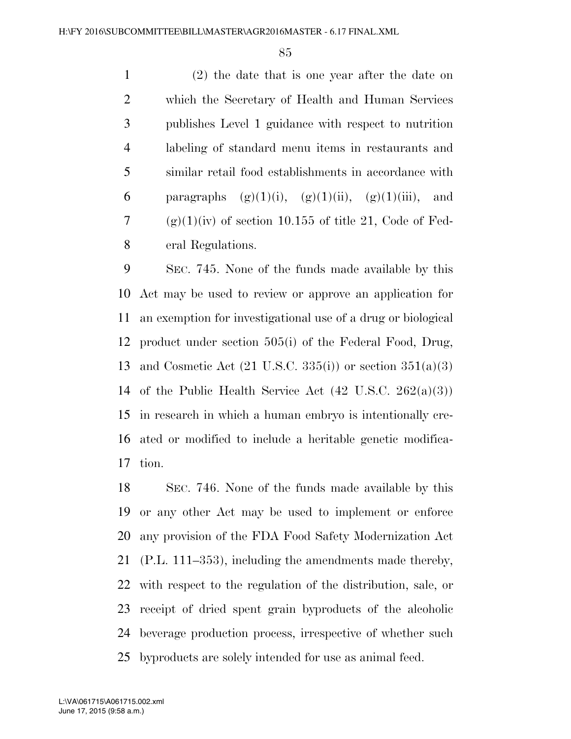(2) the date that is one year after the date on which the Secretary of Health and Human Services publishes Level 1 guidance with respect to nutrition labeling of standard menu items in restaurants and similar retail food establishments in accordance with paragraphs (g)(1)(i), (g)(1)(ii), (g)(1)(iii), and (g)(1)(iv) of section 10.155 of title 21, Code of Federal Regulations.

SEC. 745. None of the funds made available by this Act may be used to review or approve an application for an exemption for investigational use of a drug or biological product under section 505(i) of the Federal Food, Drug, and Cosmetic Act (21 U.S.C. 335(i)) or section 351(a)(3) of the Public Health Service Act (42 U.S.C. 262(a)(3)) in research in which a human embryo is intentionally created or modified to include a heritable genetic modification.

SEC. 746. None of the funds made available by this or any other Act may be used to implement or enforce any provision of the FDA Food Safety Modernization Act (P.L. 111–353), including the amendments made thereby, with respect to the regulation of the distribution, sale, or receipt of dried spent grain byproducts of the alcoholic beverage production process, irrespective of whether such byproducts are solely intended for use as animal feed.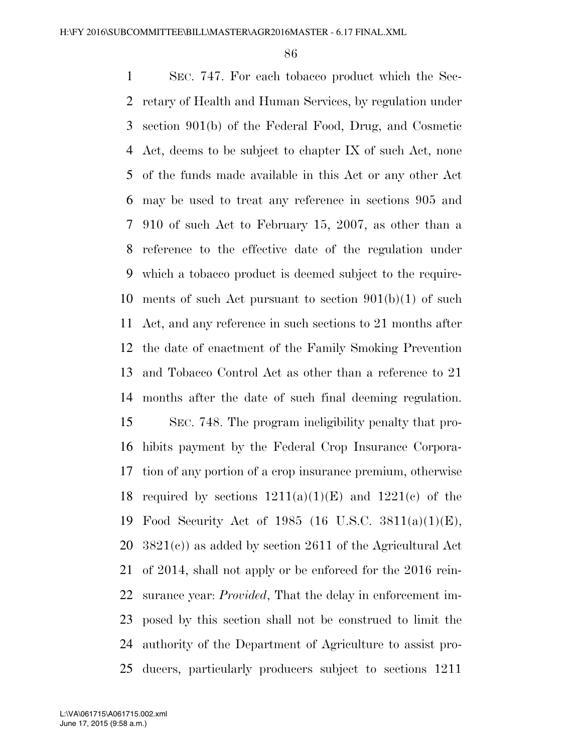SEC. 747. For each tobacco product which the Secretary of Health and Human Services, by regulation under section 901(b) of the Federal Food, Drug, and Cosmetic Act, deems to be subject to chapter IX of such Act, none of the funds made available in this Act or any other Act may be used to treat any reference in sections 905 and 910 of such Act to February 15, 2007, as other than a reference to the effective date of the regulation under which a tobacco product is deemed subject to the requirements of such Act pursuant to section 901(b)(1) of such Act, and any reference in such sections to 21 months after the date of enactment of the Family Smoking Prevention and Tobacco Control Act as other than a reference to 21 months after the date of such final deeming regulation.

SEC. 748. The program ineligibility penalty that prohibits payment by the Federal Crop Insurance Corporation of any portion of a crop insurance premium, otherwise required by sections 1211(a)(1)(E) and 1221(c) of the Food Security Act of 1985 (16 U.S.C. 3811(a)(1)(E), 3821(c)) as added by section 2611 of the Agricultural Act of 2014, shall not apply or be enforced for the 2016 reinsurance year: *Provided*, That the delay in enforcement imposed by this section shall not be construed to limit the authority of the Department of Agriculture to assist producers, particularly producers subject to sections 1211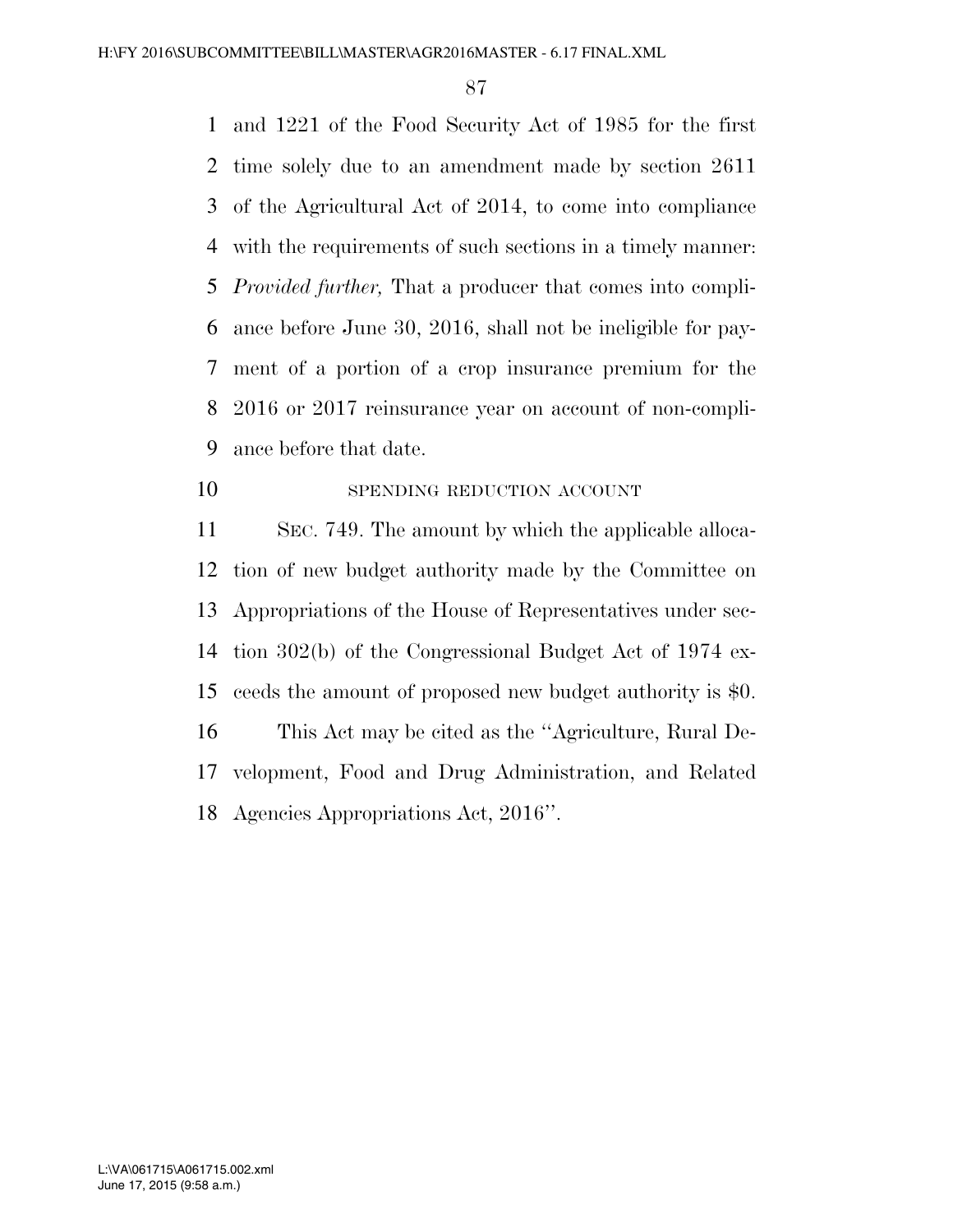and 1221 of the Food Security Act of 1985 for the first time solely due to an amendment made by section 2611 of the Agricultural Act of 2014, to come into compliance with the requirements of such sections in a timely manner: *Provided further,* That a producer that comes into compliance before June 30, 2016, shall not be ineligible for payment of a portion of a crop insurance premium for the 2016 or 2017 reinsurance year on account of non-compliance before that date.

SPENDING REDUCTION ACCOUNT

SEC. 749. The amount by which the applicable allocation of new budget authority made by the Committee on Appropriations of the House of Representatives under section 302(b) of the Congressional Budget Act of 1974 exceeds the amount of proposed new budget authority is $0.

This Act may be cited as the "Agriculture, Rural Development, Food and Drug Administration, and Related Agencies Appropriations Act, 2016".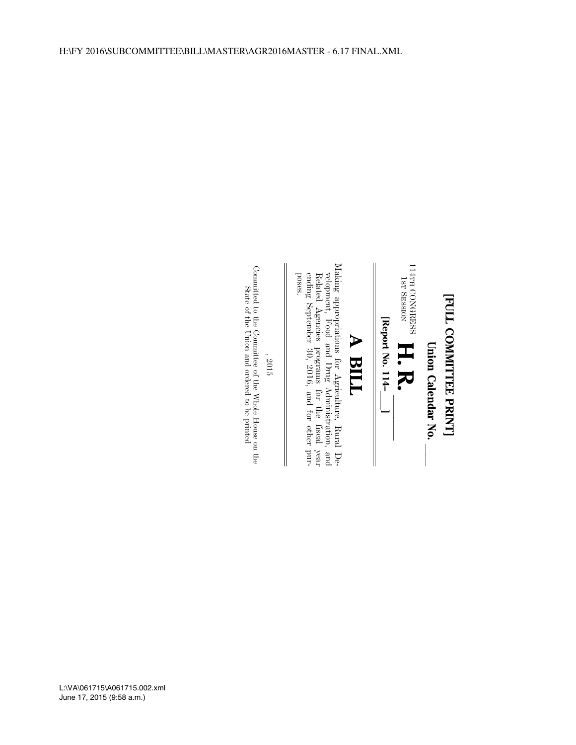**[FULL COMMITTEE PRINT]**

**Union Calendar No. ___**

114TH CONGRESS
1ST SESSION

# H. R. ______

**[Report No. 114–___]**

---

# A BILL

Making appropriations for Agriculture, Rural Development, Food and Drug Administration, and Related Agencies programs for the fiscal year ending September 30, 2016, and for other purposes.

---

, 2015

Committed to the Committee of the Whole House on the State of the Union and ordered to be printed